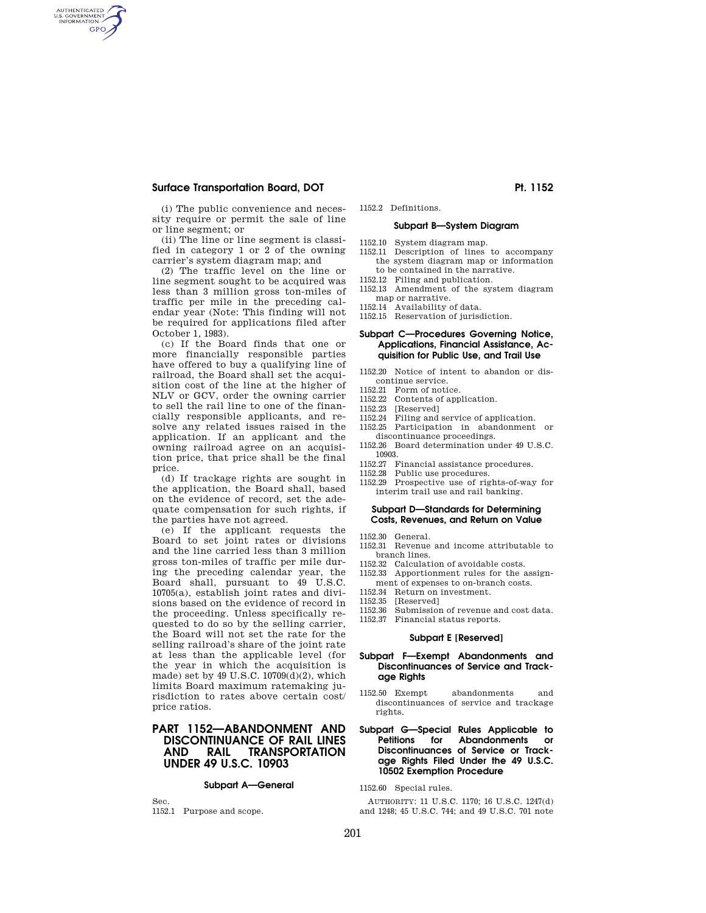(i) The public convenience and necessity require or permit the sale of line or line segment; or

(ii) The line or line segment is classified in category 1 or 2 of the owning carrier's system diagram map; and

(2) The traffic level on the line or line segment sought to be acquired was less than 3 million gross ton-miles of traffic per mile in the preceding calendar year (Note: This finding will not be required for applications filed after October 1, 1983).

(c) If the Board finds that one or more financially responsible parties have offered to buy a qualifying line of railroad, the Board shall set the acquisition cost of the line at the higher of NLV or GCV, order the owning carrier to sell the rail line to one of the financially responsible applicants, and resolve any related issues raised in the application. If an applicant and the owning railroad agree on an acquisition price, that price shall be the final price.

(d) If trackage rights are sought in the application, the Board shall, based on the evidence of record, set the adequate compensation for such rights, if the parties have not agreed.

(e) If the applicant requests the Board to set joint rates or divisions and the line carried less than 3 million gross ton-miles of traffic per mile during the preceding calendar year, the Board shall, pursuant to 49 U.S.C. 10705(a), establish joint rates and divisions based on the evidence of record in the proceeding. Unless specifically requested to do so by the selling carrier, the Board will not set the rate for the selling railroad's share of the joint rate at less than the applicable level (for the year in which the acquisition is made) set by 49 U.S.C. 10709(d)(2), which limits Board maximum ratemaking jurisdiction to rates above certain cost/price ratios.

# PART 1152—ABANDONMENT AND DISCONTINUANCE OF RAIL LINES AND RAIL TRANSPORTATION UNDER 49 U.S.C. 10903

## Subpart A—General

Sec.

1152.1 Purpose and scope.

1152.2 Definitions.

## Subpart B—System Diagram

1152.10 System diagram map.

1152.11 Description of lines to accompany the system diagram map or information to be contained in the narrative.

1152.12 Filing and publication.

1152.13 Amendment of the system diagram map or narrative.

1152.14 Availability of data.

1152.15 Reservation of jurisdiction.

## Subpart C—Procedures Governing Notice, Applications, Financial Assistance, Acquisition for Public Use, and Trail Use

1152.20 Notice of intent to abandon or discontinue service.

1152.21 Form of notice.

1152.22 Contents of application.

1152.23 [Reserved]

1152.24 Filing and service of application.

1152.25 Participation in abandonment or discontinuance proceedings.

1152.26 Board determination under 49 U.S.C. 10903.

1152.27 Financial assistance procedures.

1152.28 Public use procedures.

1152.29 Prospective use of rights-of-way for interim trail use and rail banking.

## Subpart D—Standards for Determining Costs, Revenues, and Return on Value

1152.30 General.

1152.31 Revenue and income attributable to branch lines.

1152.32 Calculation of avoidable costs.

1152.33 Apportionment rules for the assignment of expenses to on-branch costs.

1152.34 Return on investment.

1152.35 [Reserved]

1152.36 Submission of revenue and cost data.

1152.37 Financial status reports.

## Subpart E [Reserved]

## Subpart F—Exempt Abandonments and Discontinuances of Service and Trackage Rights

1152.50 Exempt abandonments and discontinuances of service and trackage rights.

## Subpart G—Special Rules Applicable to Petitions for Abandonments or Discontinuances of Service or Trackage Rights Filed Under the 49 U.S.C. 10502 Exemption Procedure

1152.60 Special rules.

AUTHORITY: 11 U.S.C. 1170; 16 U.S.C. 1247(d) and 1248; 45 U.S.C. 744; and 49 U.S.C. 701 note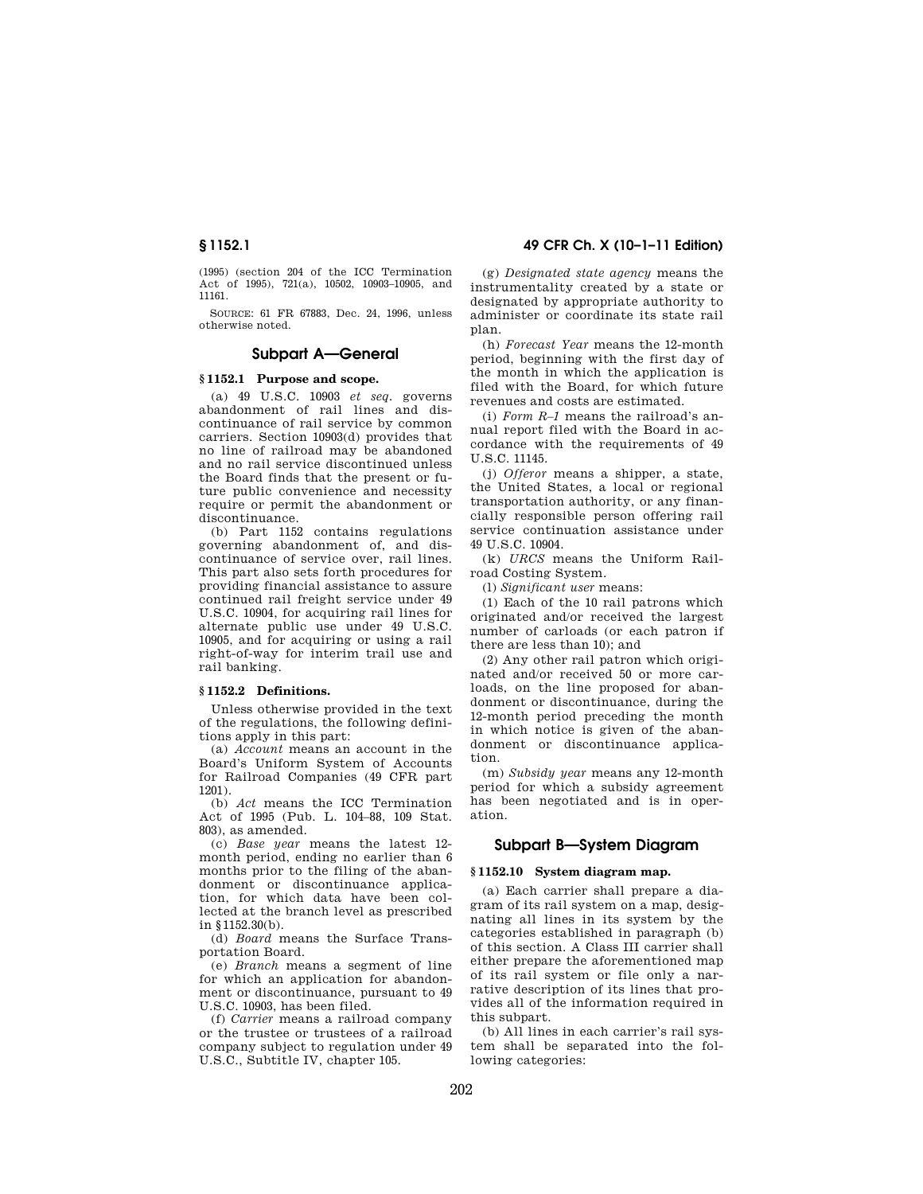(1995) (section 204 of the ICC Termination Act of 1995), 721(a), 10502, 10903–10905, and 11161.

SOURCE: 61 FR 67883, Dec. 24, 1996, unless otherwise noted.

## Subpart A—General

### § 1152.1 Purpose and scope.

(a) 49 U.S.C. 10903 *et seq.* governs abandonment of rail lines and discontinuance of rail service by common carriers. Section 10903(d) provides that no line of railroad may be abandoned and no rail service discontinued unless the Board finds that the present or future public convenience and necessity require or permit the abandonment or discontinuance.

(b) Part 1152 contains regulations governing abandonment of, and discontinuance of service over, rail lines. This part also sets forth procedures for providing financial assistance to assure continued rail freight service under 49 U.S.C. 10904, for acquiring rail lines for alternate public use under 49 U.S.C. 10905, and for acquiring or using a rail right-of-way for interim trail use and rail banking.

### § 1152.2 Definitions.

Unless otherwise provided in the text of the regulations, the following definitions apply in this part:

(a) *Account* means an account in the Board's Uniform System of Accounts for Railroad Companies (49 CFR part 1201).

(b) *Act* means the ICC Termination Act of 1995 (Pub. L. 104–88, 109 Stat. 803), as amended.

(c) *Base year* means the latest 12-month period, ending no earlier than 6 months prior to the filing of the abandonment or discontinuance application, for which data have been collected at the branch level as prescribed in §1152.30(b).

(d) *Board* means the Surface Transportation Board.

(e) *Branch* means a segment of line for which an application for abandonment or discontinuance, pursuant to 49 U.S.C. 10903, has been filed.

(f) *Carrier* means a railroad company or the trustee or trustees of a railroad company subject to regulation under 49 U.S.C., Subtitle IV, chapter 105.

(g) *Designated state agency* means the instrumentality created by a state or designated by appropriate authority to administer or coordinate its state rail plan.

(h) *Forecast Year* means the 12-month period, beginning with the first day of the month in which the application is filed with the Board, for which future revenues and costs are estimated.

(i) *Form R–1* means the railroad's annual report filed with the Board in accordance with the requirements of 49 U.S.C. 11145.

(j) *Offeror* means a shipper, a state, the United States, a local or regional transportation authority, or any financially responsible person offering rail service continuation assistance under 49 U.S.C. 10904.

(k) *URCS* means the Uniform Railroad Costing System.

(l) *Significant user* means:

(1) Each of the 10 rail patrons which originated and/or received the largest number of carloads (or each patron if there are less than 10); and

(2) Any other rail patron which originated and/or received 50 or more carloads, on the line proposed for abandonment or discontinuance, during the 12-month period preceding the month in which notice is given of the abandonment or discontinuance application.

(m) *Subsidy year* means any 12-month period for which a subsidy agreement has been negotiated and is in operation.

## Subpart B—System Diagram

### § 1152.10 System diagram map.

(a) Each carrier shall prepare a diagram of its rail system on a map, designating all lines in its system by the categories established in paragraph (b) of this section. A Class III carrier shall either prepare the aforementioned map of its rail system or file only a narrative description of its lines that provides all of the information required in this subpart.

(b) All lines in each carrier's rail system shall be separated into the following categories: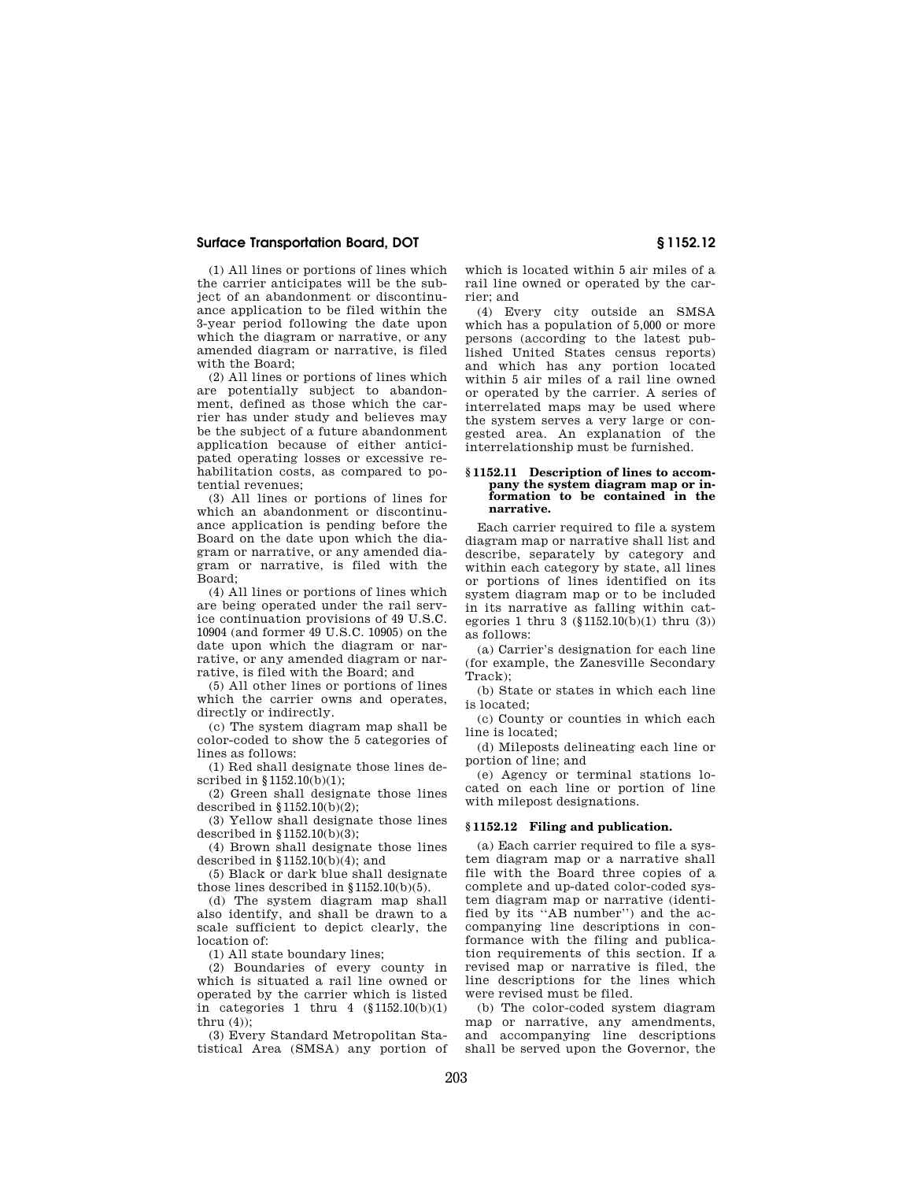(1) All lines or portions of lines which the carrier anticipates will be the subject of an abandonment or discontinuance application to be filed within the 3-year period following the date upon which the diagram or narrative, or any amended diagram or narrative, is filed with the Board;

(2) All lines or portions of lines which are potentially subject to abandonment, defined as those which the carrier has under study and believes may be the subject of a future abandonment application because of either anticipated operating losses or excessive rehabilitation costs, as compared to potential revenues;

(3) All lines or portions of lines for which an abandonment or discontinuance application is pending before the Board on the date upon which the diagram or narrative, or any amended diagram or narrative, is filed with the Board;

(4) All lines or portions of lines which are being operated under the rail service continuation provisions of 49 U.S.C. 10904 (and former 49 U.S.C. 10905) on the date upon which the diagram or narrative, or any amended diagram or narrative, is filed with the Board; and

(5) All other lines or portions of lines which the carrier owns and operates, directly or indirectly.

(c) The system diagram map shall be color-coded to show the 5 categories of lines as follows:

(1) Red shall designate those lines described in §1152.10(b)(1);

(2) Green shall designate those lines described in §1152.10(b)(2);

(3) Yellow shall designate those lines described in §1152.10(b)(3);

(4) Brown shall designate those lines described in §1152.10(b)(4); and

(5) Black or dark blue shall designate those lines described in §1152.10(b)(5).

(d) The system diagram map shall also identify, and shall be drawn to a scale sufficient to depict clearly, the location of:

(1) All state boundary lines;

(2) Boundaries of every county in which is situated a rail line owned or operated by the carrier which is listed in categories 1 thru 4 (§1152.10(b)(1) thru (4));

(3) Every Standard Metropolitan Statistical Area (SMSA) any portion of which is located within 5 air miles of a rail line owned or operated by the carrier; and

(4) Every city outside an SMSA which has a population of 5,000 or more persons (according to the latest published United States census reports) and which has any portion located within 5 air miles of a rail line owned or operated by the carrier. A series of interrelated maps may be used where the system serves a very large or congested area. An explanation of the interrelationship must be furnished.

### §1152.11 Description of lines to accompany the system diagram map or information to be contained in the narrative.

Each carrier required to file a system diagram map or narrative shall list and describe, separately by category and within each category by state, all lines or portions of lines identified on its system diagram map or to be included in its narrative as falling within categories 1 thru 3 (§1152.10(b)(1) thru (3)) as follows:

(a) Carrier's designation for each line (for example, the Zanesville Secondary Track);

(b) State or states in which each line is located;

(c) County or counties in which each line is located;

(d) Mileposts delineating each line or portion of line; and

(e) Agency or terminal stations located on each line or portion of line with milepost designations.

### §1152.12 Filing and publication.

(a) Each carrier required to file a system diagram map or a narrative shall file with the Board three copies of a complete and up-dated color-coded system diagram map or narrative (identified by its "AB number") and the accompanying line descriptions in conformance with the filing and publication requirements of this section. If a revised map or narrative is filed, the line descriptions for the lines which were revised must be filed.

(b) The color-coded system diagram map or narrative, any amendments, and accompanying line descriptions shall be served upon the Governor, the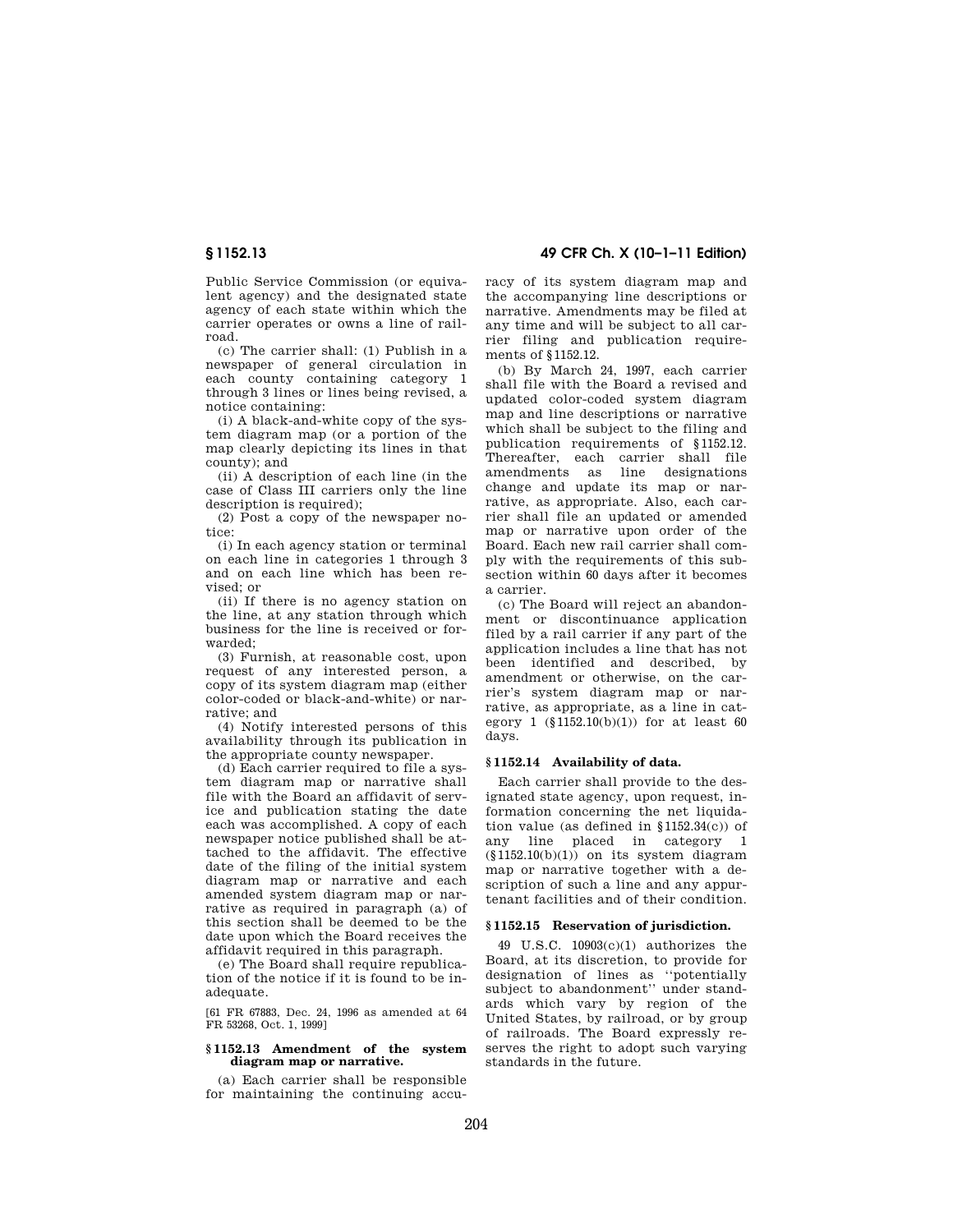Public Service Commission (or equivalent agency) and the designated state agency of each state within which the carrier operates or owns a line of railroad.

(c) The carrier shall: (1) Publish in a newspaper of general circulation in each county containing category 1 through 3 lines or lines being revised, a notice containing:

(i) A black-and-white copy of the system diagram map (or a portion of the map clearly depicting its lines in that county); and

(ii) A description of each line (in the case of Class III carriers only the line description is required);

(2) Post a copy of the newspaper notice:

(i) In each agency station or terminal on each line in categories 1 through 3 and on each line which has been revised; or

(ii) If there is no agency station on the line, at any station through which business for the line is received or forwarded;

(3) Furnish, at reasonable cost, upon request of any interested person, a copy of its system diagram map (either color-coded or black-and-white) or narrative; and

(4) Notify interested persons of this availability through its publication in the appropriate county newspaper.

(d) Each carrier required to file a system diagram map or narrative shall file with the Board an affidavit of service and publication stating the date each was accomplished. A copy of each newspaper notice published shall be attached to the affidavit. The effective date of the filing of the initial system diagram map or narrative and each amended system diagram map or narrative as required in paragraph (a) of this section shall be deemed to be the date upon which the Board receives the affidavit required in this paragraph.

(e) The Board shall require republication of the notice if it is found to be inadequate.

[61 FR 67883, Dec. 24, 1996 as amended at 64 FR 53268, Oct. 1, 1999]

### § 1152.13 Amendment of the system diagram map or narrative.

(a) Each carrier shall be responsible for maintaining the continuing accuracy of its system diagram map and the accompanying line descriptions or narrative. Amendments may be filed at any time and will be subject to all carrier filing and publication requirements of § 1152.12.

(b) By March 24, 1997, each carrier shall file with the Board a revised and updated color-coded system diagram map and line descriptions or narrative which shall be subject to the filing and publication requirements of § 1152.12. Thereafter, each carrier shall file amendments as line designations change and update its map or narrative, as appropriate. Also, each carrier shall file an updated or amended map or narrative upon order of the Board. Each new rail carrier shall comply with the requirements of this subsection within 60 days after it becomes a carrier.

(c) The Board will reject an abandonment or discontinuance application filed by a rail carrier if any part of the application includes a line that has not been identified and described, by amendment or otherwise, on the carrier's system diagram map or narrative, as appropriate, as a line in category 1 (§ 1152.10(b)(1)) for at least 60 days.

### § 1152.14 Availability of data.

Each carrier shall provide to the designated state agency, upon request, information concerning the net liquidation value (as defined in § 1152.34(c)) of any line placed in category 1 (§ 1152.10(b)(1)) on its system diagram map or narrative together with a description of such a line and any appurtenant facilities and of their condition.

### § 1152.15 Reservation of jurisdiction.

49 U.S.C. 10903(c)(1) authorizes the Board, at its discretion, to provide for designation of lines as ''potentially subject to abandonment'' under standards which vary by region of the United States, by railroad, or by group of railroads. The Board expressly reserves the right to adopt such varying standards in the future.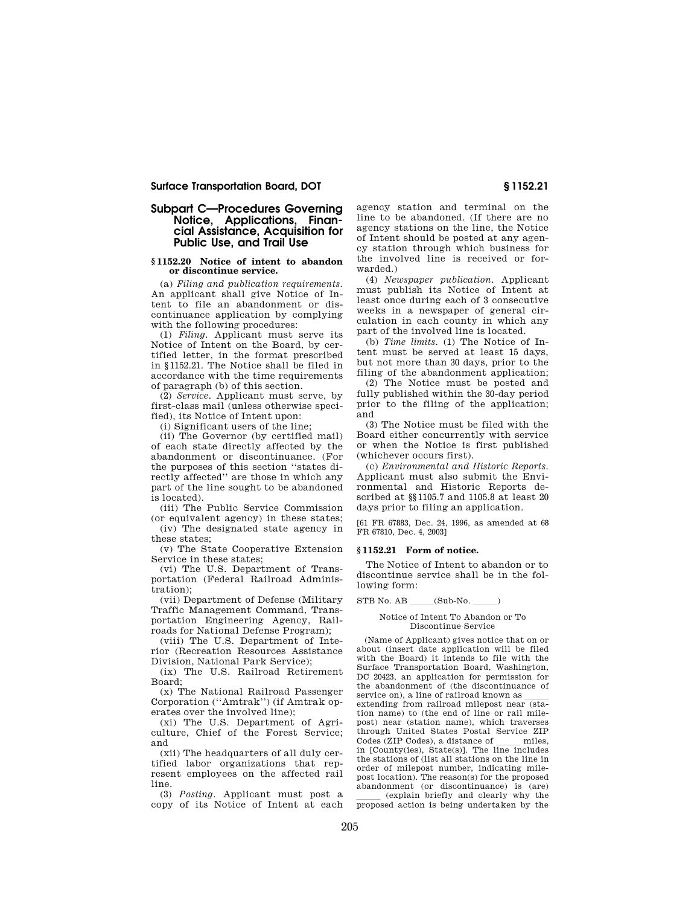## Subpart C—Procedures Governing Notice, Applications, Financial Assistance, Acquisition for Public Use, and Trail Use

### § 1152.20 Notice of intent to abandon or discontinue service.

(a) *Filing and publication requirements.* An applicant shall give Notice of Intent to file an abandonment or discontinuance application by complying with the following procedures:

(1) *Filing.* Applicant must serve its Notice of Intent on the Board, by certified letter, in the format prescribed in § 1152.21. The Notice shall be filed in accordance with the time requirements of paragraph (b) of this section.

(2) *Service.* Applicant must serve, by first-class mail (unless otherwise specified), its Notice of Intent upon:

(i) Significant users of the line;

(ii) The Governor (by certified mail) of each state directly affected by the abandonment or discontinuance. (For the purposes of this section "states directly affected" are those in which any part of the line sought to be abandoned is located).

(iii) The Public Service Commission (or equivalent agency) in these states;

(iv) The designated state agency in these states;

(v) The State Cooperative Extension Service in these states;

(vi) The U.S. Department of Transportation (Federal Railroad Administration);

(vii) Department of Defense (Military Traffic Management Command, Transportation Engineering Agency, Railroads for National Defense Program);

(viii) The U.S. Department of Interior (Recreation Resources Assistance Division, National Park Service);

(ix) The U.S. Railroad Retirement Board;

(x) The National Railroad Passenger Corporation ("Amtrak") (if Amtrak operates over the involved line);

(xi) The U.S. Department of Agriculture, Chief of the Forest Service; and

(xii) The headquarters of all duly certified labor organizations that represent employees on the affected rail line.

(3) *Posting.* Applicant must post a copy of its Notice of Intent at each agency station and terminal on the line to be abandoned. (If there are no agency stations on the line, the Notice of Intent should be posted at any agency station through which business for the involved line is received or forwarded.)

(4) *Newspaper publication.* Applicant must publish its Notice of Intent at least once during each of 3 consecutive weeks in a newspaper of general circulation in each county in which any part of the involved line is located.

(b) *Time limits.* (1) The Notice of Intent must be served at least 15 days, but not more than 30 days, prior to the filing of the abandonment application;

(2) The Notice must be posted and fully published within the 30-day period prior to the filing of the application; and

(3) The Notice must be filed with the Board either concurrently with service or when the Notice is first published (whichever occurs first).

(c) *Environmental and Historic Reports.* Applicant must also submit the Environmental and Historic Reports described at §§ 1105.7 and 1105.8 at least 20 days prior to filing an application.

[61 FR 67883, Dec. 24, 1996, as amended at 68 FR 67810, Dec. 4, 2003]

### § 1152.21 Form of notice.

The Notice of Intent to abandon or to discontinue service shall be in the following form:

STB No. AB _____(Sub-No. _____)

Notice of Intent To Abandon or To Discontinue Service

(Name of Applicant) gives notice that on or about (insert date application will be filed with the Board) it intends to file with the Surface Transportation Board, Washington, DC 20423, an application for permission for the abandonment of (the discontinuance of service on), a line of railroad known as _____ extending from railroad milepost near (station name) to (the end of line or rail milepost) near (station name), which traverses through United States Postal Service ZIP Codes (ZIP Codes), a distance of _____ miles, in [County(ies), State(s)]. The line includes the stations of (list all stations on the line in order of milepost number, indicating milepost location). The reason(s) for the proposed abandonment (or discontinuance) is (are) _____ (explain briefly and clearly why the proposed action is being undertaken by the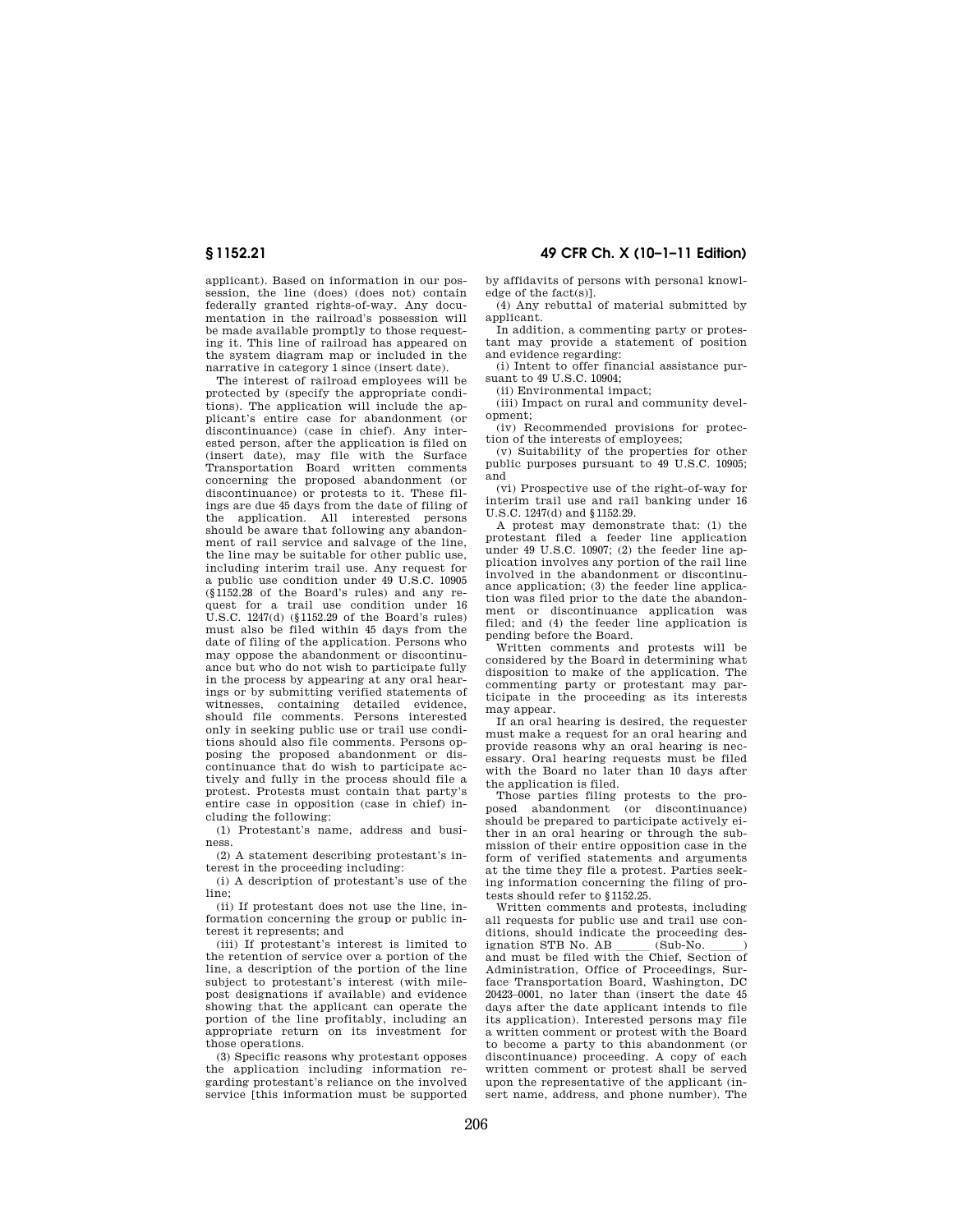applicant). Based on information in our possession, the line (does) (does not) contain federally granted rights-of-way. Any documentation in the railroad's possession will be made available promptly to those requesting it. This line of railroad has appeared on the system diagram map or included in the narrative in category 1 since (insert date).

The interest of railroad employees will be protected by (specify the appropriate conditions). The application will include the applicant's entire case for abandonment (or discontinuance) (case in chief). Any interested person, after the application is filed on (insert date), may file with the Surface Transportation Board written comments concerning the proposed abandonment (or discontinuance) or protests to it. These filings are due 45 days from the date of filing of the application. All interested persons should be aware that following any abandonment of rail service and salvage of the line, the line may be suitable for other public use, including interim trail use. Any request for a public use condition under 49 U.S.C. 10905 (§1152.28 of the Board's rules) and any request for a trail use condition under 16 U.S.C. 1247(d) (§1152.29 of the Board's rules) must also be filed within 45 days from the date of filing of the application. Persons who may oppose the abandonment or discontinuance but who do not wish to participate fully in the process by appearing at any oral hearings or by submitting verified statements of witnesses, containing detailed evidence, should file comments. Persons interested only in seeking public use or trail use conditions should also file comments. Persons opposing the proposed abandonment or discontinuance that do wish to participate actively and fully in the process should file a protest. Protests must contain that party's entire case in opposition (case in chief) including the following:

(1) Protestant's name, address and business.

(2) A statement describing protestant's interest in the proceeding including:

(i) A description of protestant's use of the line;

(ii) If protestant does not use the line, information concerning the group or public interest it represents; and

(iii) If protestant's interest is limited to the retention of service over a portion of the line, a description of the portion of the line subject to protestant's interest (with milepost designations if available) and evidence showing that the applicant can operate the portion of the line profitably, including an appropriate return on its investment for those operations.

(3) Specific reasons why protestant opposes the application including information regarding protestant's reliance on the involved service [this information must be supported by affidavits of persons with personal knowledge of the fact(s)].

(4) Any rebuttal of material submitted by applicant.

In addition, a commenting party or protestant may provide a statement of position and evidence regarding:

(i) Intent to offer financial assistance pursuant to 49 U.S.C. 10904;

(ii) Environmental impact;

(iii) Impact on rural and community development;

(iv) Recommended provisions for protection of the interests of employees;

(v) Suitability of the properties for other public purposes pursuant to 49 U.S.C. 10905; and

(vi) Prospective use of the right-of-way for interim trail use and rail banking under 16 U.S.C. 1247(d) and §1152.29.

A protest may demonstrate that: (1) the protestant filed a feeder line application under 49 U.S.C. 10907; (2) the feeder line application involves any portion of the rail line involved in the abandonment or discontinuance application; (3) the feeder line application was filed prior to the date the abandonment or discontinuance application was filed; and (4) the feeder line application is pending before the Board.

Written comments and protests will be considered by the Board in determining what disposition to make of the application. The commenting party or protestant may participate in the proceeding as its interests may appear.

If an oral hearing is desired, the requester must make a request for an oral hearing and provide reasons why an oral hearing is necessary. Oral hearing requests must be filed with the Board no later than 10 days after the application is filed.

Those parties filing protests to the proposed abandonment (or discontinuance) should be prepared to participate actively either in an oral hearing or through the submission of their entire opposition case in the form of verified statements and arguments at the time they file a protest. Parties seeking information concerning the filing of protests should refer to §1152.25.

Written comments and protests, including all requests for public use and trail use conditions, should indicate the proceeding designation STB No. AB _____ (Sub-No. _____) and must be filed with the Chief, Section of Administration, Office of Proceedings, Surface Transportation Board, Washington, DC 20423–0001, no later than (insert the date 45 days after the date applicant intends to file its application). Interested persons may file a written comment or protest with the Board to become a party to this abandonment (or discontinuance) proceeding. A copy of each written comment or protest shall be served upon the representative of the applicant (insert name, address, and phone number). The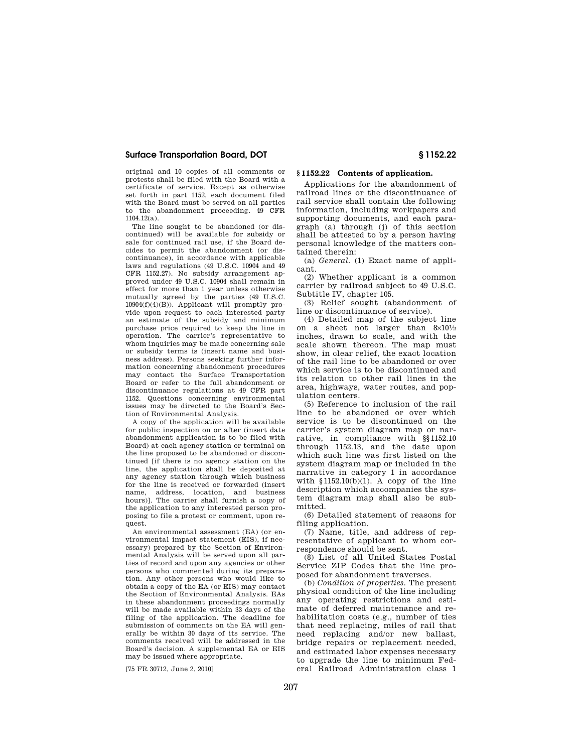original and 10 copies of all comments or protests shall be filed with the Board with a certificate of service. Except as otherwise set forth in part 1152, each document filed with the Board must be served on all parties to the abandonment proceeding. 49 CFR 1104.12(a).

The line sought to be abandoned (or discontinued) will be available for subsidy or sale for continued rail use, if the Board decides to permit the abandonment (or discontinuance), in accordance with applicable laws and regulations (49 U.S.C. 10904 and 49 CFR 1152.27). No subsidy arrangement approved under 49 U.S.C. 10904 shall remain in effect for more than 1 year unless otherwise mutually agreed by the parties (49 U.S.C. 10904(f)(4)(B)). Applicant will promptly provide upon request to each interested party an estimate of the subsidy and minimum purchase price required to keep the line in operation. The carrier's representative to whom inquiries may be made concerning sale or subsidy terms is (insert name and business address). Persons seeking further information concerning abandonment procedures may contact the Surface Transportation Board or refer to the full abandonment or discontinuance regulations at 49 CFR part 1152. Questions concerning environmental issues may be directed to the Board's Section of Environmental Analysis.

A copy of the application will be available for public inspection on or after (insert date abandonment application is to be filed with Board) at each agency station or terminal on the line proposed to be abandoned or discontinued [if there is no agency station on the line, the application shall be deposited at any agency station through which business for the line is received or forwarded (insert name, address, location, and business hours)]. The carrier shall furnish a copy of the application to any interested person proposing to file a protest or comment, upon request.

An environmental assessment (EA) (or environmental impact statement (EIS), if necessary) prepared by the Section of Environmental Analysis will be served upon all parties of record and upon any agencies or other persons who commented during its preparation. Any other persons who would like to obtain a copy of the EA (or EIS) may contact the Section of Environmental Analysis. EAs in these abandonment proceedings normally will be made available within 33 days of the filing of the application. The deadline for submission of comments on the EA will generally be within 30 days of its service. The comments received will be addressed in the Board's decision. A supplemental EA or EIS may be issued where appropriate.

[75 FR 30712, June 2, 2010]

## § 1152.22 Contents of application.

Applications for the abandonment of railroad lines or the discontinuance of rail service shall contain the following information, including workpapers and supporting documents, and each paragraph (a) through (j) of this section shall be attested to by a person having personal knowledge of the matters contained therein:

(a) *General.* (1) Exact name of applicant.

(2) Whether applicant is a common carrier by railroad subject to 49 U.S.C. Subtitle IV, chapter 105.

(3) Relief sought (abandonment of line or discontinuance of service).

(4) Detailed map of the subject line on a sheet not larger than 8×10½ inches, drawn to scale, and with the scale shown thereon. The map must show, in clear relief, the exact location of the rail line to be abandoned or over which service is to be discontinued and its relation to other rail lines in the area, highways, water routes, and population centers.

(5) Reference to inclusion of the rail line to be abandoned or over which service is to be discontinued on the carrier's system diagram map or narrative, in compliance with §§ 1152.10 through 1152.13, and the date upon which such line was first listed on the system diagram map or included in the narrative in category 1 in accordance with § 1152.10(b)(1). A copy of the line description which accompanies the system diagram map shall also be submitted.

(6) Detailed statement of reasons for filing application.

(7) Name, title, and address of representative of applicant to whom correspondence should be sent.

(8) List of all United States Postal Service ZIP Codes that the line proposed for abandonment traverses.

(b) *Condition of properties.* The present physical condition of the line including any operating restrictions and estimate of deferred maintenance and rehabilitation costs (e.g., number of ties that need replacing, miles of rail that need replacing and/or new ballast, bridge repairs or replacement needed, and estimated labor expenses necessary to upgrade the line to minimum Federal Railroad Administration class 1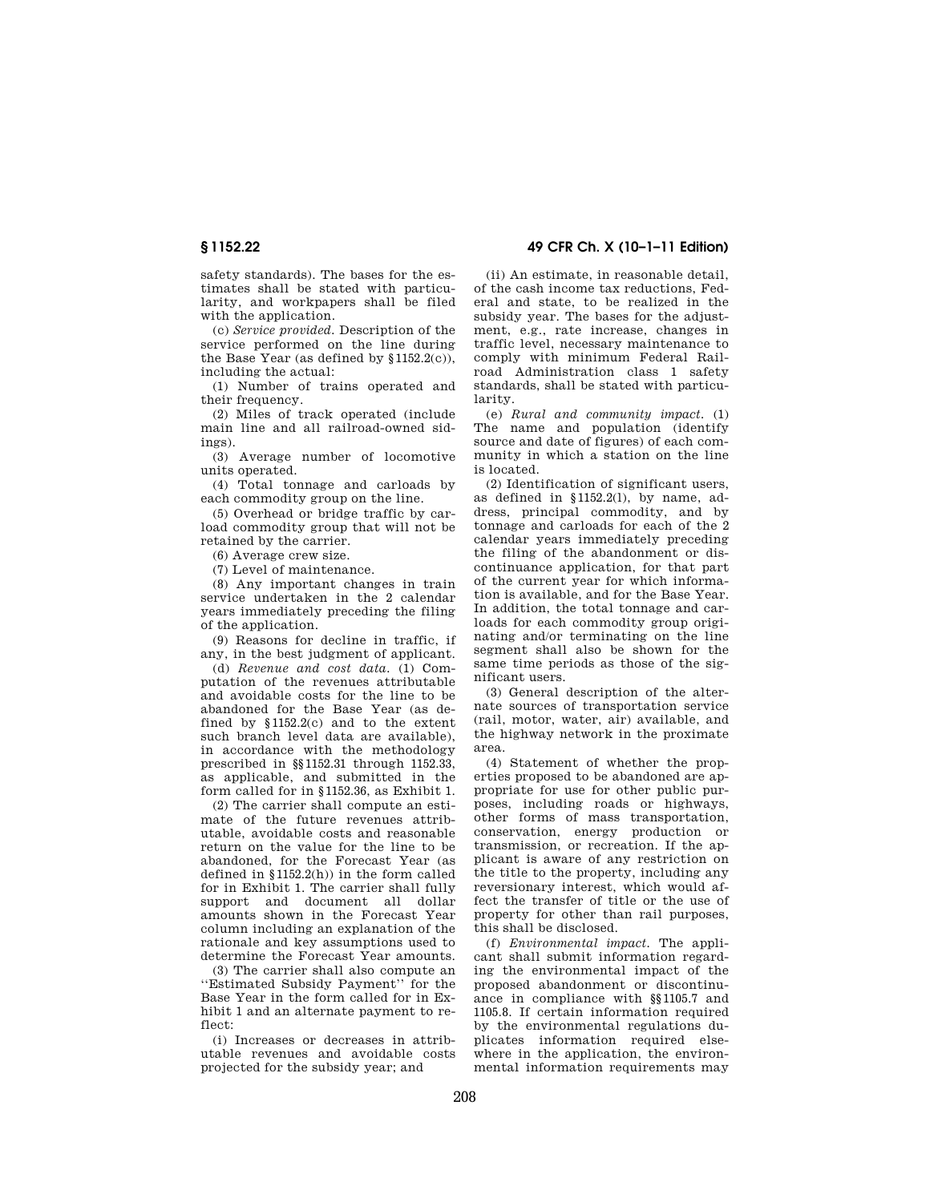safety standards). The bases for the estimates shall be stated with particularity, and workpapers shall be filed with the application.

(c) *Service provided.* Description of the service performed on the line during the Base Year (as defined by §1152.2(c)), including the actual:

(1) Number of trains operated and their frequency.

(2) Miles of track operated (include main line and all railroad-owned sidings).

(3) Average number of locomotive units operated.

(4) Total tonnage and carloads by each commodity group on the line.

(5) Overhead or bridge traffic by carload commodity group that will not be retained by the carrier.

(6) Average crew size.

(7) Level of maintenance.

(8) Any important changes in train service undertaken in the 2 calendar years immediately preceding the filing of the application.

(9) Reasons for decline in traffic, if any, in the best judgment of applicant.

(d) *Revenue and cost data.* (1) Computation of the revenues attributable and avoidable costs for the line to be abandoned for the Base Year (as defined by §1152.2(c) and to the extent such branch level data are available), in accordance with the methodology prescribed in §§1152.31 through 1152.33, as applicable, and submitted in the form called for in §1152.36, as Exhibit 1.

(2) The carrier shall compute an estimate of the future revenues attributable, avoidable costs and reasonable return on the value for the line to be abandoned, for the Forecast Year (as defined in §1152.2(h)) in the form called for in Exhibit 1. The carrier shall fully support and document all dollar amounts shown in the Forecast Year column including an explanation of the rationale and key assumptions used to determine the Forecast Year amounts.

(3) The carrier shall also compute an "Estimated Subsidy Payment" for the Base Year in the form called for in Exhibit 1 and an alternate payment to reflect:

(i) Increases or decreases in attributable revenues and avoidable costs projected for the subsidy year; and

(ii) An estimate, in reasonable detail, of the cash income tax reductions, Federal and state, to be realized in the subsidy year. The bases for the adjustment, e.g., rate increase, changes in traffic level, necessary maintenance to comply with minimum Federal Railroad Administration class 1 safety standards, shall be stated with particularity.

(e) *Rural and community impact.* (1) The name and population (identify source and date of figures) of each community in which a station on the line is located.

(2) Identification of significant users, as defined in §1152.2(l), by name, address, principal commodity, and by tonnage and carloads for each of the 2 calendar years immediately preceding the filing of the abandonment or discontinuance application, for that part of the current year for which information is available, and for the Base Year. In addition, the total tonnage and carloads for each commodity group originating and/or terminating on the line segment shall also be shown for the same time periods as those of the significant users.

(3) General description of the alternate sources of transportation service (rail, motor, water, air) available, and the highway network in the proximate area.

(4) Statement of whether the properties proposed to be abandoned are appropriate for use for other public purposes, including roads or highways, other forms of mass transportation, conservation, energy production or transmission, or recreation. If the applicant is aware of any restriction on the title to the property, including any reversionary interest, which would affect the transfer of title or the use of property for other than rail purposes, this shall be disclosed.

(f) *Environmental impact.* The applicant shall submit information regarding the environmental impact of the proposed abandonment or discontinuance in compliance with §§1105.7 and 1105.8. If certain information required by the environmental regulations duplicates information required elsewhere in the application, the environmental information requirements may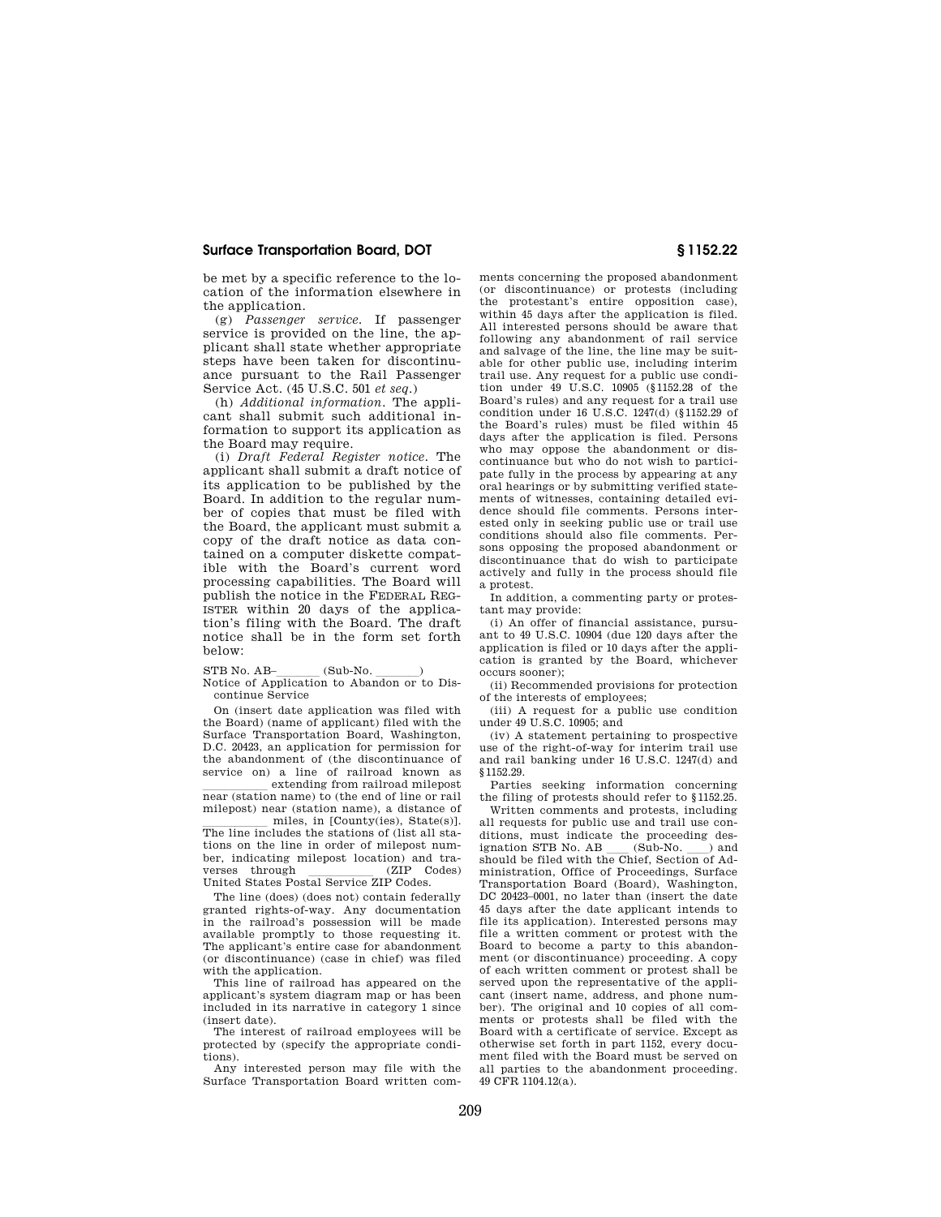be met by a specific reference to the location of the information elsewhere in the application.

(g) *Passenger service.* If passenger service is provided on the line, the applicant shall state whether appropriate steps have been taken for discontinuance pursuant to the Rail Passenger Service Act. (45 U.S.C. 501 *et seq.*)

(h) *Additional information.* The applicant shall submit such additional information to support its application as the Board may require.

(i) *Draft Federal Register notice.* The applicant shall submit a draft notice of its application to be published by the Board. In addition to the regular number of copies that must be filed with the Board, the applicant must submit a copy of the draft notice as data contained on a computer diskette compatible with the Board's current word processing capabilities. The Board will publish the notice in the FEDERAL REGISTER within 20 days of the application's filing with the Board. The draft notice shall be in the form set forth below:

STB No. AB–_______ (Sub-No. _______)

Notice of Application to Abandon or to Discontinue Service

On (insert date application was filed with the Board) (name of applicant) filed with the Surface Transportation Board, Washington, D.C. 20423, an application for permission for the abandonment of (the discontinuance of service on) a line of railroad known as ___________ extending from railroad milepost near (station name) to (the end of line or rail milepost) near (station name), a distance of ___________ miles, in [County(ies), State(s)]. The line includes the stations of (list all stations on the line in order of milepost number, indicating milepost location) and traverses through ___________ (ZIP Codes) United States Postal Service ZIP Codes.

The line (does) (does not) contain federally granted rights-of-way. Any documentation in the railroad's possession will be made available promptly to those requesting it. The applicant's entire case for abandonment (or discontinuance) (case in chief) was filed with the application.

This line of railroad has appeared on the applicant's system diagram map or has been included in its narrative in category 1 since (insert date).

The interest of railroad employees will be protected by (specify the appropriate conditions).

Any interested person may file with the Surface Transportation Board written comments concerning the proposed abandonment (or discontinuance) or protests (including the protestant's entire opposition case), within 45 days after the application is filed. All interested persons should be aware that following any abandonment of rail service and salvage of the line, the line may be suitable for other public use, including interim trail use. Any request for a public use condition under 49 U.S.C. 10905 (§1152.28 of the Board's rules) and any request for a trail use condition under 16 U.S.C. 1247(d) (§1152.29 of the Board's rules) must be filed within 45 days after the application is filed. Persons who may oppose the abandonment or discontinuance but who do not wish to participate fully in the process by appearing at any oral hearings or by submitting verified statements of witnesses, containing detailed evidence should file comments. Persons interested only in seeking public use or trail use conditions should also file comments. Persons opposing the proposed abandonment or discontinuance that do wish to participate actively and fully in the process should file a protest.

In addition, a commenting party or protestant may provide:

(i) An offer of financial assistance, pursuant to 49 U.S.C. 10904 (due 120 days after the application is filed or 10 days after the application is granted by the Board, whichever occurs sooner);

(ii) Recommended provisions for protection of the interests of employees;

(iii) A request for a public use condition under 49 U.S.C. 10905; and

(iv) A statement pertaining to prospective use of the right-of-way for interim trail use and rail banking under 16 U.S.C. 1247(d) and §1152.29.

Parties seeking information concerning the filing of protests should refer to §1152.25.

Written comments and protests, including all requests for public use and trail use conditions, must indicate the proceeding designation STB No. AB ____ (Sub-No. ____) and should be filed with the Chief, Section of Administration, Office of Proceedings, Surface Transportation Board (Board), Washington, DC 20423–0001, no later than (insert the date 45 days after the date applicant intends to file its application). Interested persons may file a written comment or protest with the Board to become a party to this abandonment (or discontinuance) proceeding. A copy of each written comment or protest shall be served upon the representative of the applicant (insert name, address, and phone number). The original and 10 copies of all comments or protests shall be filed with the Board with a certificate of service. Except as otherwise set forth in part 1152, every document filed with the Board must be served on all parties to the abandonment proceeding. 49 CFR 1104.12(a).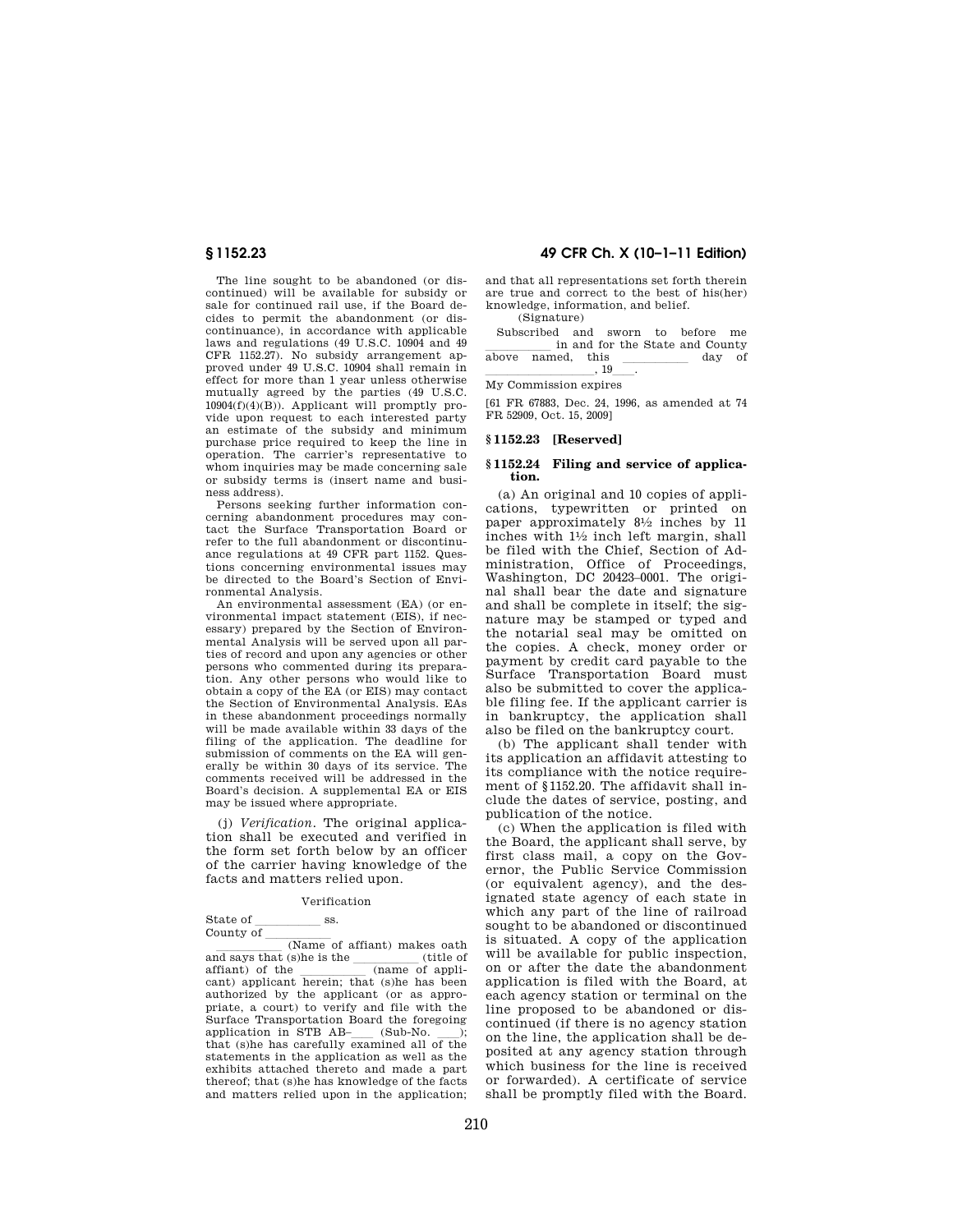The line sought to be abandoned (or discontinued) will be available for subsidy or sale for continued rail use, if the Board decides to permit the abandonment (or discontinuance), in accordance with applicable laws and regulations (49 U.S.C. 10904 and 49 CFR 1152.27). No subsidy arrangement approved under 49 U.S.C. 10904 shall remain in effect for more than 1 year unless otherwise mutually agreed by the parties (49 U.S.C. 10904(f)(4)(B)). Applicant will promptly provide upon request to each interested party an estimate of the subsidy and minimum purchase price required to keep the line in operation. The carrier's representative to whom inquiries may be made concerning sale or subsidy terms is (insert name and business address).

Persons seeking further information concerning abandonment procedures may contact the Surface Transportation Board or refer to the full abandonment or discontinuance regulations at 49 CFR part 1152. Questions concerning environmental issues may be directed to the Board's Section of Environmental Analysis.

An environmental assessment (EA) (or environmental impact statement (EIS), if necessary) prepared by the Section of Environmental Analysis will be served upon all parties of record and upon any agencies or other persons who commented during its preparation. Any other persons who would like to obtain a copy of the EA (or EIS) may contact the Section of Environmental Analysis. EAs in these abandonment proceedings normally will be made available within 33 days of the filing of the application. The deadline for submission of comments on the EA will generally be within 30 days of its service. The comments received will be addressed in the Board's decision. A supplemental EA or EIS may be issued where appropriate.

(j) *Verification*. The original application shall be executed and verified in the form set forth below by an officer of the carrier having knowledge of the facts and matters relied upon.

Verification

State of ________ ss.
County of ________

________ (Name of affiant) makes oath and says that (s)he is the ________ (title of affiant) of the ________ (name of applicant) applicant herein; that (s)he has been authorized by the applicant (or as appropriate, a court) to verify and file with the Surface Transportation Board the foregoing application in STB AB–____ (Sub-No. ____); that (s)he has carefully examined all of the statements in the application as well as the exhibits attached thereto and made a part thereof; that (s)he has knowledge of the facts and matters relied upon in the application; and that all representations set forth therein are true and correct to the best of his(her) knowledge, information, and belief.

(Signature)

Subscribed and sworn to before me ________ in and for the State and County above named, this ________ day of ________, 19____.

My Commission expires

[61 FR 67883, Dec. 24, 1996, as amended at 74 FR 52909, Oct. 15, 2009]

## § 1152.23 [Reserved]

## § 1152.24 Filing and service of application.

(a) An original and 10 copies of applications, typewritten or printed on paper approximately 8½ inches by 11 inches with 1½ inch left margin, shall be filed with the Chief, Section of Administration, Office of Proceedings, Washington, DC 20423–0001. The original shall bear the date and signature and shall be complete in itself; the signature may be stamped or typed and the notarial seal may be omitted on the copies. A check, money order or payment by credit card payable to the Surface Transportation Board must also be submitted to cover the applicable filing fee. If the applicant carrier is in bankruptcy, the application shall also be filed on the bankruptcy court.

(b) The applicant shall tender with its application an affidavit attesting to its compliance with the notice requirement of § 1152.20. The affidavit shall include the dates of service, posting, and publication of the notice.

(c) When the application is filed with the Board, the applicant shall serve, by first class mail, a copy on the Governor, the Public Service Commission (or equivalent agency), and the designated state agency of each state in which any part of the line of railroad sought to be abandoned or discontinued is situated. A copy of the application will be available for public inspection, on or after the date the abandonment application is filed with the Board, at each agency station or terminal on the line proposed to be abandoned or discontinued (if there is no agency station on the line, the application shall be deposited at any agency station through which business for the line is received or forwarded). A certificate of service shall be promptly filed with the Board.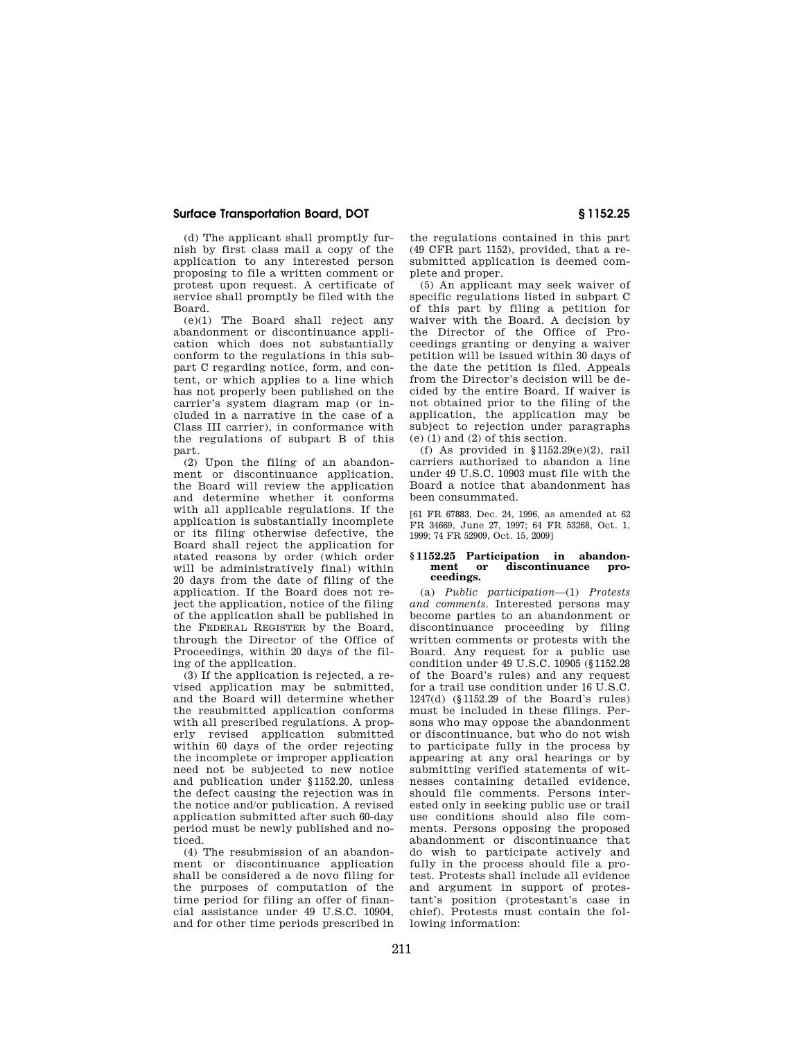(d) The applicant shall promptly furnish by first class mail a copy of the application to any interested person proposing to file a written comment or protest upon request. A certificate of service shall promptly be filed with the Board.

(e)(1) The Board shall reject any abandonment or discontinuance application which does not substantially conform to the regulations in this subpart C regarding notice, form, and content, or which applies to a line which has not properly been published on the carrier's system diagram map (or included in a narrative in the case of a Class III carrier), in conformance with the regulations of subpart B of this part.

(2) Upon the filing of an abandonment or discontinuance application, the Board will review the application and determine whether it conforms with all applicable regulations. If the application is substantially incomplete or its filing otherwise defective, the Board shall reject the application for stated reasons by order (which order will be administratively final) within 20 days from the date of filing of the application. If the Board does not reject the application, notice of the filing of the application shall be published in the FEDERAL REGISTER by the Board, through the Director of the Office of Proceedings, within 20 days of the filing of the application.

(3) If the application is rejected, a revised application may be submitted, and the Board will determine whether the resubmitted application conforms with all prescribed regulations. A properly revised application submitted within 60 days of the order rejecting the incomplete or improper application need not be subjected to new notice and publication under §1152.20, unless the defect causing the rejection was in the notice and/or publication. A revised application submitted after such 60-day period must be newly published and noticed.

(4) The resubmission of an abandonment or discontinuance application shall be considered a de novo filing for the purposes of computation of the time period for filing an offer of financial assistance under 49 U.S.C. 10904, and for other time periods prescribed in the regulations contained in this part (49 CFR part 1152), provided, that a resubmitted application is deemed complete and proper.

(5) An applicant may seek waiver of specific regulations listed in subpart C of this part by filing a petition for waiver with the Board. A decision by the Director of the Office of Proceedings granting or denying a waiver petition will be issued within 30 days of the date the petition is filed. Appeals from the Director's decision will be decided by the entire Board. If waiver is not obtained prior to the filing of the application, the application may be subject to rejection under paragraphs (e) (1) and (2) of this section.

(f) As provided in §1152.29(e)(2), rail carriers authorized to abandon a line under 49 U.S.C. 10903 must file with the Board a notice that abandonment has been consummated.

[61 FR 67883, Dec. 24, 1996, as amended at 62 FR 34669, June 27, 1997; 64 FR 53268, Oct. 1, 1999; 74 FR 52909, Oct. 15, 2009]

## §1152.25 Participation in abandonment or discontinuance proceedings.

(a) *Public participation*—(1) *Protests and comments.* Interested persons may become parties to an abandonment or discontinuance proceeding by filing written comments or protests with the Board. Any request for a public use condition under 49 U.S.C. 10905 (§1152.28 of the Board's rules) and any request for a trail use condition under 16 U.S.C. 1247(d) (§1152.29 of the Board's rules) must be included in these filings. Persons who may oppose the abandonment or discontinuance, but who do not wish to participate fully in the process by appearing at any oral hearings or by submitting verified statements of witnesses containing detailed evidence, should file comments. Persons interested only in seeking public use or trail use conditions should also file comments. Persons opposing the proposed abandonment or discontinuance that do wish to participate actively and fully in the process should file a protest. Protests shall include all evidence and argument in support of protestant's position (protestant's case in chief). Protests must contain the following information: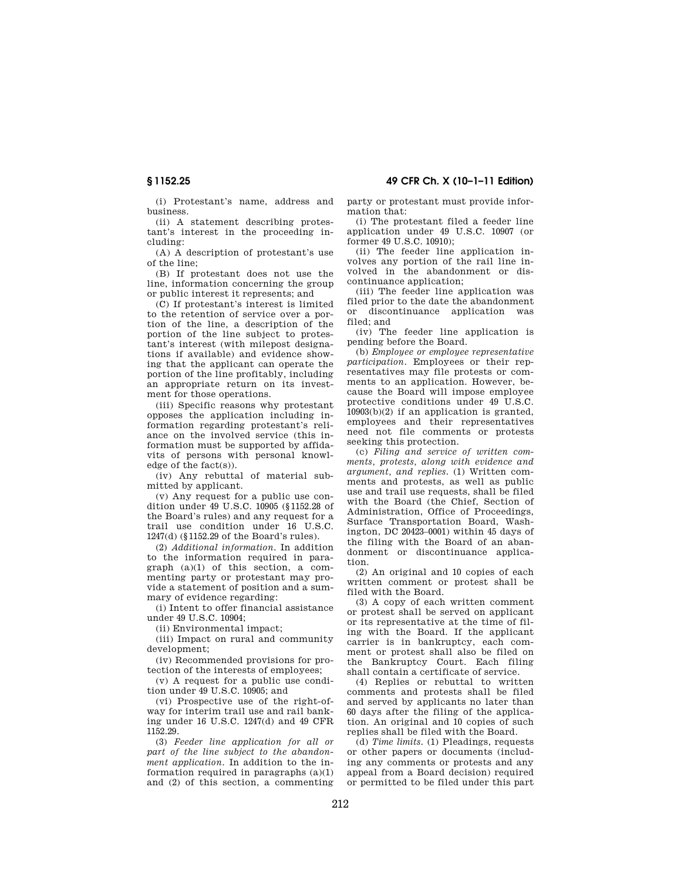(i) Protestant's name, address and business.

(ii) A statement describing protestant's interest in the proceeding including:

(A) A description of protestant's use of the line;

(B) If protestant does not use the line, information concerning the group or public interest it represents; and

(C) If protestant's interest is limited to the retention of service over a portion of the line, a description of the portion of the line subject to protestant's interest (with milepost designations if available) and evidence showing that the applicant can operate the portion of the line profitably, including an appropriate return on its investment for those operations.

(iii) Specific reasons why protestant opposes the application including information regarding protestant's reliance on the involved service (this information must be supported by affidavits of persons with personal knowledge of the fact(s)).

(iv) Any rebuttal of material submitted by applicant.

(v) Any request for a public use condition under 49 U.S.C. 10905 (§1152.28 of the Board's rules) and any request for a trail use condition under 16 U.S.C. 1247(d) (§1152.29 of the Board's rules).

(2) *Additional information.* In addition to the information required in paragraph (a)(1) of this section, a commenting party or protestant may provide a statement of position and a summary of evidence regarding:

(i) Intent to offer financial assistance under 49 U.S.C. 10904;

(ii) Environmental impact;

(iii) Impact on rural and community development;

(iv) Recommended provisions for protection of the interests of employees;

(v) A request for a public use condition under 49 U.S.C. 10905; and

(vi) Prospective use of the right-of-way for interim trail use and rail banking under 16 U.S.C. 1247(d) and 49 CFR 1152.29.

(3) *Feeder line application for all or part of the line subject to the abandonment application.* In addition to the information required in paragraphs (a)(1) and (2) of this section, a commenting party or protestant must provide information that:

(i) The protestant filed a feeder line application under 49 U.S.C. 10907 (or former 49 U.S.C. 10910);

(ii) The feeder line application involves any portion of the rail line involved in the abandonment or discontinuance application;

(iii) The feeder line application was filed prior to the date the abandonment or discontinuance application was filed; and

(iv) The feeder line application is pending before the Board.

(b) *Employee or employee representative participation.* Employees or their representatives may file protests or comments to an application. However, because the Board will impose employee protective conditions under 49 U.S.C. 10903(b)(2) if an application is granted, employees and their representatives need not file comments or protests seeking this protection.

(c) *Filing and service of written comments, protests, along with evidence and argument, and replies.* (1) Written comments and protests, as well as public use and trail use requests, shall be filed with the Board (the Chief, Section of Administration, Office of Proceedings, Surface Transportation Board, Washington, DC 20423–0001) within 45 days of the filing with the Board of an abandonment or discontinuance application.

(2) An original and 10 copies of each written comment or protest shall be filed with the Board.

(3) A copy of each written comment or protest shall be served on applicant or its representative at the time of filing with the Board. If the applicant carrier is in bankruptcy, each comment or protest shall also be filed on the Bankruptcy Court. Each filing shall contain a certificate of service.

(4) Replies or rebuttal to written comments and protests shall be filed and served by applicants no later than 60 days after the filing of the application. An original and 10 copies of such replies shall be filed with the Board.

(d) *Time limits.* (1) Pleadings, requests or other papers or documents (including any comments or protests and any appeal from a Board decision) required or permitted to be filed under this part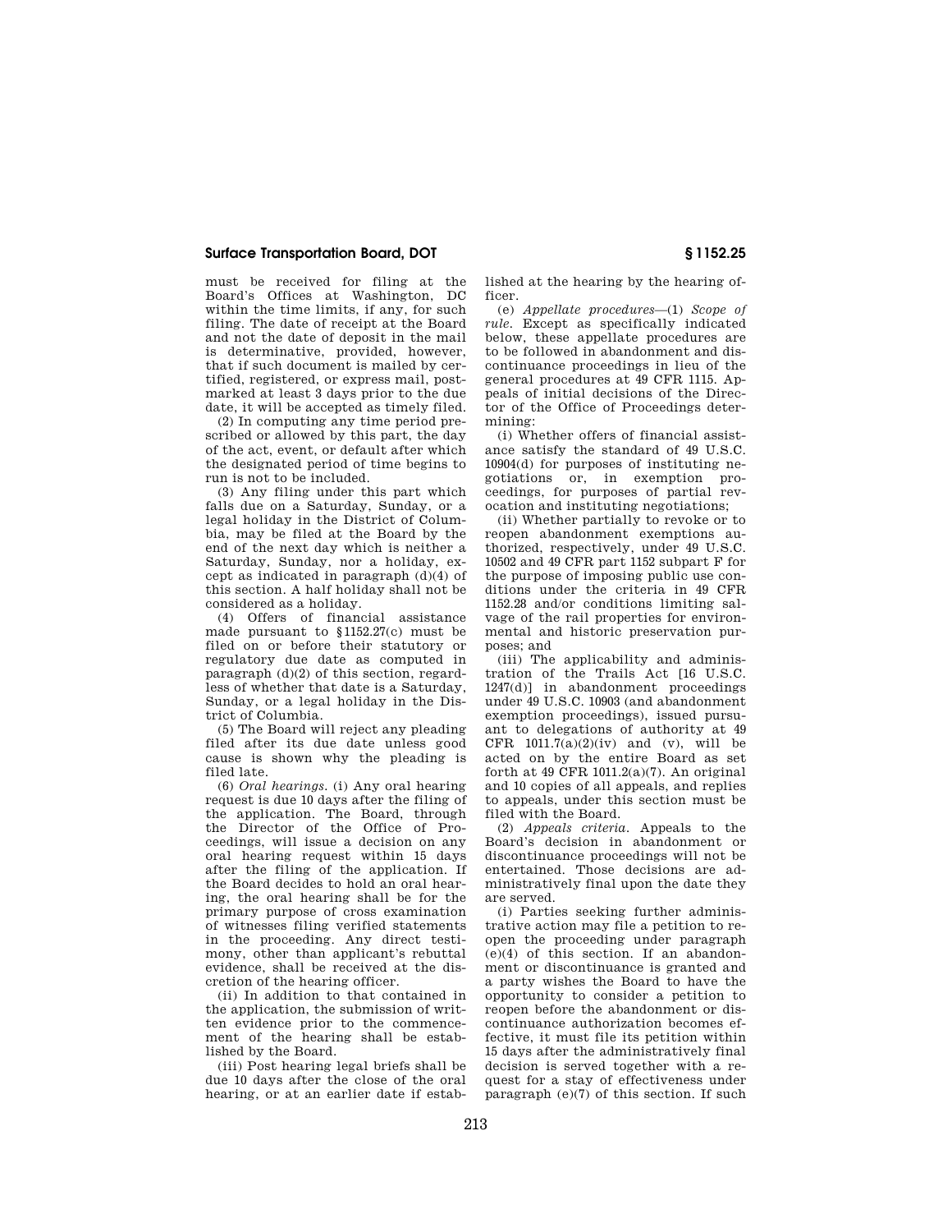must be received for filing at the Board's Offices at Washington, DC within the time limits, if any, for such filing. The date of receipt at the Board and not the date of deposit in the mail is determinative, provided, however, that if such document is mailed by certified, registered, or express mail, postmarked at least 3 days prior to the due date, it will be accepted as timely filed.

(2) In computing any time period prescribed or allowed by this part, the day of the act, event, or default after which the designated period of time begins to run is not to be included.

(3) Any filing under this part which falls due on a Saturday, Sunday, or a legal holiday in the District of Columbia, may be filed at the Board by the end of the next day which is neither a Saturday, Sunday, nor a holiday, except as indicated in paragraph (d)(4) of this section. A half holiday shall not be considered as a holiday.

(4) Offers of financial assistance made pursuant to §1152.27(c) must be filed on or before their statutory or regulatory due date as computed in paragraph (d)(2) of this section, regardless of whether that date is a Saturday, Sunday, or a legal holiday in the District of Columbia.

(5) The Board will reject any pleading filed after its due date unless good cause is shown why the pleading is filed late.

(6) *Oral hearings.* (i) Any oral hearing request is due 10 days after the filing of the application. The Board, through the Director of the Office of Proceedings, will issue a decision on any oral hearing request within 15 days after the filing of the application. If the Board decides to hold an oral hearing, the oral hearing shall be for the primary purpose of cross examination of witnesses filing verified statements in the proceeding. Any direct testimony, other than applicant's rebuttal evidence, shall be received at the discretion of the hearing officer.

(ii) In addition to that contained in the application, the submission of written evidence prior to the commencement of the hearing shall be established by the Board.

(iii) Post hearing legal briefs shall be due 10 days after the close of the oral hearing, or at an earlier date if established at the hearing by the hearing officer.

(e) *Appellate procedures*—(1) *Scope of rule.* Except as specifically indicated below, these appellate procedures are to be followed in abandonment and discontinuance proceedings in lieu of the general procedures at 49 CFR 1115. Appeals of initial decisions of the Director of the Office of Proceedings determining:

(i) Whether offers of financial assistance satisfy the standard of 49 U.S.C. 10904(d) for purposes of instituting negotiations or, in exemption proceedings, for purposes of partial revocation and instituting negotiations;

(ii) Whether partially to revoke or to reopen abandonment exemptions authorized, respectively, under 49 U.S.C. 10502 and 49 CFR part 1152 subpart F for the purpose of imposing public use conditions under the criteria in 49 CFR 1152.28 and/or conditions limiting salvage of the rail properties for environmental and historic preservation purposes; and

(iii) The applicability and administration of the Trails Act [16 U.S.C. 1247(d)] in abandonment proceedings under 49 U.S.C. 10903 (and abandonment exemption proceedings), issued pursuant to delegations of authority at 49 CFR 1011.7(a)(2)(iv) and (v), will be acted on by the entire Board as set forth at 49 CFR 1011.2(a)(7). An original and 10 copies of all appeals, and replies to appeals, under this section must be filed with the Board.

(2) *Appeals criteria.* Appeals to the Board's decision in abandonment or discontinuance proceedings will not be entertained. Those decisions are administratively final upon the date they are served.

(i) Parties seeking further administrative action may file a petition to reopen the proceeding under paragraph (e)(4) of this section. If an abandonment or discontinuance is granted and a party wishes the Board to have the opportunity to consider a petition to reopen before the abandonment or discontinuance authorization becomes effective, it must file its petition within 15 days after the administratively final decision is served together with a request for a stay of effectiveness under paragraph (e)(7) of this section. If such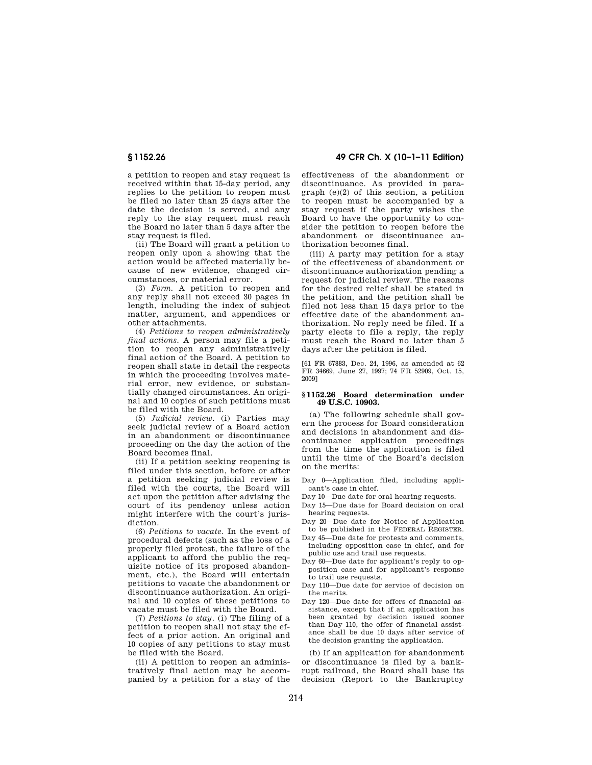a petition to reopen and stay request is received within that 15-day period, any replies to the petition to reopen must be filed no later than 25 days after the date the decision is served, and any reply to the stay request must reach the Board no later than 5 days after the stay request is filed.

(ii) The Board will grant a petition to reopen only upon a showing that the action would be affected materially because of new evidence, changed circumstances, or material error.

(3) *Form.* A petition to reopen and any reply shall not exceed 30 pages in length, including the index of subject matter, argument, and appendices or other attachments.

(4) *Petitions to reopen administratively final actions.* A person may file a petition to reopen any administratively final action of the Board. A petition to reopen shall state in detail the respects in which the proceeding involves material error, new evidence, or substantially changed circumstances. An original and 10 copies of such petitions must be filed with the Board.

(5) *Judicial review.* (i) Parties may seek judicial review of a Board action in an abandonment or discontinuance proceeding on the day the action of the Board becomes final.

(ii) If a petition seeking reopening is filed under this section, before or after a petition seeking judicial review is filed with the courts, the Board will act upon the petition after advising the court of its pendency unless action might interfere with the court's jurisdiction.

(6) *Petitions to vacate.* In the event of procedural defects (such as the loss of a properly filed protest, the failure of the applicant to afford the public the requisite notice of its proposed abandonment, etc.), the Board will entertain petitions to vacate the abandonment or discontinuance authorization. An original and 10 copies of these petitions to vacate must be filed with the Board.

(7) *Petitions to stay.* (i) The filing of a petition to reopen shall not stay the effect of a prior action. An original and 10 copies of any petitions to stay must be filed with the Board.

(ii) A petition to reopen an administratively final action may be accompanied by a petition for a stay of the effectiveness of the abandonment or discontinuance. As provided in paragraph (e)(2) of this section, a petition to reopen must be accompanied by a stay request if the party wishes the Board to have the opportunity to consider the petition to reopen before the abandonment or discontinuance authorization becomes final.

(iii) A party may petition for a stay of the effectiveness of abandonment or discontinuance authorization pending a request for judicial review. The reasons for the desired relief shall be stated in the petition, and the petition shall be filed not less than 15 days prior to the effective date of the abandonment authorization. No reply need be filed. If a party elects to file a reply, the reply must reach the Board no later than 5 days after the petition is filed.

[61 FR 67883, Dec. 24, 1996, as amended at 62 FR 34669, June 27, 1997; 74 FR 52909, Oct. 15, 2009]

## § 1152.26 Board determination under 49 U.S.C. 10903.

(a) The following schedule shall govern the process for Board consideration and decisions in abandonment and discontinuance application proceedings from the time the application is filed until the time of the Board's decision on the merits:

Day 0—Application filed, including applicant's case in chief.

Day 10—Due date for oral hearing requests.

Day 15—Due date for Board decision on oral hearing requests.

Day 20—Due date for Notice of Application to be published in the FEDERAL REGISTER.

Day 45—Due date for protests and comments, including opposition case in chief, and for public use and trail use requests.

Day 60—Due date for applicant's reply to opposition case and for applicant's response to trail use requests.

Day 110—Due date for service of decision on the merits.

Day 120—Due date for offers of financial assistance, except that if an application has been granted by decision issued sooner than Day 110, the offer of financial assistance shall be due 10 days after service of the decision granting the application.

(b) If an application for abandonment or discontinuance is filed by a bankrupt railroad, the Board shall base its decision (Report to the Bankruptcy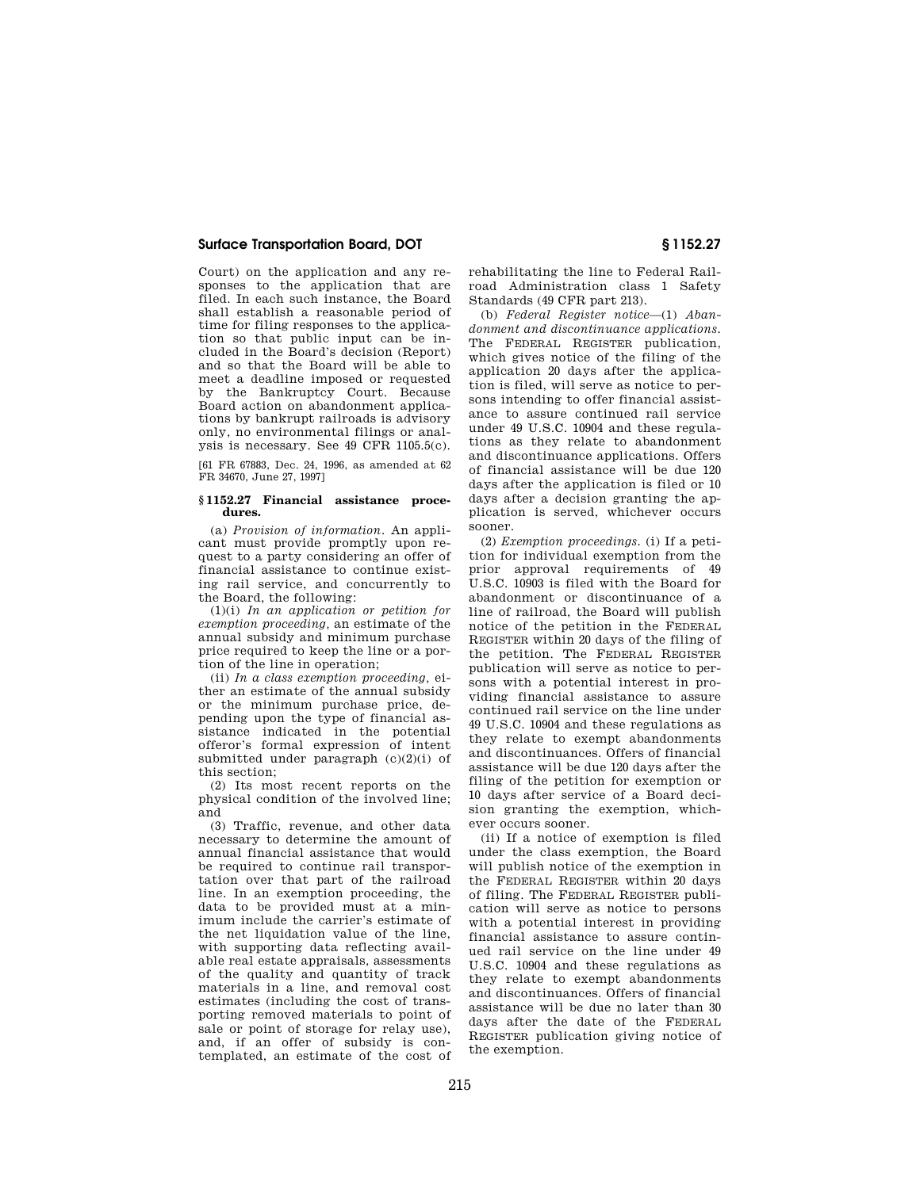Court) on the application and any responses to the application that are filed. In each such instance, the Board shall establish a reasonable period of time for filing responses to the application so that public input can be included in the Board's decision (Report) and so that the Board will be able to meet a deadline imposed or requested by the Bankruptcy Court. Because Board action on abandonment applications by bankrupt railroads is advisory only, no environmental filings or analysis is necessary. See 49 CFR 1105.5(c).

[61 FR 67883, Dec. 24, 1996, as amended at 62 FR 34670, June 27, 1997]

### § 1152.27 Financial assistance procedures.

(a) *Provision of information.* An applicant must provide promptly upon request to a party considering an offer of financial assistance to continue existing rail service, and concurrently to the Board, the following:

(1)(i) *In an application or petition for exemption proceeding,* an estimate of the annual subsidy and minimum purchase price required to keep the line or a portion of the line in operation;

(ii) *In a class exemption proceeding,* either an estimate of the annual subsidy or the minimum purchase price, depending upon the type of financial assistance indicated in the potential offeror's formal expression of intent submitted under paragraph (c)(2)(i) of this section;

(2) Its most recent reports on the physical condition of the involved line; and

(3) Traffic, revenue, and other data necessary to determine the amount of annual financial assistance that would be required to continue rail transportation over that part of the railroad line. In an exemption proceeding, the data to be provided must at a minimum include the carrier's estimate of the net liquidation value of the line, with supporting data reflecting available real estate appraisals, assessments of the quality and quantity of track materials in a line, and removal cost estimates (including the cost of transporting removed materials to point of sale or point of storage for relay use), and, if an offer of subsidy is contemplated, an estimate of the cost of rehabilitating the line to Federal Railroad Administration class 1 Safety Standards (49 CFR part 213).

(b) *Federal Register notice*—(1) *Abandonment and discontinuance applications.* The FEDERAL REGISTER publication, which gives notice of the filing of the application 20 days after the application is filed, will serve as notice to persons intending to offer financial assistance to assure continued rail service under 49 U.S.C. 10904 and these regulations as they relate to abandonment and discontinuance applications. Offers of financial assistance will be due 120 days after the application is filed or 10 days after a decision granting the application is served, whichever occurs sooner.

(2) *Exemption proceedings.* (i) If a petition for individual exemption from the prior approval requirements of 49 U.S.C. 10903 is filed with the Board for abandonment or discontinuance of a line of railroad, the Board will publish notice of the petition in the FEDERAL REGISTER within 20 days of the filing of the petition. The FEDERAL REGISTER publication will serve as notice to persons with a potential interest in providing financial assistance to assure continued rail service on the line under 49 U.S.C. 10904 and these regulations as they relate to exempt abandonments and discontinuances. Offers of financial assistance will be due 120 days after the filing of the petition for exemption or 10 days after service of a Board decision granting the exemption, whichever occurs sooner.

(ii) If a notice of exemption is filed under the class exemption, the Board will publish notice of the exemption in the FEDERAL REGISTER within 20 days of filing. The FEDERAL REGISTER publication will serve as notice to persons with a potential interest in providing financial assistance to assure continued rail service on the line under 49 U.S.C. 10904 and these regulations as they relate to exempt abandonments and discontinuances. Offers of financial assistance will be due no later than 30 days after the date of the FEDERAL REGISTER publication giving notice of the exemption.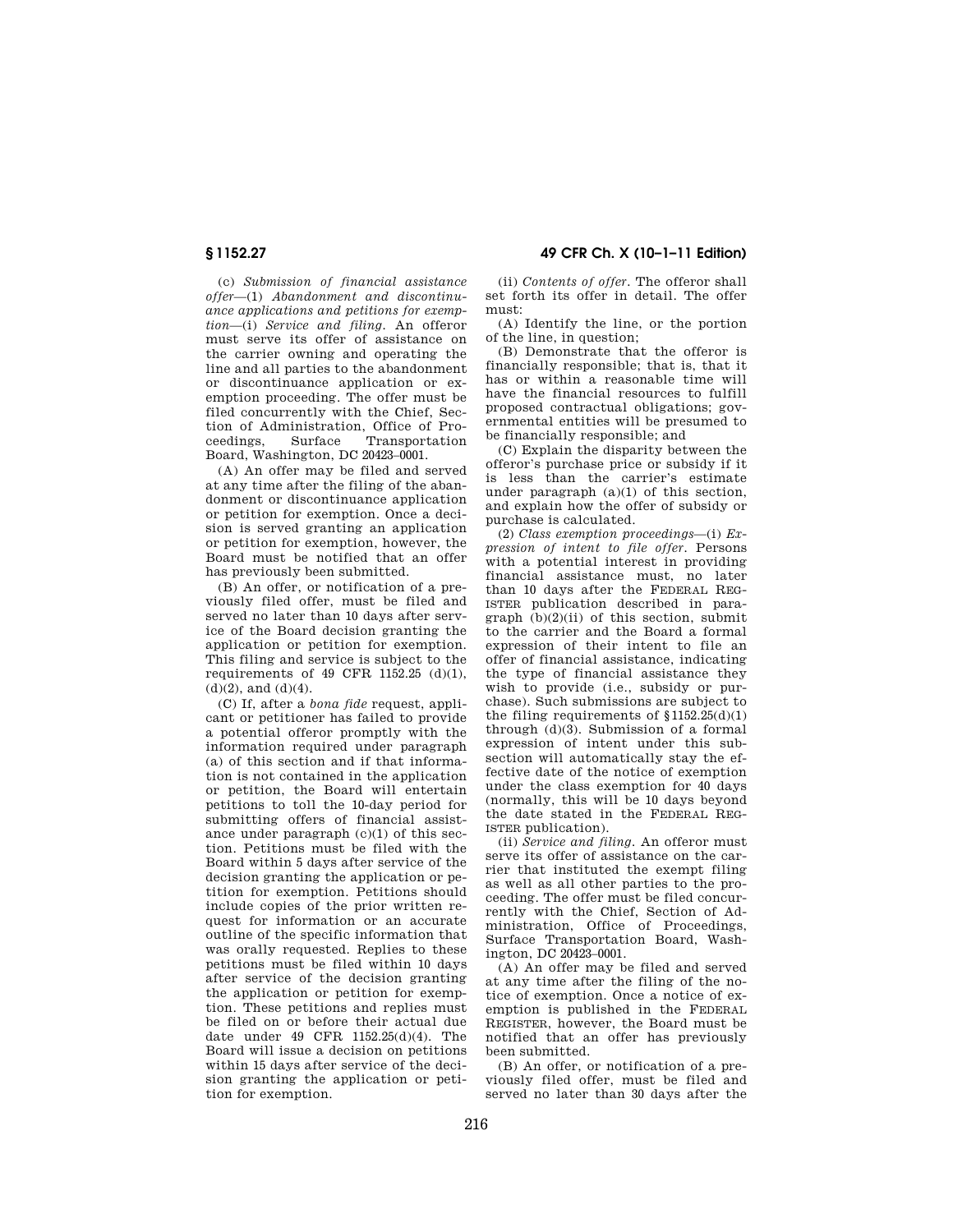(c) *Submission of financial assistance offer*—(1) *Abandonment and discontinuance applications and petitions for exemption*—(i) *Service and filing.* An offeror must serve its offer of assistance on the carrier owning and operating the line and all parties to the abandonment or discontinuance application or exemption proceeding. The offer must be filed concurrently with the Chief, Section of Administration, Office of Proceedings, Surface Transportation Board, Washington, DC 20423–0001.

(A) An offer may be filed and served at any time after the filing of the abandonment or discontinuance application or petition for exemption. Once a decision is served granting an application or petition for exemption, however, the Board must be notified that an offer has previously been submitted.

(B) An offer, or notification of a previously filed offer, must be filed and served no later than 10 days after service of the Board decision granting the application or petition for exemption. This filing and service is subject to the requirements of 49 CFR 1152.25 (d)(1), (d)(2), and (d)(4).

(C) If, after a *bona fide* request, applicant or petitioner has failed to provide a potential offeror promptly with the information required under paragraph (a) of this section and if that information is not contained in the application or petition, the Board will entertain petitions to toll the 10-day period for submitting offers of financial assistance under paragraph (c)(1) of this section. Petitions must be filed with the Board within 5 days after service of the decision granting the application or petition for exemption. Petitions should include copies of the prior written request for information or an accurate outline of the specific information that was orally requested. Replies to these petitions must be filed within 10 days after service of the decision granting the application or petition for exemption. These petitions and replies must be filed on or before their actual due date under 49 CFR 1152.25(d)(4). The Board will issue a decision on petitions within 15 days after service of the decision granting the application or petition for exemption.

(ii) *Contents of offer.* The offeror shall set forth its offer in detail. The offer must:

(A) Identify the line, or the portion of the line, in question;

(B) Demonstrate that the offeror is financially responsible; that is, that it has or within a reasonable time will have the financial resources to fulfill proposed contractual obligations; governmental entities will be presumed to be financially responsible; and

(C) Explain the disparity between the offeror's purchase price or subsidy if it is less than the carrier's estimate under paragraph (a)(1) of this section, and explain how the offer of subsidy or purchase is calculated.

(2) *Class exemption proceedings*—(i) *Expression of intent to file offer.* Persons with a potential interest in providing financial assistance must, no later than 10 days after the FEDERAL REGISTER publication described in paragraph (b)(2)(ii) of this section, submit to the carrier and the Board a formal expression of their intent to file an offer of financial assistance, indicating the type of financial assistance they wish to provide (i.e., subsidy or purchase). Such submissions are subject to the filing requirements of §1152.25(d)(1) through (d)(3). Submission of a formal expression of intent under this subsection will automatically stay the effective date of the notice of exemption under the class exemption for 40 days (normally, this will be 10 days beyond the date stated in the FEDERAL REGISTER publication).

(ii) *Service and filing.* An offeror must serve its offer of assistance on the carrier that instituted the exempt filing as well as all other parties to the proceeding. The offer must be filed concurrently with the Chief, Section of Administration, Office of Proceedings, Surface Transportation Board, Washington, DC 20423–0001.

(A) An offer may be filed and served at any time after the filing of the notice of exemption. Once a notice of exemption is published in the FEDERAL REGISTER, however, the Board must be notified that an offer has previously been submitted.

(B) An offer, or notification of a previously filed offer, must be filed and served no later than 30 days after the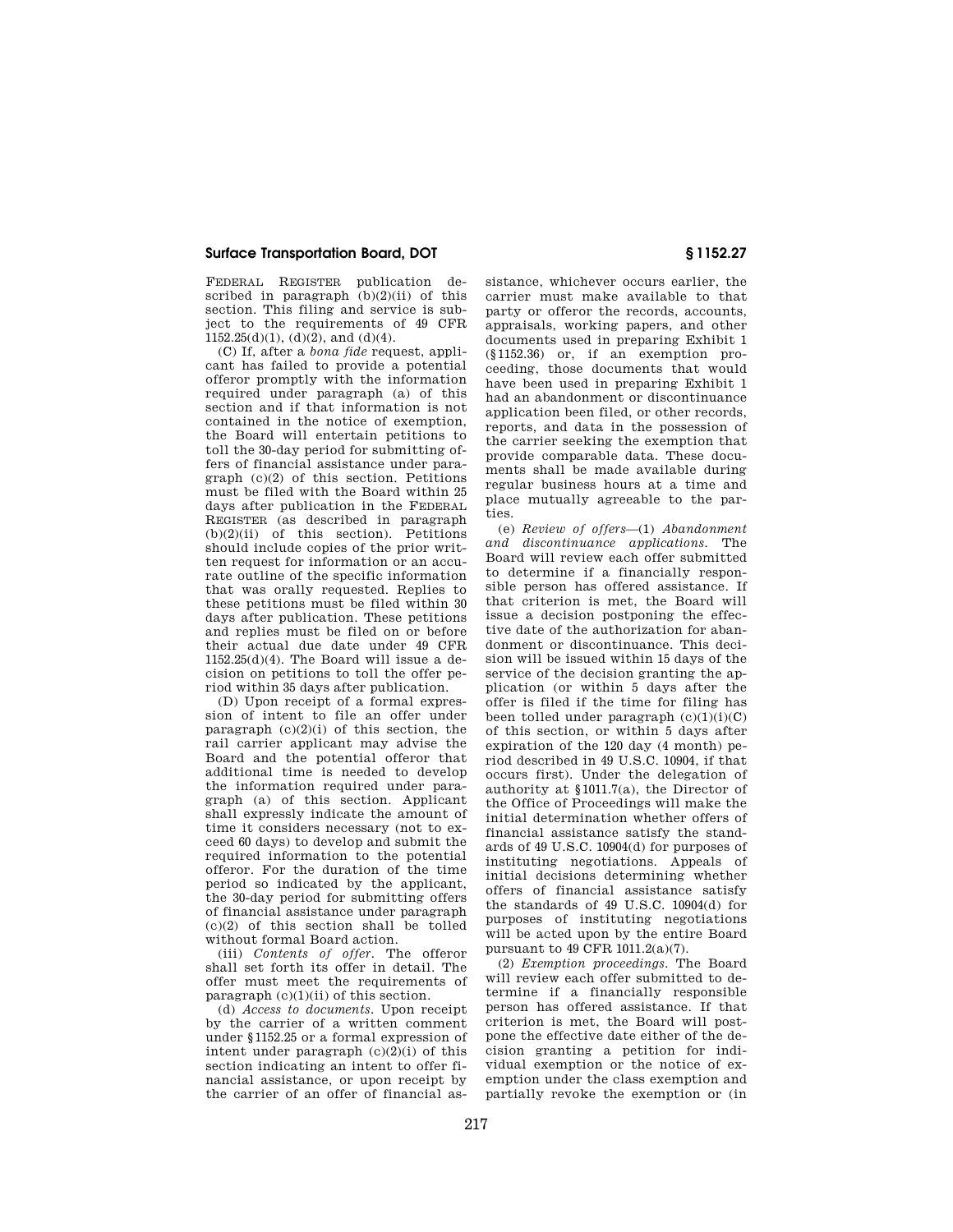FEDERAL REGISTER publication described in paragraph (b)(2)(ii) of this section. This filing and service is subject to the requirements of 49 CFR 1152.25(d)(1), (d)(2), and (d)(4).

(C) If, after a *bona fide* request, applicant has failed to provide a potential offeror promptly with the information required under paragraph (a) of this section and if that information is not contained in the notice of exemption, the Board will entertain petitions to toll the 30-day period for submitting offers of financial assistance under paragraph (c)(2) of this section. Petitions must be filed with the Board within 25 days after publication in the FEDERAL REGISTER (as described in paragraph (b)(2)(ii) of this section). Petitions should include copies of the prior written request for information or an accurate outline of the specific information that was orally requested. Replies to these petitions must be filed within 30 days after publication. These petitions and replies must be filed on or before their actual due date under 49 CFR 1152.25(d)(4). The Board will issue a decision on petitions to toll the offer period within 35 days after publication.

(D) Upon receipt of a formal expression of intent to file an offer under paragraph (c)(2)(i) of this section, the rail carrier applicant may advise the Board and the potential offeror that additional time is needed to develop the information required under paragraph (a) of this section. Applicant shall expressly indicate the amount of time it considers necessary (not to exceed 60 days) to develop and submit the required information to the potential offeror. For the duration of the time period so indicated by the applicant, the 30-day period for submitting offers of financial assistance under paragraph (c)(2) of this section shall be tolled without formal Board action.

(iii) *Contents of offer.* The offeror shall set forth its offer in detail. The offer must meet the requirements of paragraph (c)(1)(ii) of this section.

(d) *Access to documents.* Upon receipt by the carrier of a written comment under §1152.25 or a formal expression of intent under paragraph (c)(2)(i) of this section indicating an intent to offer financial assistance, or upon receipt by the carrier of an offer of financial assistance, whichever occurs earlier, the carrier must make available to that party or offeror the records, accounts, appraisals, working papers, and other documents used in preparing Exhibit 1 (§1152.36) or, if an exemption proceeding, those documents that would have been used in preparing Exhibit 1 had an abandonment or discontinuance application been filed, or other records, reports, and data in the possession of the carrier seeking the exemption that provide comparable data. These documents shall be made available during regular business hours at a time and place mutually agreeable to the parties.

(e) *Review of offers*—(1) *Abandonment and discontinuance applications.* The Board will review each offer submitted to determine if a financially responsible person has offered assistance. If that criterion is met, the Board will issue a decision postponing the effective date of the authorization for abandonment or discontinuance. This decision will be issued within 15 days of the service of the decision granting the application (or within 5 days after the offer is filed if the time for filing has been tolled under paragraph (c)(1)(i)(C) of this section, or within 5 days after expiration of the 120 day (4 month) period described in 49 U.S.C. 10904, if that occurs first). Under the delegation of authority at §1011.7(a), the Director of the Office of Proceedings will make the initial determination whether offers of financial assistance satisfy the standards of 49 U.S.C. 10904(d) for purposes of instituting negotiations. Appeals of initial decisions determining whether offers of financial assistance satisfy the standards of 49 U.S.C. 10904(d) for purposes of instituting negotiations will be acted upon by the entire Board pursuant to 49 CFR 1011.2(a)(7).

(2) *Exemption proceedings.* The Board will review each offer submitted to determine if a financially responsible person has offered assistance. If that criterion is met, the Board will postpone the effective date either of the decision granting a petition for individual exemption or the notice of exemption under the class exemption and partially revoke the exemption or (in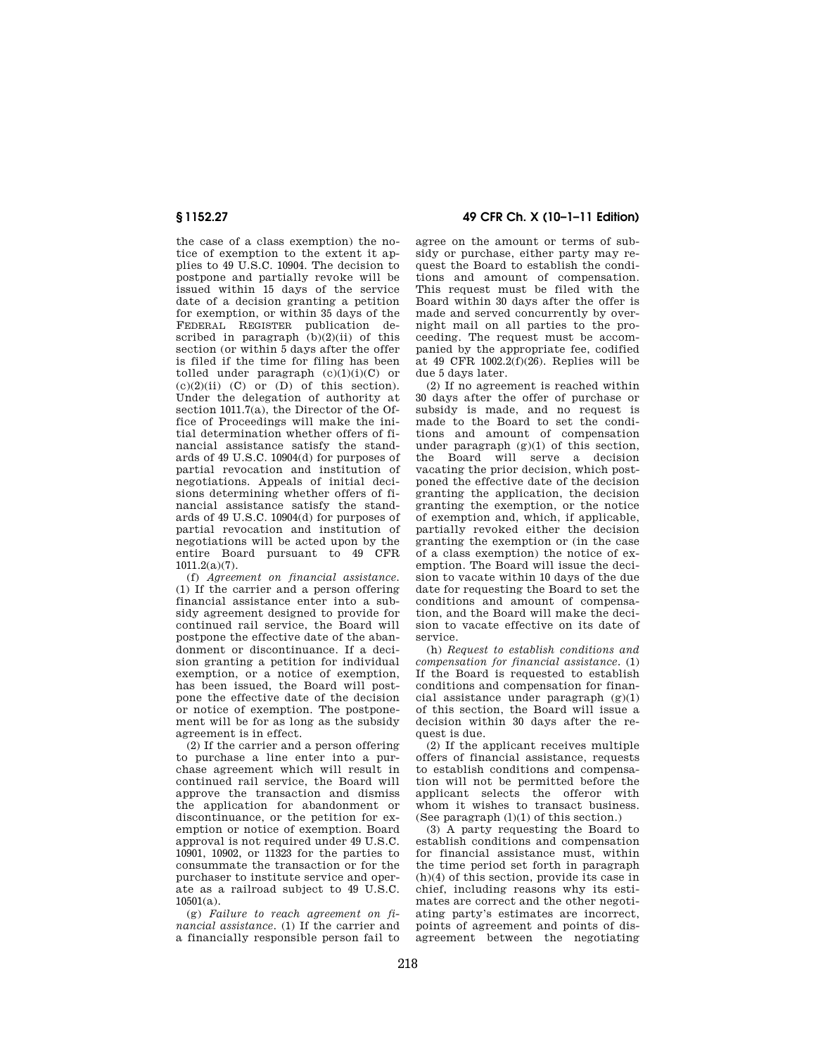the case of a class exemption) the notice of exemption to the extent it applies to 49 U.S.C. 10904. The decision to postpone and partially revoke will be issued within 15 days of the service date of a decision granting a petition for exemption, or within 35 days of the FEDERAL REGISTER publication described in paragraph (b)(2)(ii) of this section (or within 5 days after the offer is filed if the time for filing has been tolled under paragraph (c)(1)(i)(C) or (c)(2)(ii) (C) or (D) of this section). Under the delegation of authority at section 1011.7(a), the Director of the Office of Proceedings will make the initial determination whether offers of financial assistance satisfy the standards of 49 U.S.C. 10904(d) for purposes of partial revocation and institution of negotiations. Appeals of initial decisions determining whether offers of financial assistance satisfy the standards of 49 U.S.C. 10904(d) for purposes of partial revocation and institution of negotiations will be acted upon by the entire Board pursuant to 49 CFR 1011.2(a)(7).

(f) *Agreement on financial assistance.* (1) If the carrier and a person offering financial assistance enter into a subsidy agreement designed to provide for continued rail service, the Board will postpone the effective date of the abandonment or discontinuance. If a decision granting a petition for individual exemption, or a notice of exemption, has been issued, the Board will postpone the effective date of the decision or notice of exemption. The postponement will be for as long as the subsidy agreement is in effect.

(2) If the carrier and a person offering to purchase a line enter into a purchase agreement which will result in continued rail service, the Board will approve the transaction and dismiss the application for abandonment or discontinuance, or the petition for exemption or notice of exemption. Board approval is not required under 49 U.S.C. 10901, 10902, or 11323 for the parties to consummate the transaction or for the purchaser to institute service and operate as a railroad subject to 49 U.S.C. 10501(a).

(g) *Failure to reach agreement on financial assistance.* (1) If the carrier and a financially responsible person fail to agree on the amount or terms of subsidy or purchase, either party may request the Board to establish the conditions and amount of compensation. This request must be filed with the Board within 30 days after the offer is made and served concurrently by overnight mail on all parties to the proceeding. The request must be accompanied by the appropriate fee, codified at 49 CFR 1002.2(f)(26). Replies will be due 5 days later.

(2) If no agreement is reached within 30 days after the offer of purchase or subsidy is made, and no request is made to the Board to set the conditions and amount of compensation under paragraph (g)(1) of this section, the Board will serve a decision vacating the prior decision, which postponed the effective date of the decision granting the application, the decision granting the exemption, or the notice of exemption and, which, if applicable, partially revoked either the decision granting the exemption or (in the case of a class exemption) the notice of exemption. The Board will issue the decision to vacate within 10 days of the due date for requesting the Board to set the conditions and amount of compensation, and the Board will make the decision to vacate effective on its date of service.

(h) *Request to establish conditions and compensation for financial assistance.* (1) If the Board is requested to establish conditions and compensation for financial assistance under paragraph (g)(1) of this section, the Board will issue a decision within 30 days after the request is due.

(2) If the applicant receives multiple offers of financial assistance, requests to establish conditions and compensation will not be permitted before the applicant selects the offeror with whom it wishes to transact business. (See paragraph (l)(1) of this section.)

(3) A party requesting the Board to establish conditions and compensation for financial assistance must, within the time period set forth in paragraph (h)(4) of this section, provide its case in chief, including reasons why its estimates are correct and the other negotiating party's estimates are incorrect, points of agreement and points of disagreement between the negotiating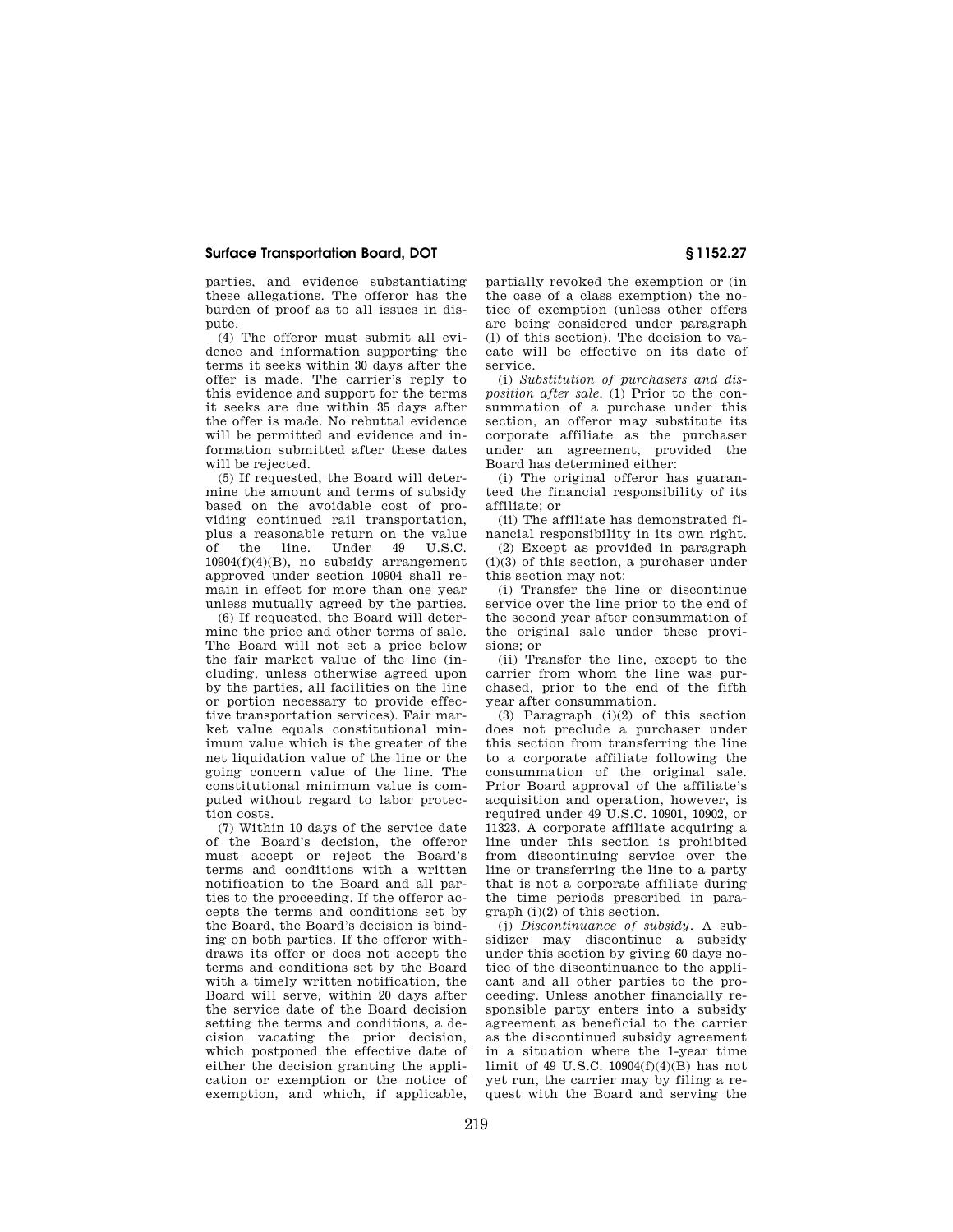parties, and evidence substantiating these allegations. The offeror has the burden of proof as to all issues in dispute.

(4) The offeror must submit all evidence and information supporting the terms it seeks within 30 days after the offer is made. The carrier's reply to this evidence and support for the terms it seeks are due within 35 days after the offer is made. No rebuttal evidence will be permitted and evidence and information submitted after these dates will be rejected.

(5) If requested, the Board will determine the amount and terms of subsidy based on the avoidable cost of providing continued rail transportation, plus a reasonable return on the value of the line. Under 49 U.S.C. 10904(f)(4)(B), no subsidy arrangement approved under section 10904 shall remain in effect for more than one year unless mutually agreed by the parties.

(6) If requested, the Board will determine the price and other terms of sale. The Board will not set a price below the fair market value of the line (including, unless otherwise agreed upon by the parties, all facilities on the line or portion necessary to provide effective transportation services). Fair market value equals constitutional minimum value which is the greater of the net liquidation value of the line or the going concern value of the line. The constitutional minimum value is computed without regard to labor protection costs.

(7) Within 10 days of the service date of the Board's decision, the offeror must accept or reject the Board's terms and conditions with a written notification to the Board and all parties to the proceeding. If the offeror accepts the terms and conditions set by the Board, the Board's decision is binding on both parties. If the offeror withdraws its offer or does not accept the terms and conditions set by the Board with a timely written notification, the Board will serve, within 20 days after the service date of the Board decision setting the terms and conditions, a decision vacating the prior decision, which postponed the effective date of either the decision granting the application or exemption or the notice of exemption, and which, if applicable, partially revoked the exemption or (in the case of a class exemption) the notice of exemption (unless other offers are being considered under paragraph (l) of this section). The decision to vacate will be effective on its date of service.

(i) *Substitution of purchasers and disposition after sale.* (1) Prior to the consummation of a purchase under this section, an offeror may substitute its corporate affiliate as the purchaser under an agreement, provided the Board has determined either:

(i) The original offeror has guaranteed the financial responsibility of its affiliate; or

(ii) The affiliate has demonstrated financial responsibility in its own right.

(2) Except as provided in paragraph (i)(3) of this section, a purchaser under this section may not:

(i) Transfer the line or discontinue service over the line prior to the end of the second year after consummation of the original sale under these provisions; or

(ii) Transfer the line, except to the carrier from whom the line was purchased, prior to the end of the fifth year after consummation.

(3) Paragraph (i)(2) of this section does not preclude a purchaser under this section from transferring the line to a corporate affiliate following the consummation of the original sale. Prior Board approval of the affiliate's acquisition and operation, however, is required under 49 U.S.C. 10901, 10902, or 11323. A corporate affiliate acquiring a line under this section is prohibited from discontinuing service over the line or transferring the line to a party that is not a corporate affiliate during the time periods prescribed in paragraph (i)(2) of this section.

(j) *Discontinuance of subsidy.* A subsidizer may discontinue a subsidy under this section by giving 60 days notice of the discontinuance to the applicant and all other parties to the proceeding. Unless another financially responsible party enters into a subsidy agreement as beneficial to the carrier as the discontinued subsidy agreement in a situation where the 1-year time limit of 49 U.S.C. 10904(f)(4)(B) has not yet run, the carrier may by filing a request with the Board and serving the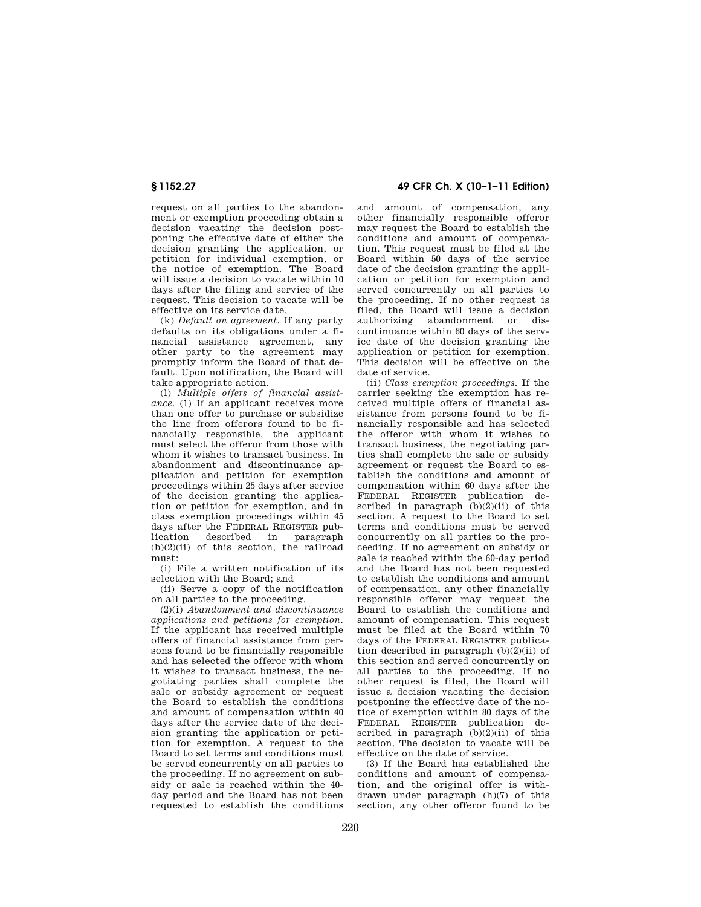request on all parties to the abandonment or exemption proceeding obtain a decision vacating the decision postponing the effective date of either the decision granting the application, or petition for individual exemption, or the notice of exemption. The Board will issue a decision to vacate within 10 days after the filing and service of the request. This decision to vacate will be effective on its service date.

(k) *Default on agreement.* If any party defaults on its obligations under a financial assistance agreement, any other party to the agreement may promptly inform the Board of that default. Upon notification, the Board will take appropriate action.

(l) *Multiple offers of financial assistance.* (1) If an applicant receives more than one offer to purchase or subsidize the line from offerors found to be financially responsible, the applicant must select the offeror from those with whom it wishes to transact business. In abandonment and discontinuance application and petition for exemption proceedings within 25 days after service of the decision granting the application or petition for exemption, and in class exemption proceedings within 45 days after the FEDERAL REGISTER publication described in paragraph (b)(2)(ii) of this section, the railroad must:

(i) File a written notification of its selection with the Board; and

(ii) Serve a copy of the notification on all parties to the proceeding.

(2)(i) *Abandonment and discontinuance applications and petitions for exemption.* If the applicant has received multiple offers of financial assistance from persons found to be financially responsible and has selected the offeror with whom it wishes to transact business, the negotiating parties shall complete the sale or subsidy agreement or request the Board to establish the conditions and amount of compensation within 40 days after the service date of the decision granting the application or petition for exemption. A request to the Board to set terms and conditions must be served concurrently on all parties to the proceeding. If no agreement on subsidy or sale is reached within the 40-day period and the Board has not been requested to establish the conditions and amount of compensation, any other financially responsible offeror may request the Board to establish the conditions and amount of compensation. This request must be filed at the Board within 50 days of the service date of the decision granting the application or petition for exemption and served concurrently on all parties to the proceeding. If no other request is filed, the Board will issue a decision authorizing abandonment or discontinuance within 60 days of the service date of the decision granting the application or petition for exemption. This decision will be effective on the date of service.

(ii) *Class exemption proceedings.* If the carrier seeking the exemption has received multiple offers of financial assistance from persons found to be financially responsible and has selected the offeror with whom it wishes to transact business, the negotiating parties shall complete the sale or subsidy agreement or request the Board to establish the conditions and amount of compensation within 60 days after the FEDERAL REGISTER publication described in paragraph (b)(2)(ii) of this section. A request to the Board to set terms and conditions must be served concurrently on all parties to the proceeding. If no agreement on subsidy or sale is reached within the 60-day period and the Board has not been requested to establish the conditions and amount of compensation, any other financially responsible offeror may request the Board to establish the conditions and amount of compensation. This request must be filed at the Board within 70 days of the FEDERAL REGISTER publication described in paragraph (b)(2)(ii) of this section and served concurrently on all parties to the proceeding. If no other request is filed, the Board will issue a decision vacating the decision postponing the effective date of the notice of exemption within 80 days of the FEDERAL REGISTER publication described in paragraph (b)(2)(ii) of this section. The decision to vacate will be effective on the date of service.

(3) If the Board has established the conditions and amount of compensation, and the original offer is withdrawn under paragraph (h)(7) of this section, any other offeror found to be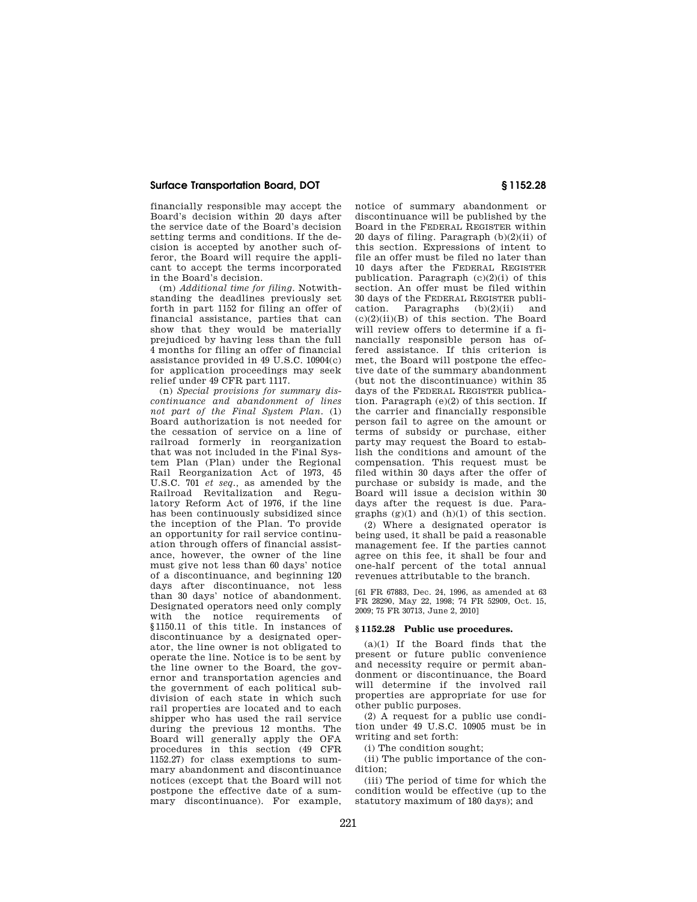financially responsible may accept the Board's decision within 20 days after the service date of the Board's decision setting terms and conditions. If the decision is accepted by another such offeror, the Board will require the applicant to accept the terms incorporated in the Board's decision.

(m) *Additional time for filing.* Notwithstanding the deadlines previously set forth in part 1152 for filing an offer of financial assistance, parties that can show that they would be materially prejudiced by having less than the full 4 months for filing an offer of financial assistance provided in 49 U.S.C. 10904(c) for application proceedings may seek relief under 49 CFR part 1117.

(n) *Special provisions for summary discontinuance and abandonment of lines not part of the Final System Plan.* (1) Board authorization is not needed for the cessation of service on a line of railroad formerly in reorganization that was not included in the Final System Plan (Plan) under the Regional Rail Reorganization Act of 1973, 45 U.S.C. 701 *et seq.*, as amended by the Railroad Revitalization and Regulatory Reform Act of 1976, if the line has been continuously subsidized since the inception of the Plan. To provide an opportunity for rail service continuation through offers of financial assistance, however, the owner of the line must give not less than 60 days' notice of a discontinuance, and beginning 120 days after discontinuance, not less than 30 days' notice of abandonment. Designated operators need only comply with the notice requirements of §1150.11 of this title. In instances of discontinuance by a designated operator, the line owner is not obligated to operate the line. Notice is to be sent by the line owner to the Board, the governor and transportation agencies and the government of each political subdivision of each state in which such rail properties are located and to each shipper who has used the rail service during the previous 12 months. The Board will generally apply the OFA procedures in this section (49 CFR 1152.27) for class exemptions to summary abandonment and discontinuance notices (except that the Board will not postpone the effective date of a summary discontinuance). For example, notice of summary abandonment or discontinuance will be published by the Board in the FEDERAL REGISTER within 20 days of filing. Paragraph (b)(2)(ii) of this section. Expressions of intent to file an offer must be filed no later than 10 days after the FEDERAL REGISTER publication. Paragraph (c)(2)(i) of this section. An offer must be filed within 30 days of the FEDERAL REGISTER publication. Paragraphs (b)(2)(ii) and (c)(2)(ii)(B) of this section. The Board will review offers to determine if a financially responsible person has offered assistance. If this criterion is met, the Board will postpone the effective date of the summary abandonment (but not the discontinuance) within 35 days of the FEDERAL REGISTER publication. Paragraph (e)(2) of this section. If the carrier and financially responsible person fail to agree on the amount or terms of subsidy or purchase, either party may request the Board to establish the conditions and amount of the compensation. This request must be filed within 30 days after the offer of purchase or subsidy is made, and the Board will issue a decision within 30 days after the request is due. Paragraphs (g)(1) and (h)(1) of this section.

(2) Where a designated operator is being used, it shall be paid a reasonable management fee. If the parties cannot agree on this fee, it shall be four and one-half percent of the total annual revenues attributable to the branch.

[61 FR 67883, Dec. 24, 1996, as amended at 63 FR 28290, May 22, 1998; 74 FR 52909, Oct. 15, 2009; 75 FR 30713, June 2, 2010]

## §1152.28 Public use procedures.

(a)(1) If the Board finds that the present or future public convenience and necessity require or permit abandonment or discontinuance, the Board will determine if the involved rail properties are appropriate for use for other public purposes.

(2) A request for a public use condition under 49 U.S.C. 10905 must be in writing and set forth:

(i) The condition sought;

(ii) The public importance of the condition;

(iii) The period of time for which the condition would be effective (up to the statutory maximum of 180 days); and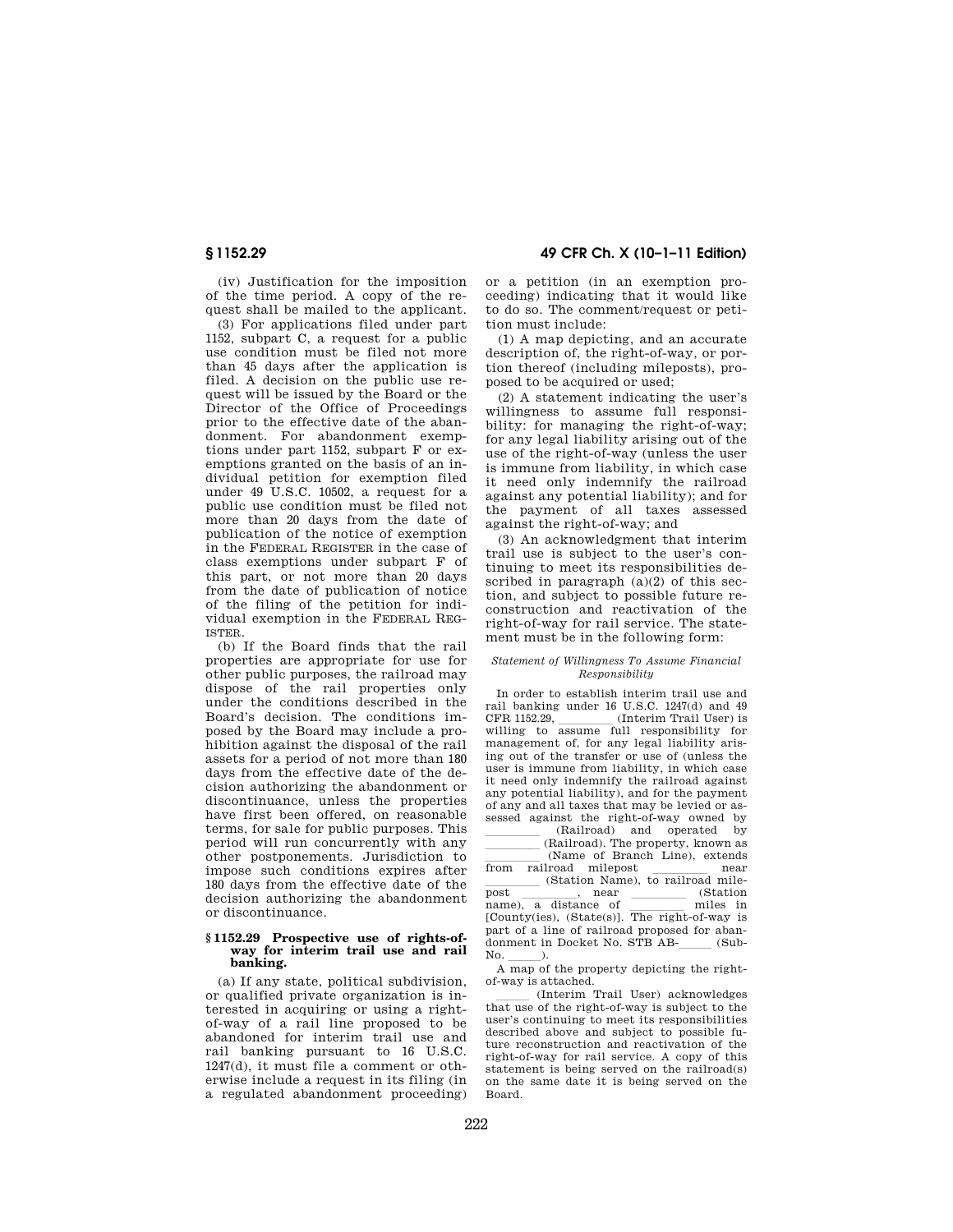(iv) Justification for the imposition of the time period. A copy of the request shall be mailed to the applicant.

(3) For applications filed under part 1152, subpart C, a request for a public use condition must be filed not more than 45 days after the application is filed. A decision on the public use request will be issued by the Board or the Director of the Office of Proceedings prior to the effective date of the abandonment. For abandonment exemptions under part 1152, subpart F or exemptions granted on the basis of an individual petition for exemption filed under 49 U.S.C. 10502, a request for a public use condition must be filed not more than 20 days from the date of publication of the notice of exemption in the FEDERAL REGISTER in the case of class exemptions under subpart F of this part, or not more than 20 days from the date of publication of notice of the filing of the petition for individual exemption in the FEDERAL REGISTER.

(b) If the Board finds that the rail properties are appropriate for use for other public purposes, the railroad may dispose of the rail properties only under the conditions described in the Board's decision. The conditions imposed by the Board may include a prohibition against the disposal of the rail assets for a period of not more than 180 days from the effective date of the decision authorizing the abandonment or discontinuance, unless the properties have first been offered, on reasonable terms, for sale for public purposes. This period will run concurrently with any other postponements. Jurisdiction to impose such conditions expires after 180 days from the effective date of the decision authorizing the abandonment or discontinuance.

### § 1152.29 Prospective use of rights-of-way for interim trail use and rail banking.

(a) If any state, political subdivision, or qualified private organization is interested in acquiring or using a right-of-way of a rail line proposed to be abandoned for interim trail use and rail banking pursuant to 16 U.S.C. 1247(d), it must file a comment or otherwise include a request in its filing (in a regulated abandonment proceeding) or a petition (in an exemption proceeding) indicating that it would like to do so. The comment/request or petition must include:

(1) A map depicting, and an accurate description of, the right-of-way, or portion thereof (including mileposts), proposed to be acquired or used;

(2) A statement indicating the user's willingness to assume full responsibility: for managing the right-of-way; for any legal liability arising out of the use of the right-of-way (unless the user is immune from liability, in which case it need only indemnify the railroad against any potential liability); and for the payment of all taxes assessed against the right-of-way; and

(3) An acknowledgment that interim trail use is subject to the user's continuing to meet its responsibilities described in paragraph (a)(2) of this section, and subject to possible future reconstruction and reactivation of the right-of-way for rail service. The statement must be in the following form:

*Statement of Willingness To Assume Financial Responsibility*

In order to establish interim trail use and rail banking under 16 U.S.C. 1247(d) and 49 CFR 1152.29, _________ (Interim Trail User) is willing to assume full responsibility for management of, for any legal liability arising out of the transfer or use of (unless the user is immune from liability, in which case it need only indemnify the railroad against any potential liability), and for the payment of any and all taxes that may be levied or assessed against the right-of-way owned by _________ (Railroad) and operated by _________ (Railroad). The property, known as _________ (Name of Branch Line), extends from railroad milepost _________ near _________ (Station Name), to railroad milepost _________, near _________ (Station name), a distance of _________ miles in [County(ies), (State(s)]. The right-of-way is part of a line of railroad proposed for abandonment in Docket No. STB AB-_____ (Sub-No. _____).

A map of the property depicting the right-of-way is attached.

_____ (Interim Trail User) acknowledges that use of the right-of-way is subject to the user's continuing to meet its responsibilities described above and subject to possible future reconstruction and reactivation of the right-of-way for rail service. A copy of this statement is being served on the railroad(s) on the same date it is being served on the Board.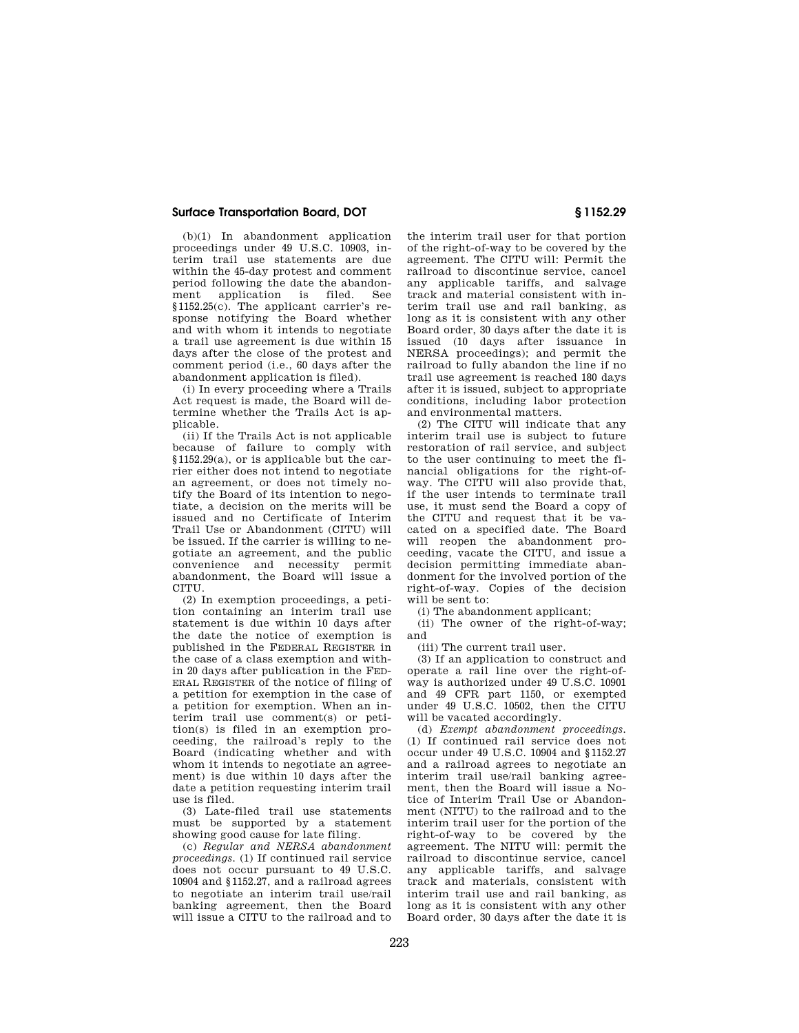(b)(1) In abandonment application proceedings under 49 U.S.C. 10903, interim trail use statements are due within the 45-day protest and comment period following the date the abandonment application is filed. See §1152.25(c). The applicant carrier's response notifying the Board whether and with whom it intends to negotiate a trail use agreement is due within 15 days after the close of the protest and comment period (i.e., 60 days after the abandonment application is filed).

(i) In every proceeding where a Trails Act request is made, the Board will determine whether the Trails Act is applicable.

(ii) If the Trails Act is not applicable because of failure to comply with §1152.29(a), or is applicable but the carrier either does not intend to negotiate an agreement, or does not timely notify the Board of its intention to negotiate, a decision on the merits will be issued and no Certificate of Interim Trail Use or Abandonment (CITU) will be issued. If the carrier is willing to negotiate an agreement, and the public convenience and necessity permit abandonment, the Board will issue a CITU.

(2) In exemption proceedings, a petition containing an interim trail use statement is due within 10 days after the date the notice of exemption is published in the FEDERAL REGISTER in the case of a class exemption and within 20 days after publication in the FEDERAL REGISTER of the notice of filing of a petition for exemption in the case of a petition for exemption. When an interim trail use comment(s) or petition(s) is filed in an exemption proceeding, the railroad's reply to the Board (indicating whether and with whom it intends to negotiate an agreement) is due within 10 days after the date a petition requesting interim trail use is filed.

(3) Late-filed trail use statements must be supported by a statement showing good cause for late filing.

(c) *Regular and NERSA abandonment proceedings.* (1) If continued rail service does not occur pursuant to 49 U.S.C. 10904 and §1152.27, and a railroad agrees to negotiate an interim trail use/rail banking agreement, then the Board will issue a CITU to the railroad and to the interim trail user for that portion of the right-of-way to be covered by the agreement. The CITU will: Permit the railroad to discontinue service, cancel any applicable tariffs, and salvage track and material consistent with interim trail use and rail banking, as long as it is consistent with any other Board order, 30 days after the date it is issued (10 days after issuance in NERSA proceedings); and permit the railroad to fully abandon the line if no trail use agreement is reached 180 days after it is issued, subject to appropriate conditions, including labor protection and environmental matters.

(2) The CITU will indicate that any interim trail use is subject to future restoration of rail service, and subject to the user continuing to meet the financial obligations for the right-of-way. The CITU will also provide that, if the user intends to terminate trail use, it must send the Board a copy of the CITU and request that it be vacated on a specified date. The Board will reopen the abandonment proceeding, vacate the CITU, and issue a decision permitting immediate abandonment for the involved portion of the right-of-way. Copies of the decision will be sent to:

(i) The abandonment applicant;

(ii) The owner of the right-of-way; and

(iii) The current trail user.

(3) If an application to construct and operate a rail line over the right-of-way is authorized under 49 U.S.C. 10901 and 49 CFR part 1150, or exempted under 49 U.S.C. 10502, then the CITU will be vacated accordingly.

(d) *Exempt abandonment proceedings.* (1) If continued rail service does not occur under 49 U.S.C. 10904 and §1152.27 and a railroad agrees to negotiate an interim trail use/rail banking agreement, then the Board will issue a Notice of Interim Trail Use or Abandonment (NITU) to the railroad and to the interim trail user for the portion of the right-of-way to be covered by the agreement. The NITU will: permit the railroad to discontinue service, cancel any applicable tariffs, and salvage track and materials, consistent with interim trail use and rail banking, as long as it is consistent with any other Board order, 30 days after the date it is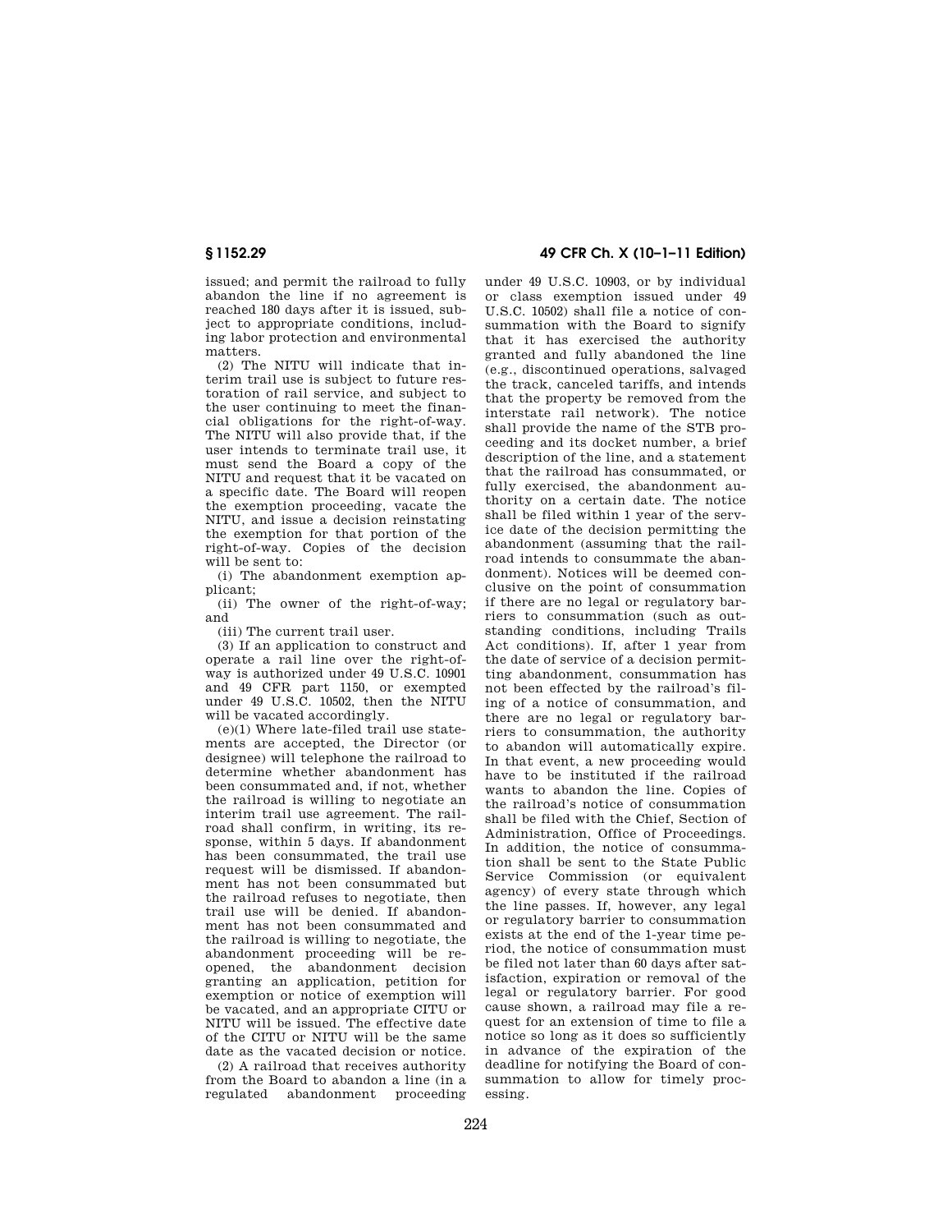issued; and permit the railroad to fully abandon the line if no agreement is reached 180 days after it is issued, subject to appropriate conditions, including labor protection and environmental matters.

(2) The NITU will indicate that interim trail use is subject to future restoration of rail service, and subject to the user continuing to meet the financial obligations for the right-of-way. The NITU will also provide that, if the user intends to terminate trail use, it must send the Board a copy of the NITU and request that it be vacated on a specific date. The Board will reopen the exemption proceeding, vacate the NITU, and issue a decision reinstating the exemption for that portion of the right-of-way. Copies of the decision will be sent to:

(i) The abandonment exemption applicant;

(ii) The owner of the right-of-way; and

(iii) The current trail user.

(3) If an application to construct and operate a rail line over the right-of-way is authorized under 49 U.S.C. 10901 and 49 CFR part 1150, or exempted under 49 U.S.C. 10502, then the NITU will be vacated accordingly.

(e)(1) Where late-filed trail use statements are accepted, the Director (or designee) will telephone the railroad to determine whether abandonment has been consummated and, if not, whether the railroad is willing to negotiate an interim trail use agreement. The railroad shall confirm, in writing, its response, within 5 days. If abandonment has been consummated, the trail use request will be dismissed. If abandonment has not been consummated but the railroad refuses to negotiate, then trail use will be denied. If abandonment has not been consummated and the railroad is willing to negotiate, the abandonment proceeding will be reopened, the abandonment decision granting an application, petition for exemption or notice of exemption will be vacated, and an appropriate CITU or NITU will be issued. The effective date of the CITU or NITU will be the same date as the vacated decision or notice.

(2) A railroad that receives authority from the Board to abandon a line (in a regulated abandonment proceeding under 49 U.S.C. 10903, or by individual or class exemption issued under 49 U.S.C. 10502) shall file a notice of consummation with the Board to signify that it has exercised the authority granted and fully abandoned the line (e.g., discontinued operations, salvaged the track, canceled tariffs, and intends that the property be removed from the interstate rail network). The notice shall provide the name of the STB proceeding and its docket number, a brief description of the line, and a statement that the railroad has consummated, or fully exercised, the abandonment authority on a certain date. The notice shall be filed within 1 year of the service date of the decision permitting the abandonment (assuming that the railroad intends to consummate the abandonment). Notices will be deemed conclusive on the point of consummation if there are no legal or regulatory barriers to consummation (such as outstanding conditions, including Trails Act conditions). If, after 1 year from the date of service of a decision permitting abandonment, consummation has not been effected by the railroad's filing of a notice of consummation, and there are no legal or regulatory barriers to consummation, the authority to abandon will automatically expire. In that event, a new proceeding would have to be instituted if the railroad wants to abandon the line. Copies of the railroad's notice of consummation shall be filed with the Chief, Section of Administration, Office of Proceedings. In addition, the notice of consummation shall be sent to the State Public Service Commission (or equivalent agency) of every state through which the line passes. If, however, any legal or regulatory barrier to consummation exists at the end of the 1-year time period, the notice of consummation must be filed not later than 60 days after satisfaction, expiration or removal of the legal or regulatory barrier. For good cause shown, a railroad may file a request for an extension of time to file a notice so long as it does so sufficiently in advance of the expiration of the deadline for notifying the Board of consummation to allow for timely processing.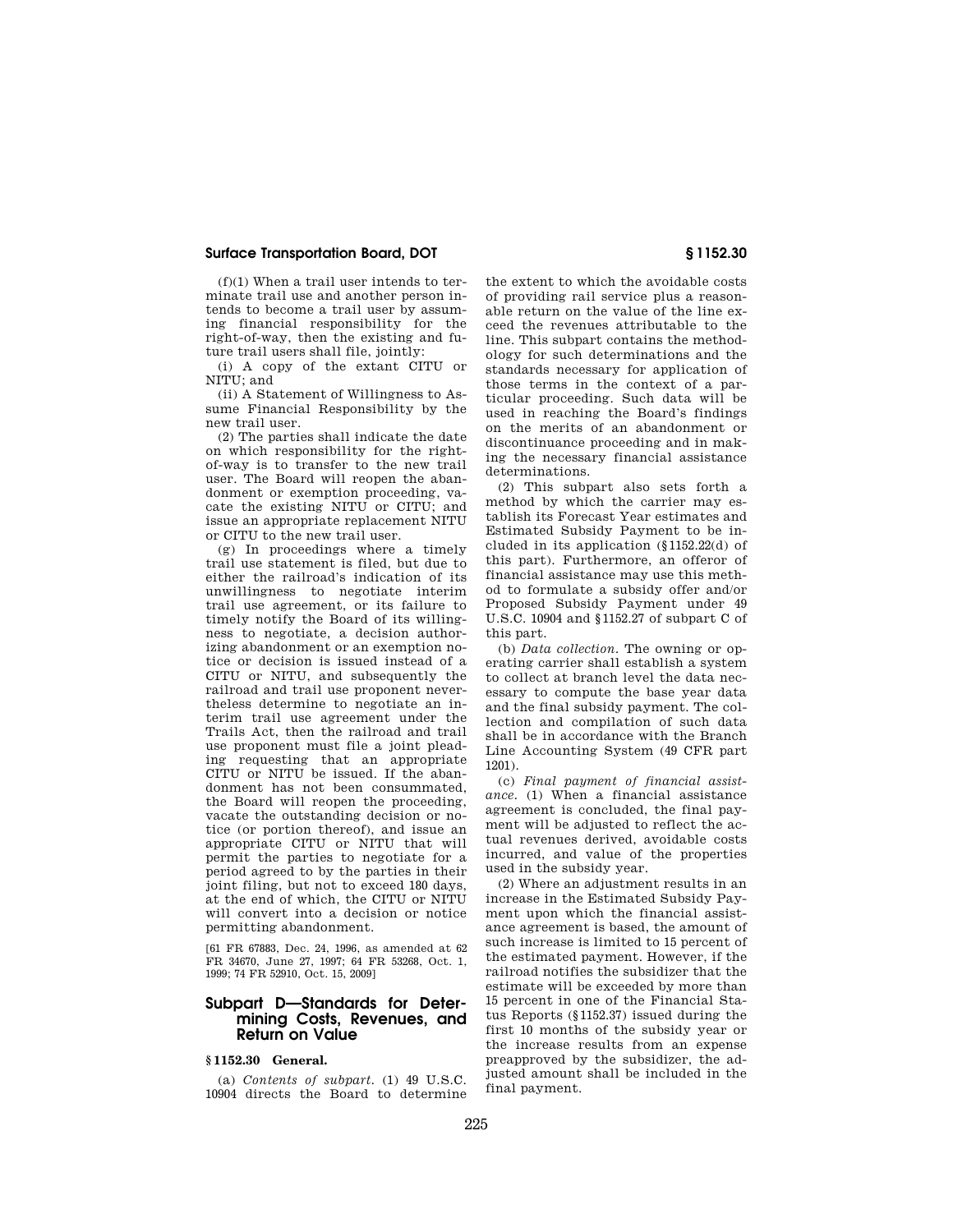(f)(1) When a trail user intends to terminate trail use and another person intends to become a trail user by assuming financial responsibility for the right-of-way, then the existing and future trail users shall file, jointly:

(i) A copy of the extant CITU or NITU; and

(ii) A Statement of Willingness to Assume Financial Responsibility by the new trail user.

(2) The parties shall indicate the date on which responsibility for the right-of-way is to transfer to the new trail user. The Board will reopen the abandonment or exemption proceeding, vacate the existing NITU or CITU; and issue an appropriate replacement NITU or CITU to the new trail user.

(g) In proceedings where a timely trail use statement is filed, but due to either the railroad's indication of its unwillingness to negotiate interim trail use agreement, or its failure to timely notify the Board of its willingness to negotiate, a decision authorizing abandonment or an exemption notice or decision is issued instead of a CITU or NITU, and subsequently the railroad and trail use proponent nevertheless determine to negotiate an interim trail use agreement under the Trails Act, then the railroad and trail use proponent must file a joint pleading requesting that an appropriate CITU or NITU be issued. If the abandonment has not been consummated, the Board will reopen the proceeding, vacate the outstanding decision or notice (or portion thereof), and issue an appropriate CITU or NITU that will permit the parties to negotiate for a period agreed to by the parties in their joint filing, but not to exceed 180 days, at the end of which, the CITU or NITU will convert into a decision or notice permitting abandonment.

[61 FR 67883, Dec. 24, 1996, as amended at 62 FR 34670, June 27, 1997; 64 FR 53268, Oct. 1, 1999; 74 FR 52910, Oct. 15, 2009]

## Subpart D—Standards for Determining Costs, Revenues, and Return on Value

### § 1152.30 General.

(a) *Contents of subpart.* (1) 49 U.S.C. 10904 directs the Board to determine the extent to which the avoidable costs of providing rail service plus a reasonable return on the value of the line exceed the revenues attributable to the line. This subpart contains the methodology for such determinations and the standards necessary for application of those terms in the context of a particular proceeding. Such data will be used in reaching the Board's findings on the merits of an abandonment or discontinuance proceeding and in making the necessary financial assistance determinations.

(2) This subpart also sets forth a method by which the carrier may establish its Forecast Year estimates and Estimated Subsidy Payment to be included in its application (§ 1152.22(d) of this part). Furthermore, an offeror of financial assistance may use this method to formulate a subsidy offer and/or Proposed Subsidy Payment under 49 U.S.C. 10904 and § 1152.27 of subpart C of this part.

(b) *Data collection.* The owning or operating carrier shall establish a system to collect at branch level the data necessary to compute the base year data and the final subsidy payment. The collection and compilation of such data shall be in accordance with the Branch Line Accounting System (49 CFR part 1201).

(c) *Final payment of financial assistance.* (1) When a financial assistance agreement is concluded, the final payment will be adjusted to reflect the actual revenues derived, avoidable costs incurred, and value of the properties used in the subsidy year.

(2) Where an adjustment results in an increase in the Estimated Subsidy Payment upon which the financial assistance agreement is based, the amount of such increase is limited to 15 percent of the estimated payment. However, if the railroad notifies the subsidizer that the estimate will be exceeded by more than 15 percent in one of the Financial Status Reports (§ 1152.37) issued during the first 10 months of the subsidy year or the increase results from an expense preapproved by the subsidizer, the adjusted amount shall be included in the final payment.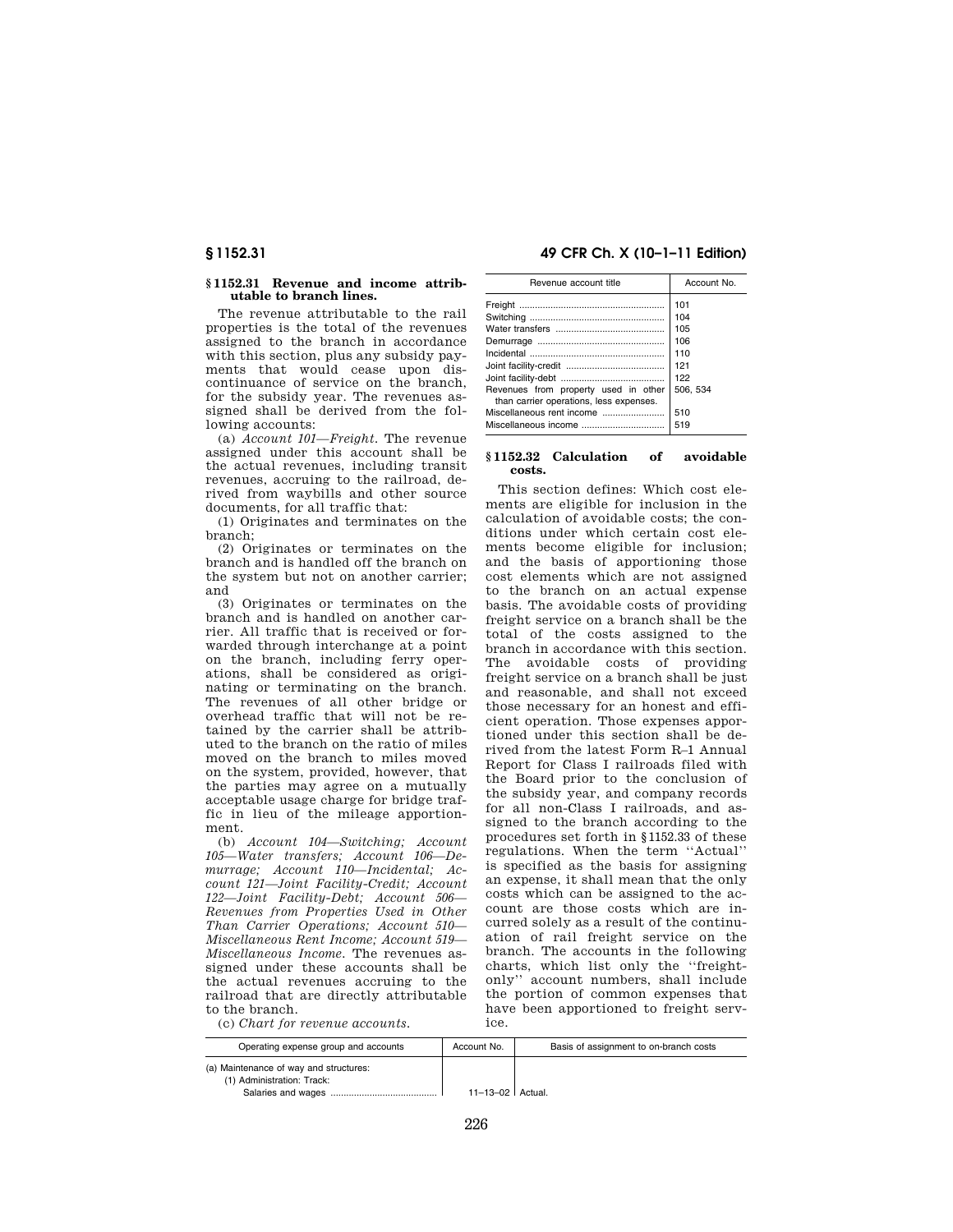### § 1152.31 Revenue and income attributable to branch lines.

The revenue attributable to the rail properties is the total of the revenues assigned to the branch in accordance with this section, plus any subsidy payments that would cease upon discontinuance of service on the branch, for the subsidy year. The revenues assigned shall be derived from the following accounts:

(a) *Account 101—Freight.* The revenue assigned under this account shall be the actual revenues, including transit revenues, accruing to the railroad, derived from waybills and other source documents, for all traffic that:

(1) Originates and terminates on the branch;

(2) Originates or terminates on the branch and is handled off the branch on the system but not on another carrier; and

(3) Originates or terminates on the branch and is handled on another carrier. All traffic that is received or forwarded through interchange at a point on the branch, including ferry operations, shall be considered as originating or terminating on the branch. The revenues of all other bridge or overhead traffic that will not be retained by the carrier shall be attributed to the branch on the ratio of miles moved on the branch to miles moved on the system, provided, however, that the parties may agree on a mutually acceptable usage charge for bridge traffic in lieu of the mileage apportionment.

(b) *Account 104—Switching; Account 105—Water transfers; Account 106—Demurrage; Account 110—Incidental; Account 121—Joint Facility-Credit; Account 122—Joint Facility-Debt; Account 506—Revenues from Properties Used in Other Than Carrier Operations; Account 510—Miscellaneous Rent Income; Account 519—Miscellaneous Income.* The revenues assigned under these accounts shall be the actual revenues accruing to the railroad that are directly attributable to the branch.

(c) *Chart for revenue accounts.*

| Revenue account title | Account No. |
|---|---|
| Freight | 101 |
| Switching | 104 |
| Water transfers | 105 |
| Demurrage | 106 |
| Incidental | 110 |
| Joint facility-credit | 121 |
| Joint facility-debt | 122 |
| Revenues from property used in other than carrier operations, less expenses. | 506, 534 |
| Miscellaneous rent income | 510 |
| Miscellaneous income | 519 |

### § 1152.32 Calculation of avoidable costs.

This section defines: Which cost elements are eligible for inclusion in the calculation of avoidable costs; the conditions under which certain cost elements become eligible for inclusion; and the basis of apportioning those cost elements which are not assigned to the branch on an actual expense basis. The avoidable costs of providing freight service on a branch shall be the total of the costs assigned to the branch in accordance with this section. The avoidable costs of providing freight service on a branch shall be just and reasonable, and shall not exceed those necessary for an honest and efficient operation. Those expenses apportioned under this section shall be derived from the latest Form R–1 Annual Report for Class I railroads filed with the Board prior to the conclusion of the subsidy year, and company records for all non-Class I railroads, and assigned to the branch according to the procedures set forth in §1152.33 of these regulations. When the term "Actual" is specified as the basis for assigning an expense, it shall mean that the only costs which can be assigned to the account are those costs which are incurred solely as a result of the continuation of rail freight service on the branch. The accounts in the following charts, which list only the "freight-only" account numbers, shall include the portion of common expenses that have been apportioned to freight service.

| Operating expense group and accounts | Account No. | Basis of assignment to on-branch costs |
|---|---|---|
| (a) Maintenance of way and structures: | | |
| (1) Administration: Track: | | |
| Salaries and wages | 11–13–02 | Actual. |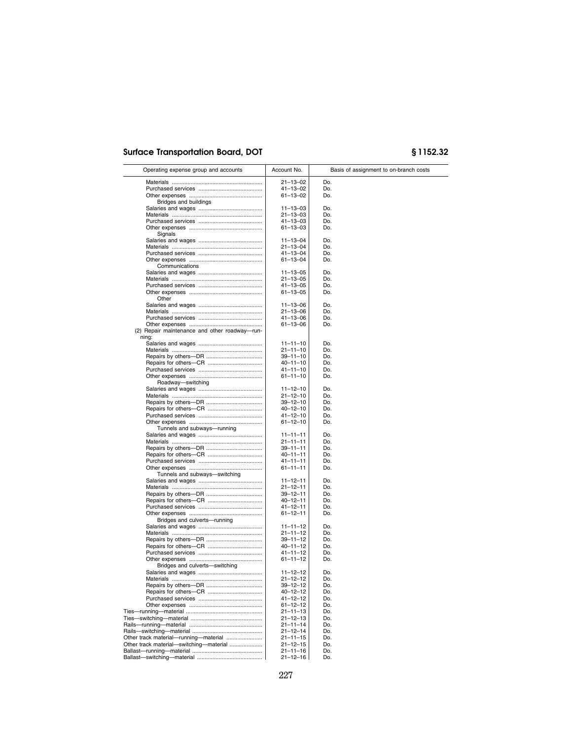| Operating expense group and accounts | Account No. | Basis of assignment to on-branch costs |
|---|---|---|
| Materials | 21–13–02 | Do. |
| Purchased services | 41–13–02 | Do. |
| Other expenses | 61–13–02 | Do. |
| Bridges and buildings | | |
| Salaries and wages | 11–13–03 | Do. |
| Materials | 21–13–03 | Do. |
| Purchased services | 41–13–03 | Do. |
| Other expenses | 61–13–03 | Do. |
| Signals | | |
| Salaries and wages | 11–13–04 | Do. |
| Materials | 21–13–04 | Do. |
| Purchased services | 41–13–04 | Do. |
| Other expenses | 61–13–04 | Do. |
| Communications | | |
| Salaries and wages | 11–13–05 | Do. |
| Materials | 21–13–05 | Do. |
| Purchased services | 41–13–05 | Do. |
| Other expenses | 61–13–05 | Do. |
| Other | | |
| Salaries and wages | 11–13–06 | Do. |
| Materials | 21–13–06 | Do. |
| Purchased services | 41–13–06 | Do. |
| Other expenses | 61–13–06 | Do. |
| (2) Repair maintenance and other roadway—running: | | |
| Salaries and wages | 11–11–10 | Do. |
| Materials | 21–11–10 | Do. |
| Repairs by others—DR | 39–11–10 | Do. |
| Repairs for others—CR | 40–11–10 | Do. |
| Purchased services | 41–11–10 | Do. |
| Other expenses | 61–11–10 | Do. |
| Roadway—switching | | |
| Salaries and wages | 11–12–10 | Do. |
| Materials | 21–12–10 | Do. |
| Repairs by others—DR | 39–12–10 | Do. |
| Repairs for others—CR | 40–12–10 | Do. |
| Purchased services | 41–12–10 | Do. |
| Other expenses | 61–12–10 | Do. |
| Tunnels and subways—running | | |
| Salaries and wages | 11–11–11 | Do. |
| Materials | 21–11–11 | Do. |
| Repairs by others—DR | 39–11–11 | Do. |
| Repairs for others—CR | 40–11–11 | Do. |
| Purchased services | 41–11–11 | Do. |
| Other expenses | 61–11–11 | Do. |
| Tunnels and subways—switching | | |
| Salaries and wages | 11–12–11 | Do. |
| Materials | 21–12–11 | Do. |
| Repairs by others—DR | 39–12–11 | Do. |
| Repairs for others—CR | 40–12–11 | Do. |
| Purchased services | 41–12–11 | Do. |
| Other expenses | 61–12–11 | Do. |
| Bridges and culverts—running | | |
| Salaries and wages | 11–11–12 | Do. |
| Materials | 21–11–12 | Do. |
| Repairs by others—DR | 39–11–12 | Do. |
| Repairs for others—CR | 40–11–12 | Do. |
| Purchased services | 41–11–12 | Do. |
| Other expenses | 61–11–12 | Do. |
| Bridges and culverts—switching | | |
| Salaries and wages | 11–12–12 | Do. |
| Materials | 21–12–12 | Do. |
| Repairs by others—DR | 39–12–12 | Do. |
| Repairs for others—CR | 40–12–12 | Do. |
| Purchased services | 41–12–12 | Do. |
| Other expenses | 61–12–12 | Do. |
| Ties—running—material | 21–11–13 | Do. |
| Ties—switching—material | 21–12–13 | Do. |
| Rails—running—material | 21–11–14 | Do. |
| Rails—switching—material | 21–12–14 | Do. |
| Other track material—running—material | 21–11–15 | Do. |
| Other track material—switching—material | 21–12–15 | Do. |
| Ballast—running—material | 21–11–16 | Do. |
| Ballast—switching—material | 21–12–16 | Do. |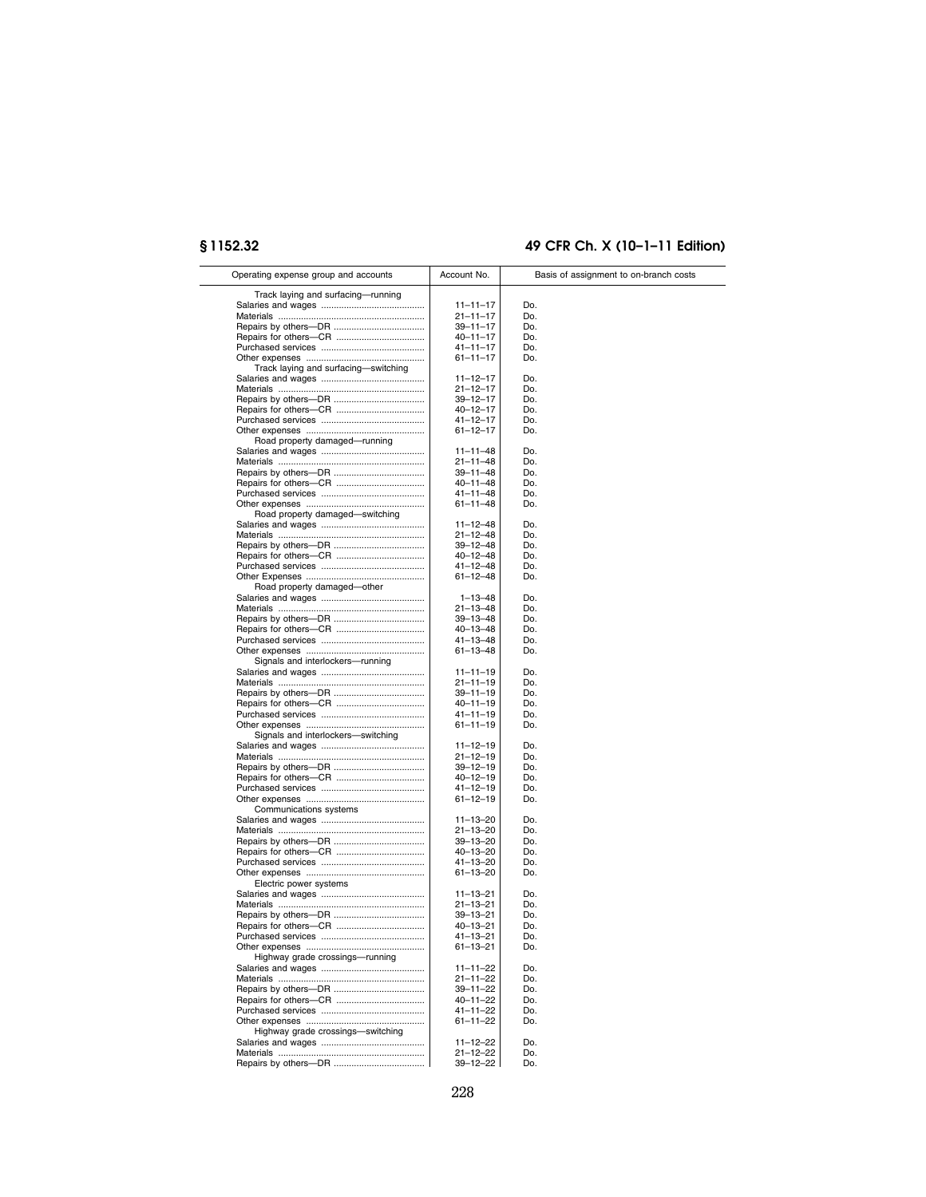| Operating expense group and accounts | Account No. | Basis of assignment to on-branch costs |
|---|---|---|
| Track laying and surfacing—running | | |
| Salaries and wages | 11–11–17 | Do. |
| Materials | 21–11–17 | Do. |
| Repairs by others—DR | 39–11–17 | Do. |
| Repairs for others—CR | 40–11–17 | Do. |
| Purchased services | 41–11–17 | Do. |
| Other expenses | 61–11–17 | Do. |
| Track laying and surfacing—switching | | |
| Salaries and wages | 11–12–17 | Do. |
| Materials | 21–12–17 | Do. |
| Repairs by others—DR | 39–12–17 | Do. |
| Repairs for others—CR | 40–12–17 | Do. |
| Purchased services | 41–12–17 | Do. |
| Other expenses | 61–12–17 | Do. |
| Road property damaged—running | | |
| Salaries and wages | 11–11–48 | Do. |
| Materials | 21–11–48 | Do. |
| Repairs by others—DR | 39–11–48 | Do. |
| Repairs for others—CR | 40–11–48 | Do. |
| Purchased services | 41–11–48 | Do. |
| Other expenses | 61–11–48 | Do. |
| Road property damaged—switching | | |
| Salaries and wages | 11–12–48 | Do. |
| Materials | 21–12–48 | Do. |
| Repairs by others—DR | 39–12–48 | Do. |
| Repairs for others—CR | 40–12–48 | Do. |
| Purchased services | 41–12–48 | Do. |
| Other Expenses | 61–12–48 | Do. |
| Road property damaged—other | | |
| Salaries and wages | 1–13–48 | Do. |
| Materials | 21–13–48 | Do. |
| Repairs by others—DR | 39–13–48 | Do. |
| Repairs for others—CR | 40–13–48 | Do. |
| Purchased services | 41–13–48 | Do. |
| Other expenses | 61–13–48 | Do. |
| Signals and interlockers—running | | |
| Salaries and wages | 11–11–19 | Do. |
| Materials | 21–11–19 | Do. |
| Repairs by others—DR | 39–11–19 | Do. |
| Repairs for others—CR | 40–11–19 | Do. |
| Purchased services | 41–11–19 | Do. |
| Other expenses | 61–11–19 | Do. |
| Signals and interlockers—switching | | |
| Salaries and wages | 11–12–19 | Do. |
| Materials | 21–12–19 | Do. |
| Repairs by others—DR | 39–12–19 | Do. |
| Repairs for others—CR | 40–12–19 | Do. |
| Purchased services | 41–12–19 | Do. |
| Other expenses | 61–12–19 | Do. |
| Communications systems | | |
| Salaries and wages | 11–13–20 | Do. |
| Materials | 21–13–20 | Do. |
| Repairs by others—DR | 39–13–20 | Do. |
| Repairs for others—CR | 40–13–20 | Do. |
| Purchased services | 41–13–20 | Do. |
| Other expenses | 61–13–20 | Do. |
| Electric power systems | | |
| Salaries and wages | 11–13–21 | Do. |
| Materials | 21–13–21 | Do. |
| Repairs by others—DR | 39–13–21 | Do. |
| Repairs for others—CR | 40–13–21 | Do. |
| Purchased services | 41–13–21 | Do. |
| Other expenses | 61–13–21 | Do. |
| Highway grade crossings—running | | |
| Salaries and wages | 11–11–22 | Do. |
| Materials | 21–11–22 | Do. |
| Repairs by others—DR | 39–11–22 | Do. |
| Repairs for others—CR | 40–11–22 | Do. |
| Purchased services | 41–11–22 | Do. |
| Other expenses | 61–11–22 | Do. |
| Highway grade crossings—switching | | |
| Salaries and wages | 11–12–22 | Do. |
| Materials | 21–12–22 | Do. |
| Repairs by others—DR | 39–12–22 | Do. |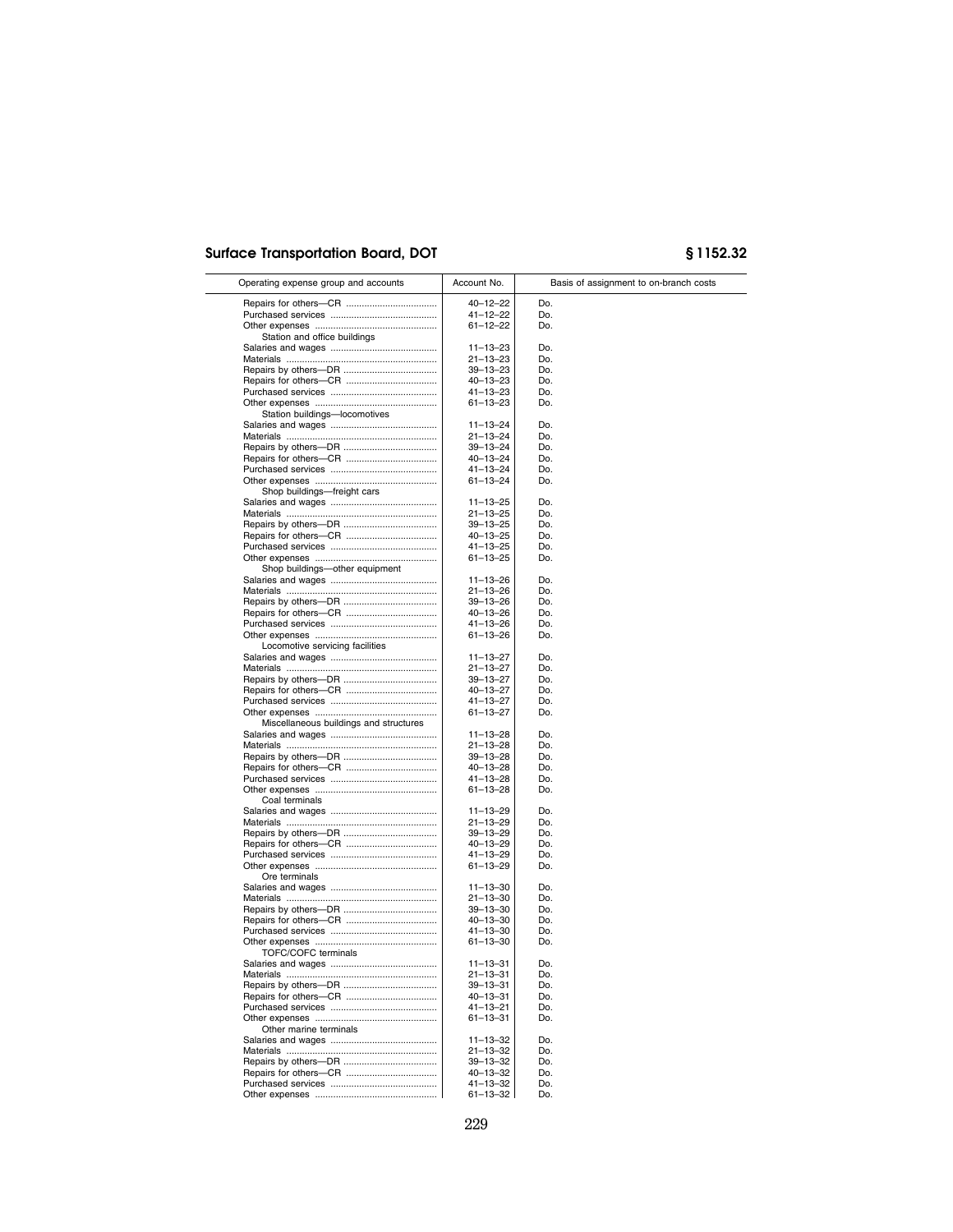| Operating expense group and accounts | Account No. | Basis of assignment to on-branch costs |
|---|---|---|
| Repairs for others—CR | 40–12–22 | Do. |
| Purchased services | 41–12–22 | Do. |
| Other expenses | 61–12–22 | Do. |
| Station and office buildings | | |
| Salaries and wages | 11–13–23 | Do. |
| Materials | 21–13–23 | Do. |
| Repairs by others—DR | 39–13–23 | Do. |
| Repairs for others—CR | 40–13–23 | Do. |
| Purchased services | 41–13–23 | Do. |
| Other expenses | 61–13–23 | Do. |
| Station buildings—locomotives | | |
| Salaries and wages | 11–13–24 | Do. |
| Materials | 21–13–24 | Do. |
| Repairs by others—DR | 39–13–24 | Do. |
| Repairs for others—CR | 40–13–24 | Do. |
| Purchased services | 41–13–24 | Do. |
| Other expenses | 61–13–24 | Do. |
| Shop buildings—freight cars | | |
| Salaries and wages | 11–13–25 | Do. |
| Materials | 21–13–25 | Do. |
| Repairs by others—DR | 39–13–25 | Do. |
| Repairs for others—CR | 40–13–25 | Do. |
| Purchased services | 41–13–25 | Do. |
| Other expenses | 61–13–25 | Do. |
| Shop buildings—other equipment | | |
| Salaries and wages | 11–13–26 | Do. |
| Materials | 21–13–26 | Do. |
| Repairs by others—DR | 39–13–26 | Do. |
| Repairs for others—CR | 40–13–26 | Do. |
| Purchased services | 41–13–26 | Do. |
| Other expenses | 61–13–26 | Do. |
| Locomotive servicing facilities | | |
| Salaries and wages | 11–13–27 | Do. |
| Materials | 21–13–27 | Do. |
| Repairs by others—DR | 39–13–27 | Do. |
| Repairs for others—CR | 40–13–27 | Do. |
| Purchased services | 41–13–27 | Do. |
| Other expenses | 61–13–27 | Do. |
| Miscellaneous buildings and structures | | |
| Salaries and wages | 11–13–28 | Do. |
| Materials | 21–13–28 | Do. |
| Repairs by others—DR | 39–13–28 | Do. |
| Repairs for others—CR | 40–13–28 | Do. |
| Purchased services | 41–13–28 | Do. |
| Other expenses | 61–13–28 | Do. |
| Coal terminals | | |
| Salaries and wages | 11–13–29 | Do. |
| Materials | 21–13–29 | Do. |
| Repairs by others—DR | 39–13–29 | Do. |
| Repairs for others—CR | 40–13–29 | Do. |
| Purchased services | 41–13–29 | Do. |
| Other expenses | 61–13–29 | Do. |
| Ore terminals | | |
| Salaries and wages | 11–13–30 | Do. |
| Materials | 21–13–30 | Do. |
| Repairs by others—DR | 39–13–30 | Do. |
| Repairs for others—CR | 40–13–30 | Do. |
| Purchased services | 41–13–30 | Do. |
| Other expenses | 61–13–30 | Do. |
| TOFC/COFC terminals | | |
| Salaries and wages | 11–13–31 | Do. |
| Materials | 21–13–31 | Do. |
| Repairs by others—DR | 39–13–31 | Do. |
| Repairs for others—CR | 40–13–31 | Do. |
| Purchased services | 41–13–21 | Do. |
| Other expenses | 61–13–31 | Do. |
| Other marine terminals | | |
| Salaries and wages | 11–13–32 | Do. |
| Materials | 21–13–32 | Do. |
| Repairs by others—DR | 39–13–32 | Do. |
| Repairs for others—CR | 40–13–32 | Do. |
| Purchased services | 41–13–32 | Do. |
| Other expenses | 61–13–32 | Do. |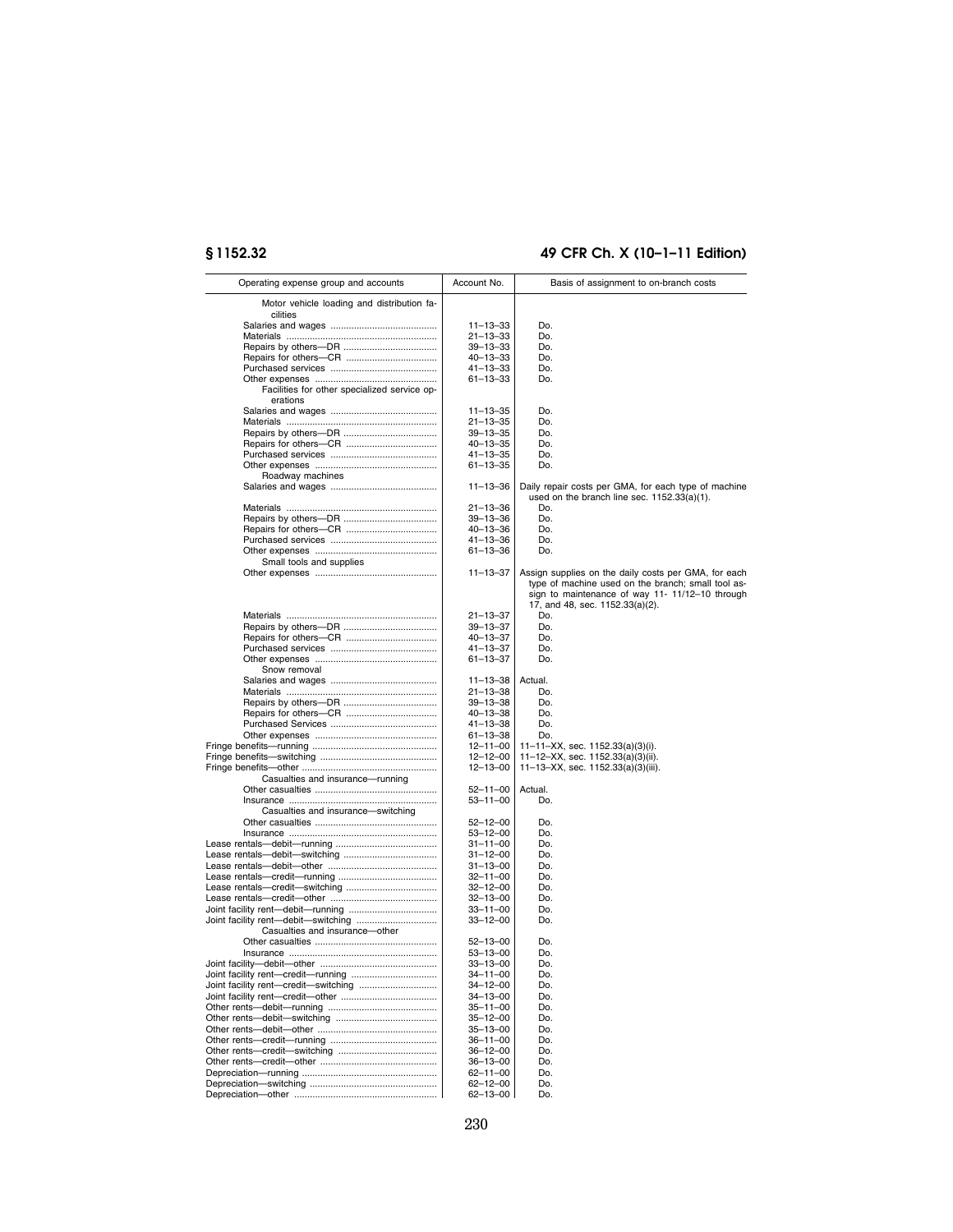| Operating expense group and accounts | Account No. | Basis of assignment to on-branch costs |
| --- | --- | --- |
| Motor vehicle loading and distribution facilities | | |
| Salaries and wages | 11–13–33 | Do. |
| Materials | 21–13–33 | Do. |
| Repairs by others—DR | 39–13–33 | Do. |
| Repairs for others—CR | 40–13–33 | Do. |
| Purchased services | 41–13–33 | Do. |
| Other expenses | 61–13–33 | Do. |
| Facilities for other specialized service operations | | |
| Salaries and wages | 11–13–35 | Do. |
| Materials | 21–13–35 | Do. |
| Repairs by others—DR | 39–13–35 | Do. |
| Repairs for others—CR | 40–13–35 | Do. |
| Purchased services | 41–13–35 | Do. |
| Other expenses | 61–13–35 | Do. |
| Roadway machines | | |
| Salaries and wages | 11–13–36 | Daily repair costs per GMA, for each type of machine used on the branch line sec. 1152.33(a)(1). |
| Materials | 21–13–36 | Do. |
| Repairs by others—DR | 39–13–36 | Do. |
| Repairs for others—CR | 40–13–36 | Do. |
| Purchased services | 41–13–36 | Do. |
| Other expenses | 61–13–36 | Do. |
| Small tools and supplies | | |
| Other expenses | 11–13–37 | Assign supplies on the daily costs per GMA, for each type of machine used on the branch; small tool assign to maintenance of way 11- 11/12–10 through 17, and 48, sec. 1152.33(a)(2). |
| Materials | 21–13–37 | Do. |
| Repairs by others—DR | 39–13–37 | Do. |
| Repairs for others—CR | 40–13–37 | Do. |
| Purchased services | 41–13–37 | Do. |
| Other expenses | 61–13–37 | Do. |
| Snow removal | | |
| Salaries and wages | 11–13–38 | Actual. |
| Materials | 21–13–38 | Do. |
| Repairs by others—DR | 39–13–38 | Do. |
| Repairs for others—CR | 40–13–38 | Do. |
| Purchased Services | 41–13–38 | Do. |
| Other expenses | 61–13–38 | Do. |
| Fringe benefits—running | 12–11–00 | 11–11–XX, sec. 1152.33(a)(3)(i). |
| Fringe benefits—switching | 12–12–00 | 11–12–XX, sec. 1152.33(a)(3)(ii). |
| Fringe benefits—other | 12–13–00 | 11–13–XX, sec. 1152.33(a)(3)(iii). |
| Casualties and insurance—running | | |
| Other casualties | 52–11–00 | Actual. |
| Insurance | 53–11–00 | Do. |
| Casualties and insurance—switching | | |
| Other casualties | 52–12–00 | Do. |
| Insurance | 53–12–00 | Do. |
| Lease rentals—debit—running | 31–11–00 | Do. |
| Lease rentals—debit—switching | 31–12–00 | Do. |
| Lease rentals—debit—other | 31–13–00 | Do. |
| Lease rentals—credit—running | 32–11–00 | Do. |
| Lease rentals—credit—switching | 32–12–00 | Do. |
| Lease rentals—credit—other | 32–13–00 | Do. |
| Joint facility rent—debit—running | 33–11–00 | Do. |
| Joint facility rent—debit—switching | 33–12–00 | Do. |
| Casualties and insurance—other | | |
| Other casualties | 52–13–00 | Do. |
| Insurance | 53–13–00 | Do. |
| Joint facility—debit—other | 33–13–00 | Do. |
| Joint facility rent—credit—running | 34–11–00 | Do. |
| Joint facility rent—credit—switching | 34–12–00 | Do. |
| Joint facility rent—credit—other | 34–13–00 | Do. |
| Other rents—debit—running | 35–11–00 | Do. |
| Other rents—debit—switching | 35–12–00 | Do. |
| Other rents—debit—other | 35–13–00 | Do. |
| Other rents—credit—running | 36–11–00 | Do. |
| Other rents—credit—switching | 36–12–00 | Do. |
| Other rents—credit—other | 36–13–00 | Do. |
| Depreciation—running | 62–11–00 | Do. |
| Depreciation—switching | 62–12–00 | Do. |
| Depreciation—other | 62–13–00 | Do. |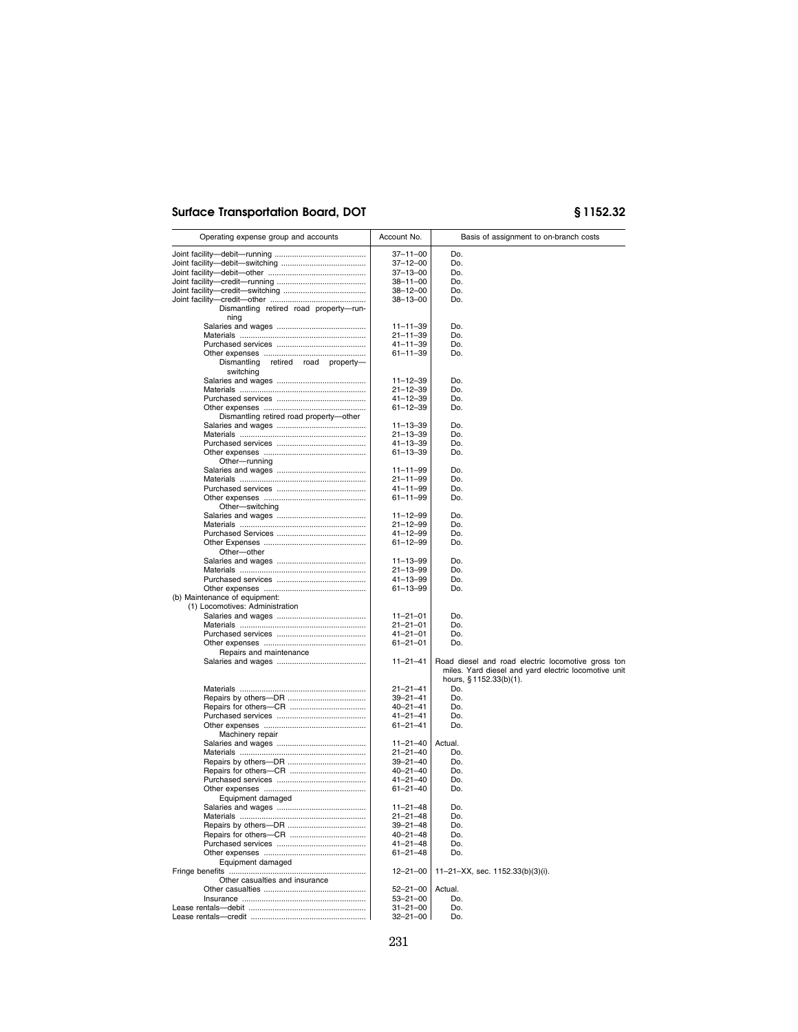| Operating expense group and accounts | Account No. | Basis of assignment to on-branch costs |
|---|---|---|
| Joint facility—debit—running | 37–11–00 | Do. |
| Joint facility—debit—switching | 37–12–00 | Do. |
| Joint facility—debit—other | 37–13–00 | Do. |
| Joint facility—credit—running | 38–11–00 | Do. |
| Joint facility—credit—switching | 38–12–00 | Do. |
| Joint facility—credit—other | 38–13–00 | Do. |
| Dismantling retired road property—running | | |
| Salaries and wages | 11–11–39 | Do. |
| Materials | 21–11–39 | Do. |
| Purchased services | 41–11–39 | Do. |
| Other expenses | 61–11–39 | Do. |
| Dismantling retired road property—switching | | |
| Salaries and wages | 11–12–39 | Do. |
| Materials | 21–12–39 | Do. |
| Purchased services | 41–12–39 | Do. |
| Other expenses | 61–12–39 | Do. |
| Dismantling retired road property—other | | |
| Salaries and wages | 11–13–39 | Do. |
| Materials | 21–13–39 | Do. |
| Purchased services | 41–13–39 | Do. |
| Other expenses | 61–13–39 | Do. |
| Other—running | | |
| Salaries and wages | 11–11–99 | Do. |
| Materials | 21–11–99 | Do. |
| Purchased services | 41–11–99 | Do. |
| Other expenses | 61–11–99 | Do. |
| Other—switching | | |
| Salaries and wages | 11–12–99 | Do. |
| Materials | 21–12–99 | Do. |
| Purchased Services | 41–12–99 | Do. |
| Other Expenses | 61–12–99 | Do. |
| Other—other | | |
| Salaries and wages | 11–13–99 | Do. |
| Materials | 21–13–99 | Do. |
| Purchased services | 41–13–99 | Do. |
| Other expenses | 61–13–99 | Do. |
| (b) Maintenance of equipment: | | |
| (1) Locomotives: Administration | | |
| Salaries and wages | 11–21–01 | Do. |
| Materials | 21–21–01 | Do. |
| Purchased services | 41–21–01 | Do. |
| Other expenses | 61–21–01 | Do. |
| Repairs and maintenance | | |
| Salaries and wages | 11–21–41 | Road diesel and road electric locomotive gross ton miles. Yard diesel and yard electric locomotive unit hours, §1152.33(b)(1). |
| Materials | 21–21–41 | Do. |
| Repairs by others—DR | 39–21–41 | Do. |
| Repairs for others—CR | 40–21–41 | Do. |
| Purchased services | 41–21–41 | Do. |
| Other expenses | 61–21–41 | Do. |
| Machinery repair | | |
| Salaries and wages | 11–21–40 | Actual. |
| Materials | 21–21–40 | Do. |
| Repairs by others—DR | 39–21–40 | Do. |
| Repairs for others—CR | 40–21–40 | Do. |
| Purchased services | 41–21–40 | Do. |
| Other expenses | 61–21–40 | Do. |
| Equipment damaged | | |
| Salaries and wages | 11–21–48 | Do. |
| Materials | 21–21–48 | Do. |
| Repairs by others—DR | 39–21–48 | Do. |
| Repairs for others—CR | 40–21–48 | Do. |
| Purchased services | 41–21–48 | Do. |
| Other expenses | 61–21–48 | Do. |
| Equipment damaged | | |
| Fringe benefits | 12–21–00 | 11–21–XX, sec. 1152.33(b)(3)(i). |
| Other casualties and insurance | | |
| Other casualties | 52–21–00 | Actual. |
| Insurance | 53–21–00 | Do. |
| Lease rentals—debit | 31–21–00 | Do. |
| Lease rentals—credit | 32–21–00 | Do. |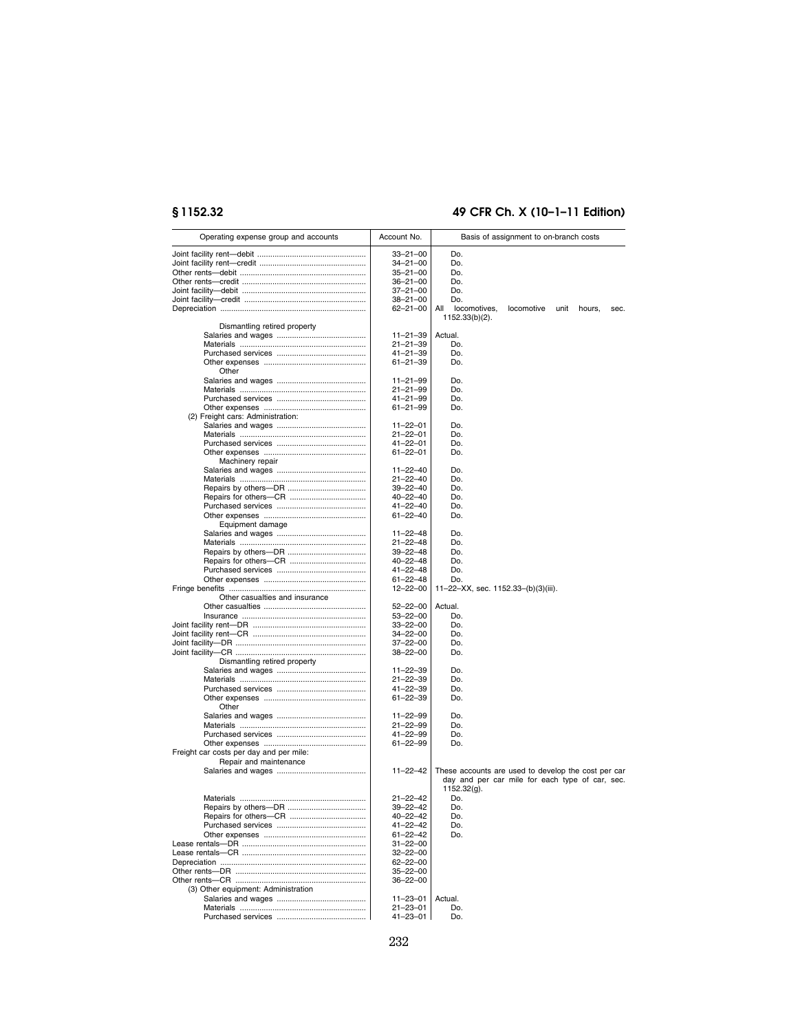| Operating expense group and accounts | Account No. | Basis of assignment to on-branch costs |
| --- | --- | --- |
| Joint facility rent—debit | 33–21–00 | Do. |
| Joint facility rent—credit | 34–21–00 | Do. |
| Other rents—debit | 35–21–00 | Do. |
| Other rents—credit | 36–21–00 | Do. |
| Joint facility—debit | 37–21–00 | Do. |
| Joint facility—credit | 38–21–00 | Do. |
| Depreciation | 62–21–00 | All locomotives, locomotive unit hours, sec. 1152.33(b)(2). |
| Dismantling retired property | | |
| Salaries and wages | 11–21–39 | Actual. |
| Materials | 21–21–39 | Do. |
| Purchased services | 41–21–39 | Do. |
| Other expenses | 61–21–39 | Do. |
| Other | | |
| Salaries and wages | 11–21–99 | Do. |
| Materials | 21–21–99 | Do. |
| Purchased services | 41–21–99 | Do. |
| Other expenses | 61–21–99 | Do. |
| (2) Freight cars: Administration: | | |
| Salaries and wages | 11–22–01 | Do. |
| Materials | 21–22–01 | Do. |
| Purchased services | 41–22–01 | Do. |
| Other expenses | 61–22–01 | Do. |
| Machinery repair | | |
| Salaries and wages | 11–22–40 | Do. |
| Materials | 21–22–40 | Do. |
| Repairs by others—DR | 39–22–40 | Do. |
| Repairs for others—CR | 40–22–40 | Do. |
| Purchased services | 41–22–40 | Do. |
| Other expenses | 61–22–40 | Do. |
| Equipment damage | | |
| Salaries and wages | 11–22–48 | Do. |
| Materials | 21–22–48 | Do. |
| Repairs by others—DR | 39–22–48 | Do. |
| Repairs for others—CR | 40–22–48 | Do. |
| Purchased services | 41–22–48 | Do. |
| Other expenses | 61–22–48 | Do. |
| Fringe benefits | 12–22–00 | 11–22–XX, sec. 1152.33–(b)(3)(iii). |
| Other casualties and insurance | | |
| Other casualties | 52–22–00 | Actual. |
| Insurance | 53–22–00 | Do. |
| Joint facility rent—DR | 33–22–00 | Do. |
| Joint facility rent—CR | 34–22–00 | Do. |
| Joint facility—DR | 37–22–00 | Do. |
| Joint facility—CR | 38–22–00 | Do. |
| Dismantling retired property | | |
| Salaries and wages | 11–22–39 | Do. |
| Materials | 21–22–39 | Do. |
| Purchased services | 41–22–39 | Do. |
| Other expenses | 61–22–39 | Do. |
| Other | | |
| Salaries and wages | 11–22–99 | Do. |
| Materials | 21–22–99 | Do. |
| Purchased services | 41–22–99 | Do. |
| Other expenses | 61–22–99 | Do. |
| Freight car costs per day and per mile: | | |
| Repair and maintenance | | |
| Salaries and wages | 11–22–42 | These accounts are used to develop the cost per car day and per car mile for each type of car, sec. 1152.32(g). |
| Materials | 21–22–42 | Do. |
| Repairs by others—DR | 39–22–42 | Do. |
| Repairs for others—CR | 40–22–42 | Do. |
| Purchased services | 41–22–42 | Do. |
| Other expenses | 61–22–42 | Do. |
| Lease rentals—DR | 31–22–00 | |
| Lease rentals—CR | 32–22–00 | |
| Depreciation | 62–22–00 | |
| Other rents—DR | 35–22–00 | |
| Other rents—CR | 36–22–00 | |
| (3) Other equipment: Administration | | |
| Salaries and wages | 11–23–01 | Actual. |
| Materials | 21–23–01 | Do. |
| Purchased services | 41–23–01 | Do. |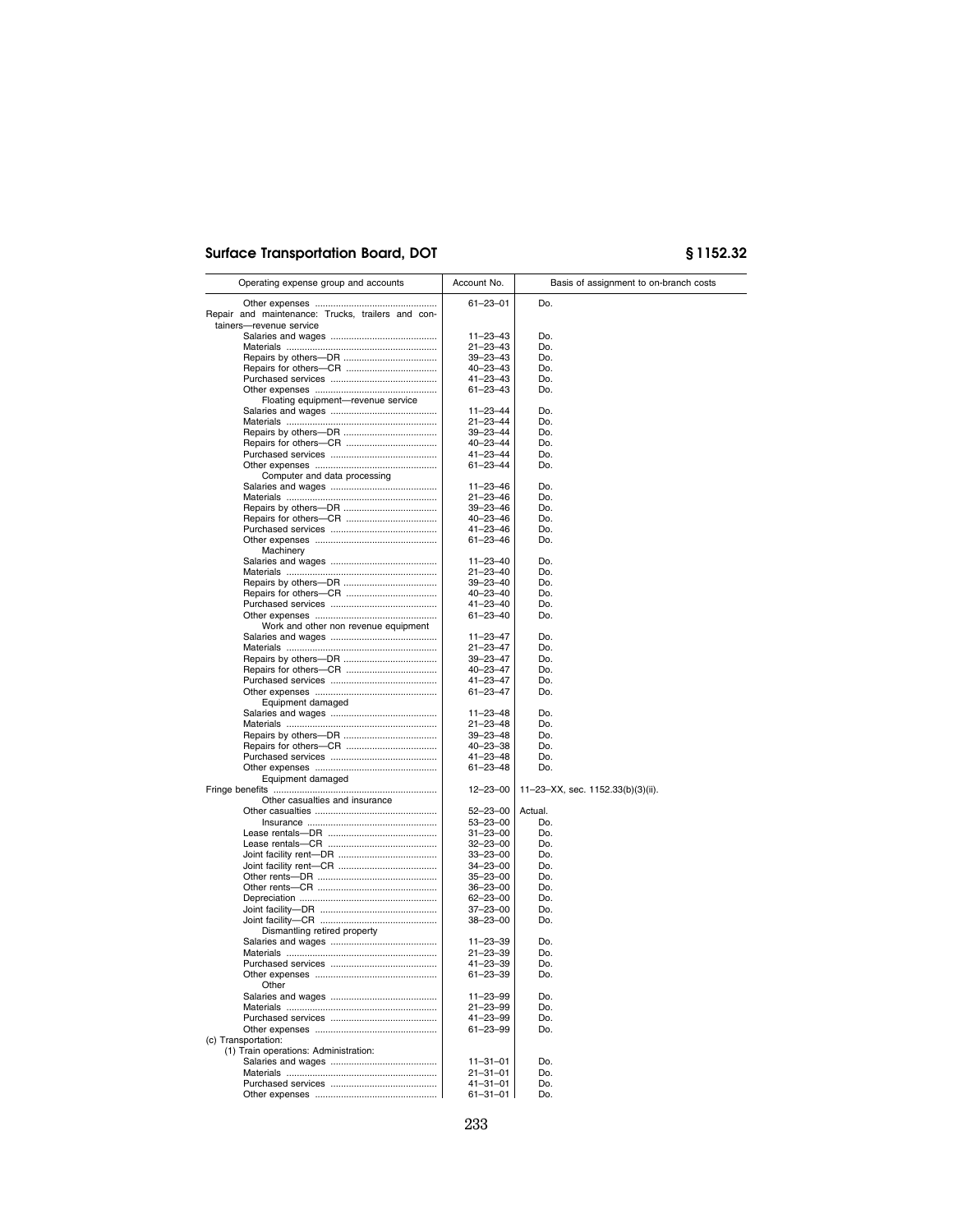| Operating expense group and accounts | Account No. | Basis of assignment to on-branch costs |
|---|---|---|
| Other expenses | 61–23–01 | Do. |
| Repair and maintenance: Trucks, trailers and containers—revenue service | | |
| Salaries and wages | 11–23–43 | Do. |
| Materials | 21–23–43 | Do. |
| Repairs by others—DR | 39–23–43 | Do. |
| Repairs for others—CR | 40–23–43 | Do. |
| Purchased services | 41–23–43 | Do. |
| Other expenses | 61–23–43 | Do. |
| Floating equipment—revenue service | | |
| Salaries and wages | 11–23–44 | Do. |
| Materials | 21–23–44 | Do. |
| Repairs by others—DR | 39–23–44 | Do. |
| Repairs for others—CR | 40–23–44 | Do. |
| Purchased services | 41–23–44 | Do. |
| Other expenses | 61–23–44 | Do. |
| Computer and data processing | | |
| Salaries and wages | 11–23–46 | Do. |
| Materials | 21–23–46 | Do. |
| Repairs by others—DR | 39–23–46 | Do. |
| Repairs for others—CR | 40–23–46 | Do. |
| Purchased services | 41–23–46 | Do. |
| Other expenses | 61–23–46 | Do. |
| Machinery | | |
| Salaries and wages | 11–23–40 | Do. |
| Materials | 21–23–40 | Do. |
| Repairs by others—DR | 39–23–40 | Do. |
| Repairs for others—CR | 40–23–40 | Do. |
| Purchased services | 41–23–40 | Do. |
| Other expenses | 61–23–40 | Do. |
| Work and other non revenue equipment | | |
| Salaries and wages | 11–23–47 | Do. |
| Materials | 21–23–47 | Do. |
| Repairs by others—DR | 39–23–47 | Do. |
| Repairs for others—CR | 40–23–47 | Do. |
| Purchased services | 41–23–47 | Do. |
| Other expenses | 61–23–47 | Do. |
| Equipment damaged | | |
| Salaries and wages | 11–23–48 | Do. |
| Materials | 21–23–48 | Do. |
| Repairs by others—DR | 39–23–48 | Do. |
| Repairs for others—CR | 40–23–38 | Do. |
| Purchased services | 41–23–48 | Do. |
| Other expenses | 61–23–48 | Do. |
| Equipment damaged | | |
| Fringe benefits | 12–23–00 | 11–23–XX, sec. 1152.33(b)(3)(ii). |
| Other casualties and insurance | | |
| Other casualties | 52–23–00 | Actual. |
| Insurance | 53–23–00 | Do. |
| Lease rentals—DR | 31–23–00 | Do. |
| Lease rentals—CR | 32–23–00 | Do. |
| Joint facility rent—DR | 33–23–00 | Do. |
| Joint facility rent—CR | 34–23–00 | Do. |
| Other rents—DR | 35–23–00 | Do. |
| Other rents—CR | 36–23–00 | Do. |
| Depreciation | 62–23–00 | Do. |
| Joint facility—DR | 37–23–00 | Do. |
| Joint facility—CR | 38–23–00 | Do. |
| Dismantling retired property | | |
| Salaries and wages | 11–23–39 | Do. |
| Materials | 21–23–39 | Do. |
| Purchased services | 41–23–39 | Do. |
| Other expenses | 61–23–39 | Do. |
| Other | | |
| Salaries and wages | 11–23–99 | Do. |
| Materials | 21–23–99 | Do. |
| Purchased services | 41–23–99 | Do. |
| Other expenses | 61–23–99 | Do. |
| (c) Transportation: | | |
| (1) Train operations: Administration: | | |
| Salaries and wages | 11–31–01 | Do. |
| Materials | 21–31–01 | Do. |
| Purchased services | 41–31–01 | Do. |
| Other expenses | 61–31–01 | Do. |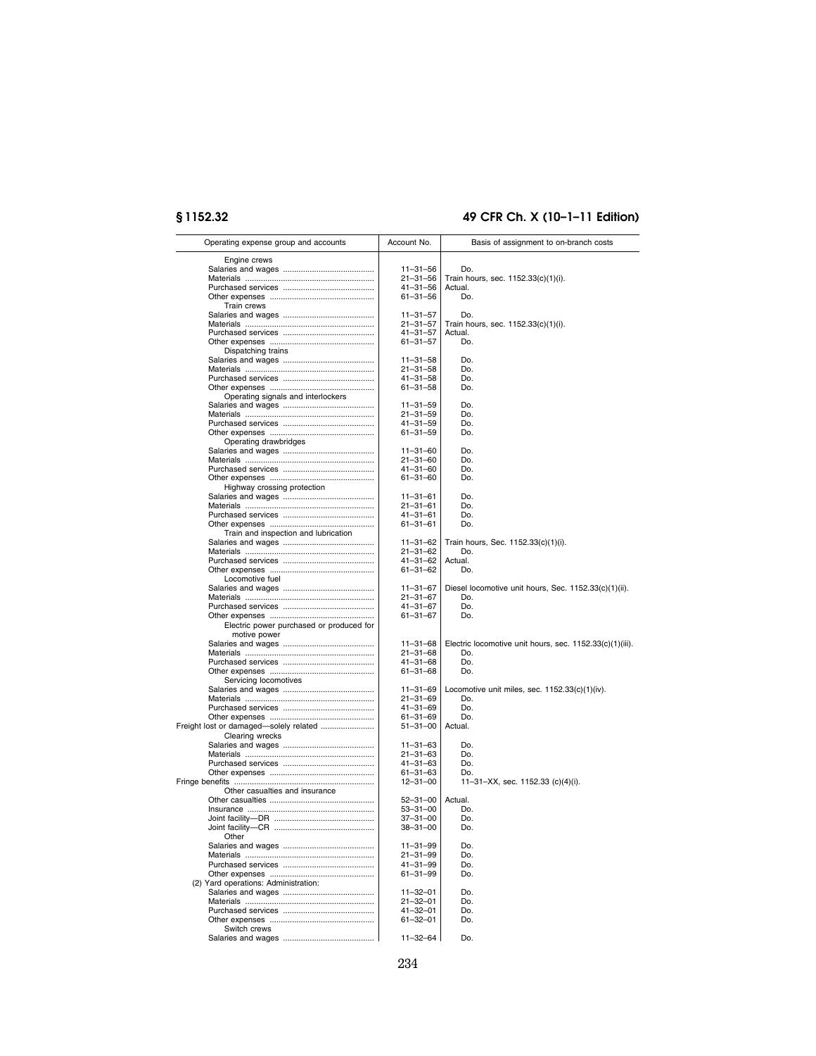| Operating expense group and accounts | Account No. | Basis of assignment to on-branch costs |
|---|---|---|
| Engine crews | | |
| Salaries and wages | 11–31–56 | Do. |
| Materials | 21–31–56 | Train hours, sec. 1152.33(c)(1)(i). |
| Purchased services | 41–31–56 | Actual. |
| Other expenses | 61–31–56 | Do. |
| Train crews | | |
| Salaries and wages | 11–31–57 | Do. |
| Materials | 21–31–57 | Train hours, sec. 1152.33(c)(1)(i). |
| Purchased services | 41–31–57 | Actual. |
| Other expenses | 61–31–57 | Do. |
| Dispatching trains | | |
| Salaries and wages | 11–31–58 | Do. |
| Materials | 21–31–58 | Do. |
| Purchased services | 41–31–58 | Do. |
| Other expenses | 61–31–58 | Do. |
| Operating signals and interlockers | | |
| Salaries and wages | 11–31–59 | Do. |
| Materials | 21–31–59 | Do. |
| Purchased services | 41–31–59 | Do. |
| Other expenses | 61–31–59 | Do. |
| Operating drawbridges | | |
| Salaries and wages | 11–31–60 | Do. |
| Materials | 21–31–60 | Do. |
| Purchased services | 41–31–60 | Do. |
| Other expenses | 61–31–60 | Do. |
| Highway crossing protection | | |
| Salaries and wages | 11–31–61 | Do. |
| Materials | 21–31–61 | Do. |
| Purchased services | 41–31–61 | Do. |
| Other expenses | 61–31–61 | Do. |
| Train and inspection and lubrication | | |
| Salaries and wages | 11–31–62 | Train hours, Sec. 1152.33(c)(1)(i). |
| Materials | 21–31–62 | Do. |
| Purchased services | 41–31–62 | Actual. |
| Other expenses | 61–31–62 | Do. |
| Locomotive fuel | | |
| Salaries and wages | 11–31–67 | Diesel locomotive unit hours, Sec. 1152.33(c)(1)(ii). |
| Materials | 21–31–67 | Do. |
| Purchased services | 41–31–67 | Do. |
| Other expenses | 61–31–67 | Do. |
| Electric power purchased or produced for motive power | | |
| Salaries and wages | 11–31–68 | Electric locomotive unit hours, sec. 1152.33(c)(1)(iii). |
| Materials | 21–31–68 | Do. |
| Purchased services | 41–31–68 | Do. |
| Other expenses | 61–31–68 | Do. |
| Servicing locomotives | | |
| Salaries and wages | 11–31–69 | Locomotive unit miles, sec. 1152.33(c)(1)(iv). |
| Materials | 21–31–69 | Do. |
| Purchased services | 41–31–69 | Do. |
| Other expenses | 61–31–69 | Do. |
| Freight lost or damaged—solely related | 51–31–00 | Actual. |
| Clearing wrecks | | |
| Salaries and wages | 11–31–63 | Do. |
| Materials | 21–31–63 | Do. |
| Purchased services | 41–31–63 | Do. |
| Other expenses | 61–31–63 | Do. |
| Fringe benefits | 12–31–00 | 11–31–XX, sec. 1152.33 (c)(4)(i). |
| Other casualties and insurance | | |
| Other casualties | 52–31–00 | Actual. |
| Insurance | 53–31–00 | Do. |
| Joint facility—DR | 37–31–00 | Do. |
| Joint facility—CR | 38–31–00 | Do. |
| Other | | |
| Salaries and wages | 11–31–99 | Do. |
| Materials | 21–31–99 | Do. |
| Purchased services | 41–31–99 | Do. |
| Other expenses | 61–31–99 | Do. |
| (2) Yard operations: Administration: | | |
| Salaries and wages | 11–32–01 | Do. |
| Materials | 21–32–01 | Do. |
| Purchased services | 41–32–01 | Do. |
| Other expenses | 61–32–01 | Do. |
| Switch crews | | |
| Salaries and wages | 11–32–64 | Do. |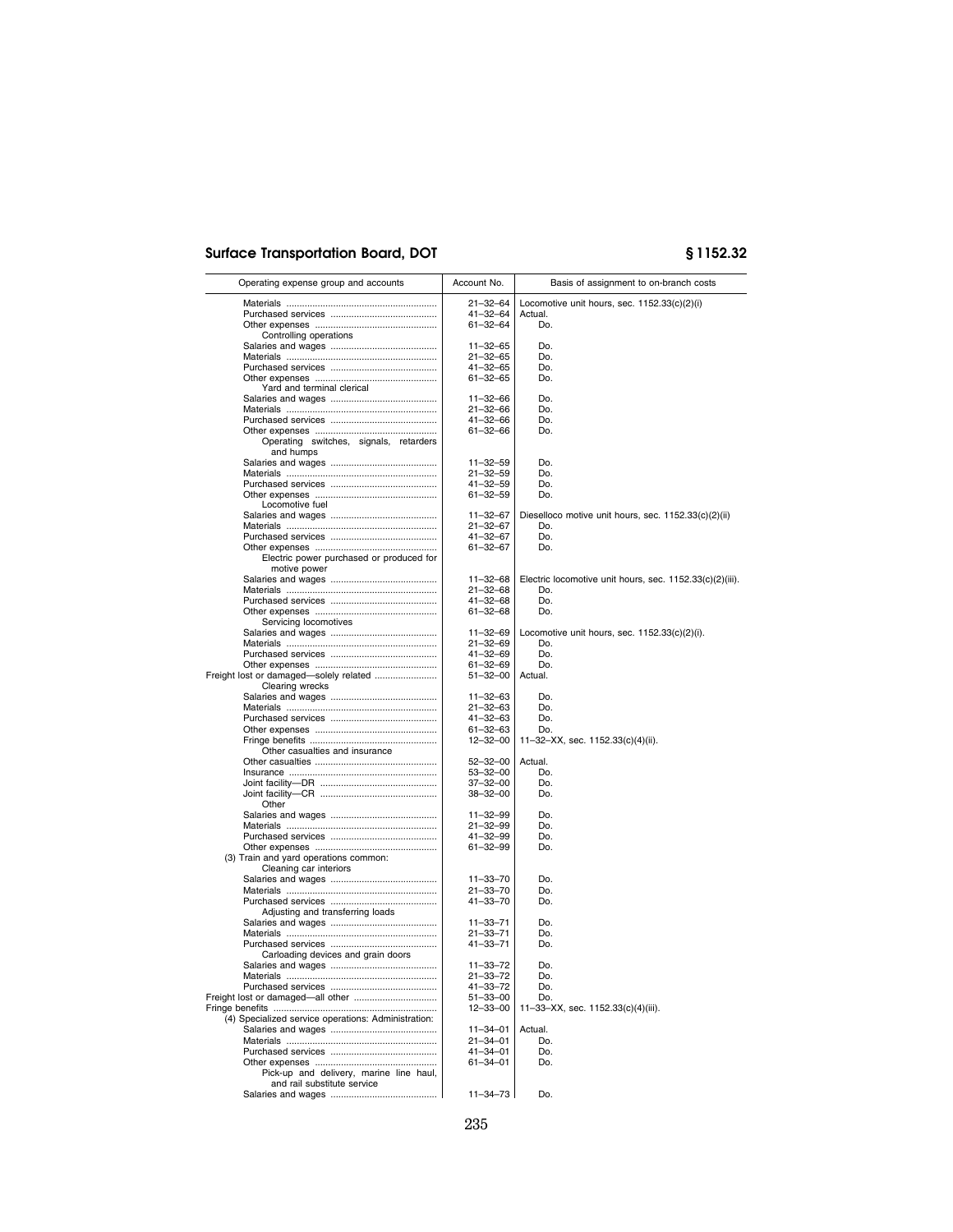| Operating expense group and accounts | Account No. | Basis of assignment to on-branch costs |
|---|---|---|
| Materials | 21–32–64 | Locomotive unit hours, sec. 1152.33(c)(2)(i) |
| Purchased services | 41–32–64 | Actual. |
| Other expenses | 61–32–64 | Do. |
| Controlling operations | | |
| Salaries and wages | 11–32–65 | Do. |
| Materials | 21–32–65 | Do. |
| Purchased services | 41–32–65 | Do. |
| Other expenses | 61–32–65 | Do. |
| Yard and terminal clerical | | |
| Salaries and wages | 11–32–66 | Do. |
| Materials | 21–32–66 | Do. |
| Purchased services | 41–32–66 | Do. |
| Other expenses | 61–32–66 | Do. |
| Operating switches, signals, retarders and humps | | |
| Salaries and wages | 11–32–59 | Do. |
| Materials | 21–32–59 | Do. |
| Purchased services | 41–32–59 | Do. |
| Other expenses | 61–32–59 | Do. |
| Locomotive fuel | | |
| Salaries and wages | 11–32–67 | Diesselloco motive unit hours, sec. 1152.33(c)(2)(ii) |
| Materials | 21–32–67 | Do. |
| Purchased services | 41–32–67 | Do. |
| Other expenses | 61–32–67 | Do. |
| Electric power purchased or produced for motive power | | |
| Salaries and wages | 11–32–68 | Electric locomotive unit hours, sec. 1152.33(c)(2)(iii). |
| Materials | 21–32–68 | Do. |
| Purchased services | 41–32–68 | Do. |
| Other expenses | 61–32–68 | Do. |
| Servicing locomotives | | |
| Salaries and wages | 11–32–69 | Locomotive unit hours, sec. 1152.33(c)(2)(i). |
| Materials | 21–32–69 | Do. |
| Purchased services | 41–32–69 | Do. |
| Other expenses | 61–32–69 | Do. |
| Freight lost or damaged—solely related | 51–32–00 | Actual. |
| Clearing wrecks | | |
| Salaries and wages | 11–32–63 | Do. |
| Materials | 21–32–63 | Do. |
| Purchased services | 41–32–63 | Do. |
| Other expenses | 61–32–63 | Do. |
| Fringe benefits | 12–32–00 | 11–32–XX, sec. 1152.33(c)(4)(ii). |
| Other casualties and insurance | | |
| Other casualties | 52–32–00 | Actual. |
| Insurance | 53–32–00 | Do. |
| Joint facility—DR | 37–32–00 | Do. |
| Joint facility—CR | 38–32–00 | Do. |
| Other | | |
| Salaries and wages | 11–32–99 | Do. |
| Materials | 21–32–99 | Do. |
| Purchased services | 41–32–99 | Do. |
| Other expenses | 61–32–99 | Do. |
| (3) Train and yard operations common: | | |
| Cleaning car interiors | | |
| Salaries and wages | 11–33–70 | Do. |
| Materials | 21–33–70 | Do. |
| Purchased services | 41–33–70 | Do. |
| Adjusting and transferring loads | | |
| Salaries and wages | 11–33–71 | Do. |
| Materials | 21–33–71 | Do. |
| Purchased services | 41–33–71 | Do. |
| Carloading devices and grain doors | | |
| Salaries and wages | 11–33–72 | Do. |
| Materials | 21–33–72 | Do. |
| Purchased services | 41–33–72 | Do. |
| Freight lost or damaged—all other | 51–33–00 | Do. |
| Fringe benefits | 12–33–00 | 11–33–XX, sec. 1152.33(c)(4)(iii). |
| (4) Specialized service operations: Administration: | | |
| Salaries and wages | 11–34–01 | Actual. |
| Materials | 21–34–01 | Do. |
| Purchased services | 41–34–01 | Do. |
| Other expenses | 61–34–01 | Do. |
| Pick-up and delivery, marine line haul, and rail substitute service | | |
| Salaries and wages | 11–34–73 | Do. |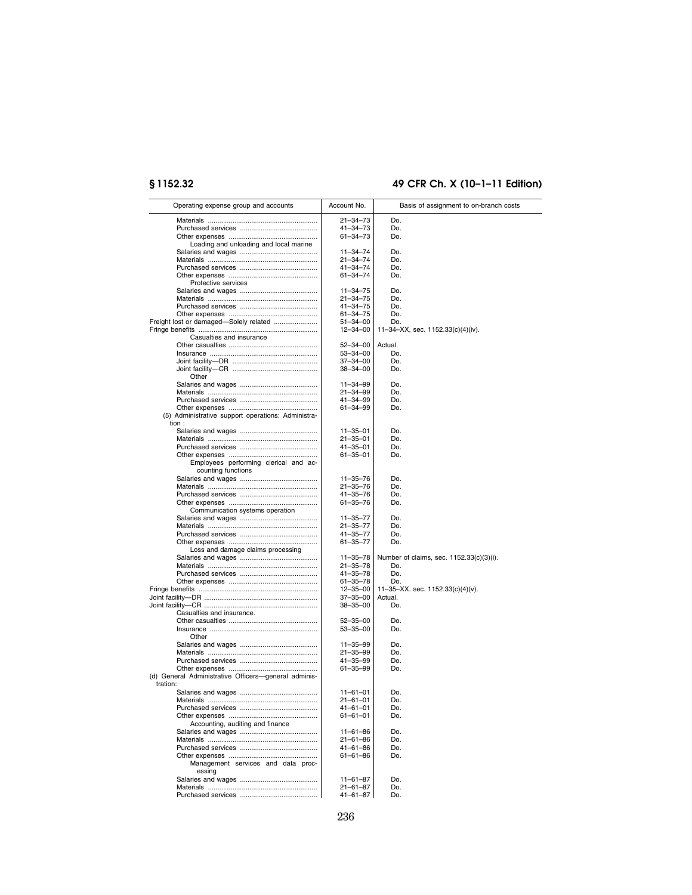| Operating expense group and accounts | Account No. | Basis of assignment to on-branch costs |
|---|---|---|
| Materials | 21–34–73 | Do. |
| Purchased services | 41–34–73 | Do. |
| Other expenses | 61–34–73 | Do. |
| Loading and unloading and local marine | | |
| Salaries and wages | 11–34–74 | Do. |
| Materials | 21–34–74 | Do. |
| Purchased services | 41–34–74 | Do. |
| Other expenses | 61–34–74 | Do. |
| Protective services | | |
| Salaries and wages | 11–34–75 | Do. |
| Materials | 21–34–75 | Do. |
| Purchased services | 41–34–75 | Do. |
| Other expenses | 61–34–75 | Do. |
| Freight lost or damaged—Solely related | 51–34–00 | Do. |
| Fringe benefits | 12–34–00 | 11–34–XX, sec. 1152.33(c)(4)(iv). |
| Casualties and insurance | | |
| Other casualties | 52–34–00 | Actual. |
| Insurance | 53–34–00 | Do. |
| Joint facility—DR | 37–34–00 | Do. |
| Joint facility—CR | 38–34–00 | Do. |
| Other | | |
| Salaries and wages | 11–34–99 | Do. |
| Materials | 21–34–99 | Do. |
| Purchased services | 41–34–99 | Do. |
| Other expenses | 61–34–99 | Do. |
| (5) Administrative support operations: Administration : | | |
| Salaries and wages | 11–35–01 | Do. |
| Materials | 21–35–01 | Do. |
| Purchased services | 41–35–01 | Do. |
| Other expenses | 61–35–01 | Do. |
| Employees performing clerical and accounting functions | | |
| Salaries and wages | 11–35–76 | Do. |
| Materials | 21–35–76 | Do. |
| Purchased services | 41–35–76 | Do. |
| Other expenses | 61–35–76 | Do. |
| Communication systems operation | | |
| Salaries and wages | 11–35–77 | Do. |
| Materials | 21–35–77 | Do. |
| Purchased services | 41–35–77 | Do. |
| Other expenses | 61–35–77 | Do. |
| Loss and damage claims processing | | |
| Salaries and wages | 11–35–78 | Number of claims, sec. 1152.33(c)(3)(i). |
| Materials | 21–35–78 | Do. |
| Purchased services | 41–35–78 | Do. |
| Other expenses | 61–35–78 | Do. |
| Fringe benefits | 12–35–00 | 11–35–XX. sec. 1152.33(c)(4)(v). |
| Joint facility—DR | 37–35–00 | Actual. |
| Joint facility—CR | 38–35–00 | Do. |
| Casualties and insurance. | | |
| Other casualties | 52–35–00 | Do. |
| Insurance | 53–35–00 | Do. |
| Other | | |
| Salaries and wages | 11–35–99 | Do. |
| Materials | 21–35–99 | Do. |
| Purchased services | 41–35–99 | Do. |
| Other expenses | 61–35–99 | Do. |
| (d) General Administrative Officers—general administration: | | |
| Salaries and wages | 11–61–01 | Do. |
| Materials | 21–61–01 | Do. |
| Purchased services | 41–61–01 | Do. |
| Other expenses | 61–61–01 | Do. |
| Accounting, auditing and finance | | |
| Salaries and wages | 11–61–86 | Do. |
| Materials | 21–61–86 | Do. |
| Purchased services | 41–61–86 | Do. |
| Other expenses | 61–61–86 | Do. |
| Management services and data processing | | |
| Salaries and wages | 11–61–87 | Do. |
| Materials | 21–61–87 | Do. |
| Purchased services | 41–61–87 | Do. |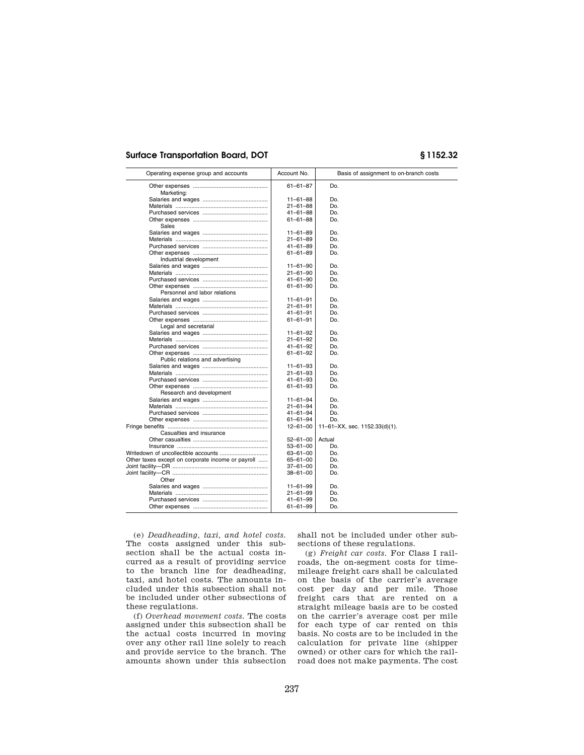| Operating expense group and accounts | Account No. | Basis of assignment to on-branch costs |
|---|---|---|
| Other expenses | 61–61–87 | Do. |
| Marketing: | | |
| Salaries and wages | 11–61–88 | Do. |
| Materials | 21–61–88 | Do. |
| Purchased services | 41–61–88 | Do. |
| Other expenses | 61–61–88 | Do. |
| Sales | | |
| Salaries and wages | 11–61–89 | Do. |
| Materials | 21–61–89 | Do. |
| Purchased services | 41–61–89 | Do. |
| Other expenses | 61–61–89 | Do. |
| Industrial development | | |
| Salaries and wages | 11–61–90 | Do. |
| Materials | 21–61–90 | Do. |
| Purchased services | 41–61–90 | Do. |
| Other expenses | 61–61–90 | Do. |
| Personnel and labor relations | | |
| Salaries and wages | 11–61–91 | Do. |
| Materials | 21–61–91 | Do. |
| Purchased services | 41–61–91 | Do. |
| Other expenses | 61–61–91 | Do. |
| Legal and secretarial | | |
| Salaries and wages | 11–61–92 | Do. |
| Materials | 21–61–92 | Do. |
| Purchased services | 41–61–92 | Do. |
| Other expenses | 61–61–92 | Do. |
| Public relations and advertising | | |
| Salaries and wages | 11–61–93 | Do. |
| Materials | 21–61–93 | Do. |
| Purchased services | 41–61–93 | Do. |
| Other expenses | 61–61–93 | Do. |
| Research and development | | |
| Salaries and wages | 11–61–94 | Do. |
| Materials | 21–61–94 | Do. |
| Purchased services | 41–61–94 | Do. |
| Other expenses | 61–61–94 | Do. |
| Fringe benefits | 12–61–00 | 11–61–XX, sec. 1152.33(d)(1). |
| Casualties and insurance | | |
| Other casualties | 52–61–00 | Actual |
| Insurance | 53–61–00 | Do. |
| Writedown of uncollectible accounts | 63–61–00 | Do. |
| Other taxes except on corporate income or payroll | 65–61–00 | Do. |
| Joint facility—DR | 37–61–00 | Do. |
| Joint facility—CR | 38–61–00 | Do. |
| Other | | |
| Salaries and wages | 11–61–99 | Do. |
| Materials | 21–61–99 | Do. |
| Purchased services | 41–61–99 | Do. |
| Other expenses | 61–61–99 | Do. |

(e) *Deadheading, taxi, and hotel costs.* The costs assigned under this subsection shall be the actual costs incurred as a result of providing service to the branch line for deadheading, taxi, and hotel costs. The amounts included under this subsection shall not be included under other subsections of these regulations.

(f) *Overhead movement costs.* The costs assigned under this subsection shall be the actual costs incurred in moving over any other rail line solely to reach and provide service to the branch. The amounts shown under this subsection shall not be included under other subsections of these regulations.

(g) *Freight car costs.* For Class I railroads, the on-segment costs for time-mileage freight cars shall be calculated on the basis of the carrier's average cost per day and per mile. Those freight cars that are rented on a straight mileage basis are to be costed on the carrier's average cost per mile for each type of car rented on this basis. No costs are to be included in the calculation for private line (shipper owned) or other cars for which the railroad does not make payments. The cost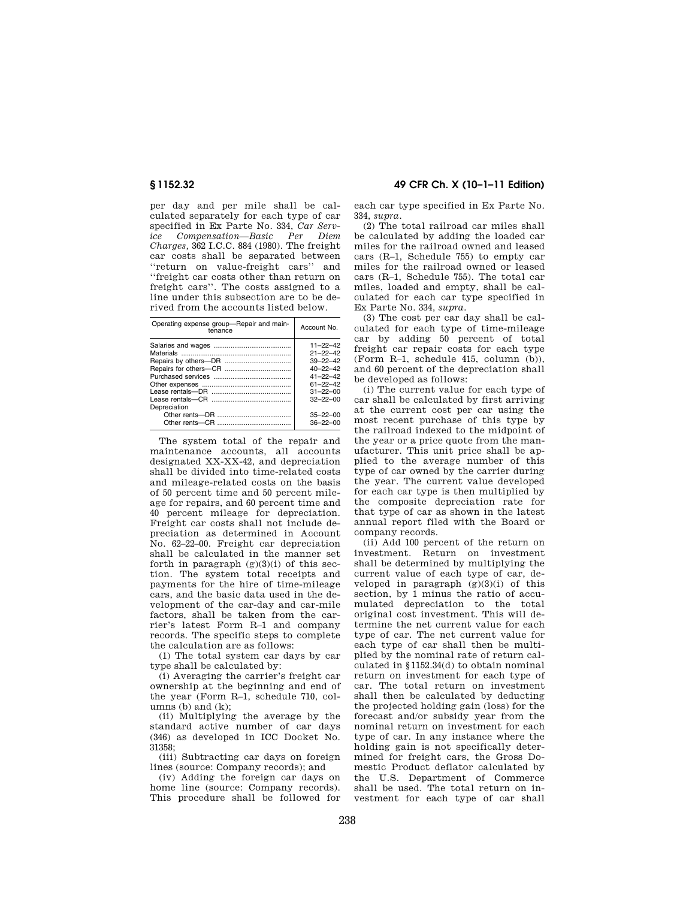per day and per mile shall be calculated separately for each type of car specified in Ex Parte No. 334, *Car Service Compensation—Basic Per Diem Charges*, 362 I.C.C. 884 (1980). The freight car costs shall be separated between "return on value-freight cars" and "freight car costs other than return on freight cars". The costs assigned to a line under this subsection are to be derived from the accounts listed below.

| Operating expense group—Repair and maintenance | Account No. |
|---|---|
| Salaries and wages | 11–22–42 |
| Materials | 21–22–42 |
| Repairs by others—DR | 39–22–42 |
| Repairs for others—CR | 40–22–42 |
| Purchased services | 41–22–42 |
| Other expenses | 61–22–42 |
| Lease rentals—DR | 31–22–00 |
| Lease rentals—CR | 32–22–00 |
| Depreciation | |
| Other rents—DR | 35–22–00 |
| Other rents—CR | 36–22–00 |

The system total of the repair and maintenance accounts, all accounts designated XX-XX-42, and depreciation shall be divided into time-related costs and mileage-related costs on the basis of 50 percent time and 50 percent mileage for repairs, and 60 percent time and 40 percent mileage for depreciation. Freight car costs shall not include depreciation as determined in Account No. 62–22–00. Freight car depreciation shall be calculated in the manner set forth in paragraph (g)(3)(i) of this section. The system total receipts and payments for the hire of time-mileage cars, and the basic data used in the development of the car-day and car-mile factors, shall be taken from the carrier's latest Form R–1 and company records. The specific steps to complete the calculation are as follows:

(1) The total system car days by car type shall be calculated by:

(i) Averaging the carrier's freight car ownership at the beginning and end of the year (Form R–1, schedule 710, columns (b) and (k);

(ii) Multiplying the average by the standard active number of car days (346) as developed in ICC Docket No. 31358;

(iii) Subtracting car days on foreign lines (source: Company records); and

(iv) Adding the foreign car days on home line (source: Company records). This procedure shall be followed for each car type specified in Ex Parte No. 334, *supra*.

(2) The total railroad car miles shall be calculated by adding the loaded car miles for the railroad owned and leased cars (R–1, Schedule 755) to empty car miles for the railroad owned or leased cars (R–1, Schedule 755). The total car miles, loaded and empty, shall be calculated for each car type specified in Ex Parte No. 334, *supra*.

(3) The cost per car day shall be calculated for each type of time-mileage car by adding 50 percent of total freight car repair costs for each type (Form R–1, schedule 415, column (b)), and 60 percent of the depreciation shall be developed as follows:

(i) The current value for each type of car shall be calculated by first arriving at the current cost per car using the most recent purchase of this type by the railroad indexed to the midpoint of the year or a price quote from the manufacturer. This unit price shall be applied to the average number of this type of car owned by the carrier during the year. The current value developed for each car type is then multiplied by the composite depreciation rate for that type of car as shown in the latest annual report filed with the Board or company records.

(ii) Add 100 percent of the return on investment. Return on investment shall be determined by multiplying the current value of each type of car, developed in paragraph (g)(3)(i) of this section, by 1 minus the ratio of accumulated depreciation to the total original cost investment. This will determine the net current value for each type of car. The net current value for each type of car shall then be multiplied by the nominal rate of return calculated in §1152.34(d) to obtain nominal return on investment for each type of car. The total return on investment shall then be calculated by deducting the projected holding gain (loss) for the forecast and/or subsidy year from the nominal return on investment for each type of car. In any instance where the holding gain is not specifically determined for freight cars, the Gross Domestic Product deflator calculated by the U.S. Department of Commerce shall be used. The total return on investment for each type of car shall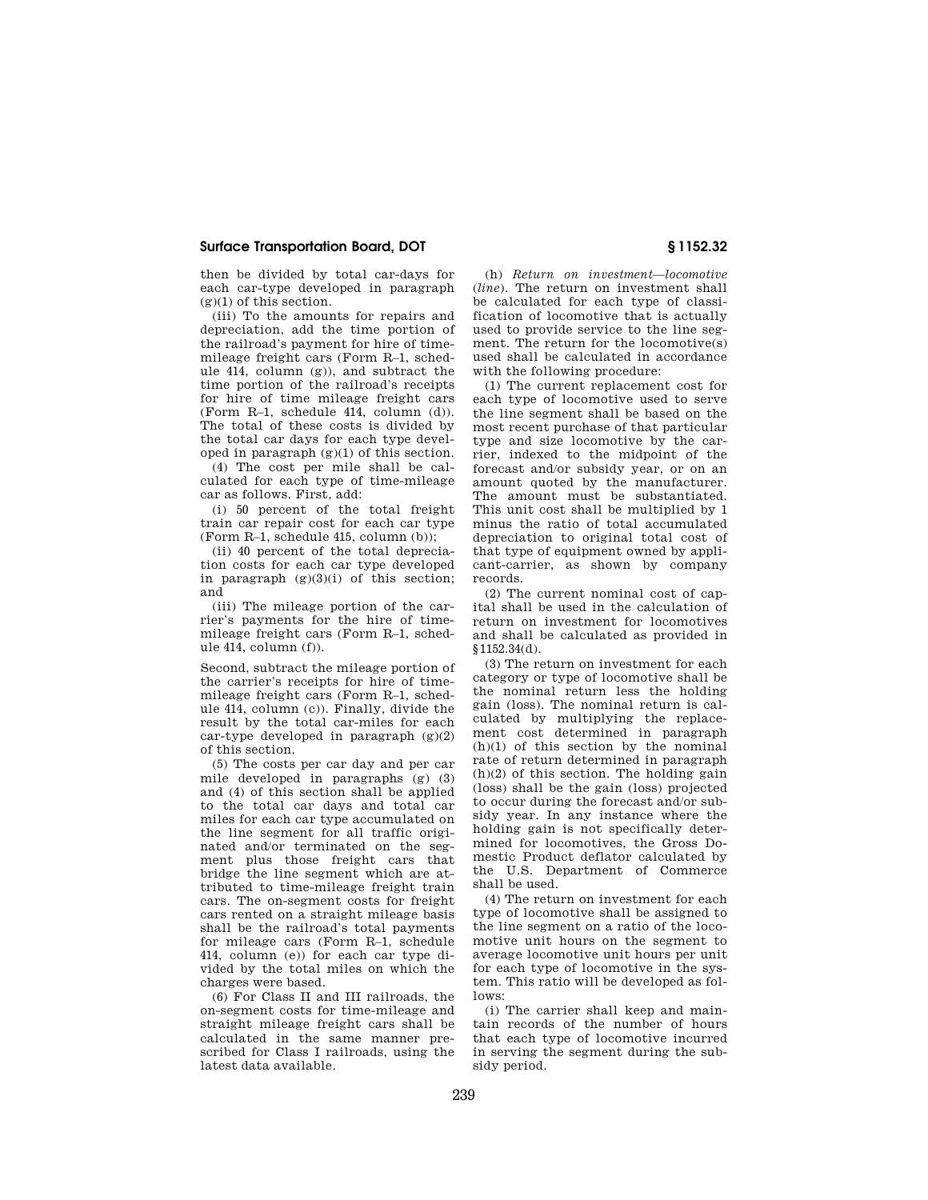then be divided by total car-days for each car-type developed in paragraph (g)(1) of this section.

(iii) To the amounts for repairs and depreciation, add the time portion of the railroad's payment for hire of time-mileage freight cars (Form R–1, schedule 414, column (g)), and subtract the time portion of the railroad's receipts for hire of time mileage freight cars (Form R–1, schedule 414, column (d)). The total of these costs is divided by the total car days for each type developed in paragraph (g)(1) of this section.

(4) The cost per mile shall be calculated for each type of time-mileage car as follows. First, add:

(i) 50 percent of the total freight train car repair cost for each car type (Form R–1, schedule 415, column (b));

(ii) 40 percent of the total depreciation costs for each car type developed in paragraph (g)(3)(i) of this section; and

(iii) The mileage portion of the carrier's payments for the hire of time-mileage freight cars (Form R–1, schedule 414, column (f)).

Second, subtract the mileage portion of the carrier's receipts for hire of time-mileage freight cars (Form R–1, schedule 414, column (c)). Finally, divide the result by the total car-miles for each car-type developed in paragraph (g)(2) of this section.

(5) The costs per car day and per car mile developed in paragraphs (g) (3) and (4) of this section shall be applied to the total car days and total car miles for each car type accumulated on the line segment for all traffic originated and/or terminated on the segment plus those freight cars that bridge the line segment which are attributed to time-mileage freight train cars. The on-segment costs for freight cars rented on a straight mileage basis shall be the railroad's total payments for mileage cars (Form R–1, schedule 414, column (e)) for each car type divided by the total miles on which the charges were based.

(6) For Class II and III railroads, the on-segment costs for time-mileage and straight mileage freight cars shall be calculated in the same manner prescribed for Class I railroads, using the latest data available.

(h) *Return on investment—locomotive (line).* The return on investment shall be calculated for each type of classification of locomotive that is actually used to provide service to the line segment. The return for the locomotive(s) used shall be calculated in accordance with the following procedure:

(1) The current replacement cost for each type of locomotive used to serve the line segment shall be based on the most recent purchase of that particular type and size locomotive by the carrier, indexed to the midpoint of the forecast and/or subsidy year, or on an amount quoted by the manufacturer. The amount must be substantiated. This unit cost shall be multiplied by 1 minus the ratio of total accumulated depreciation to original total cost of that type of equipment owned by applicant-carrier, as shown by company records.

(2) The current nominal cost of capital shall be used in the calculation of return on investment for locomotives and shall be calculated as provided in §1152.34(d).

(3) The return on investment for each category or type of locomotive shall be the nominal return less the holding gain (loss). The nominal return is calculated by multiplying the replacement cost determined in paragraph (h)(1) of this section by the nominal rate of return determined in paragraph (h)(2) of this section. The holding gain (loss) shall be the gain (loss) projected to occur during the forecast and/or subsidy year. In any instance where the holding gain is not specifically determined for locomotives, the Gross Domestic Product deflator calculated by the U.S. Department of Commerce shall be used.

(4) The return on investment for each type of locomotive shall be assigned to the line segment on a ratio of the locomotive unit hours on the segment to average locomotive unit hours per unit for each type of locomotive in the system. This ratio will be developed as follows:

(i) The carrier shall keep and maintain records of the number of hours that each type of locomotive incurred in serving the segment during the subsidy period.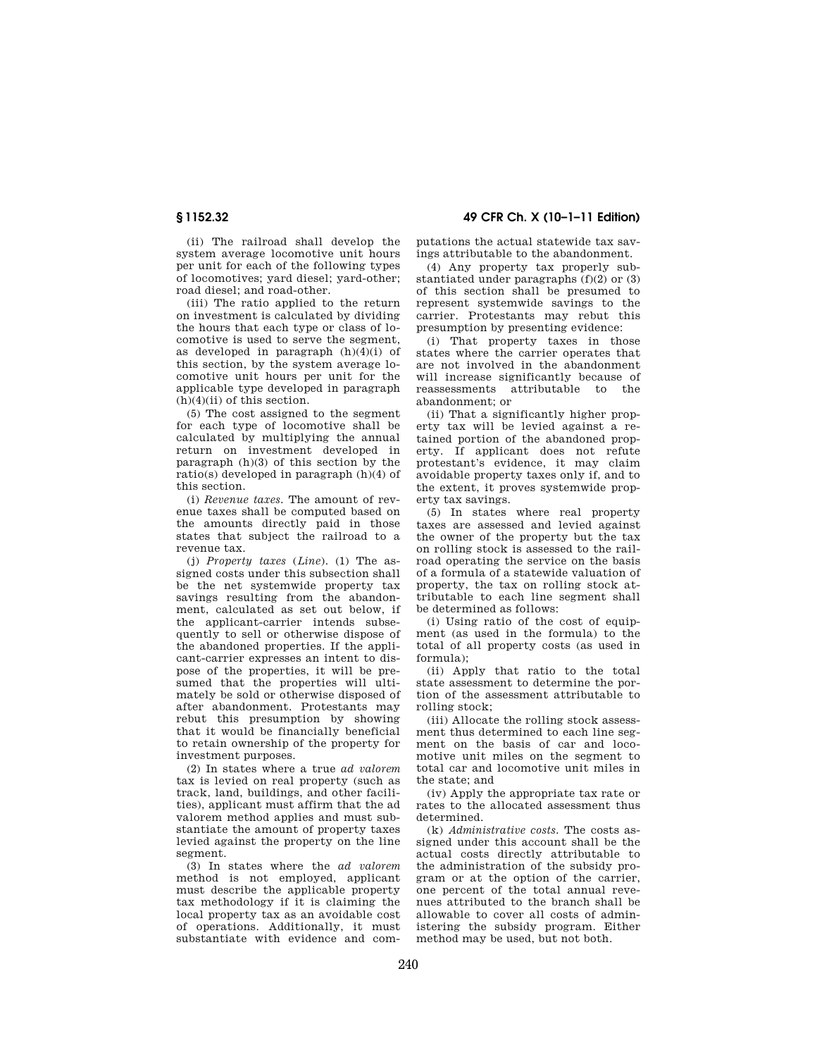(ii) The railroad shall develop the system average locomotive unit hours per unit for each of the following types of locomotives; yard diesel; yard-other; road diesel; and road-other.

(iii) The ratio applied to the return on investment is calculated by dividing the hours that each type or class of locomotive is used to serve the segment, as developed in paragraph (h)(4)(i) of this section, by the system average locomotive unit hours per unit for the applicable type developed in paragraph (h)(4)(ii) of this section.

(5) The cost assigned to the segment for each type of locomotive shall be calculated by multiplying the annual return on investment developed in paragraph (h)(3) of this section by the ratio(s) developed in paragraph (h)(4) of this section.

(i) *Revenue taxes.* The amount of revenue taxes shall be computed based on the amounts directly paid in those states that subject the railroad to a revenue tax.

(j) *Property taxes* (*Line*). (1) The assigned costs under this subsection shall be the net systemwide property tax savings resulting from the abandonment, calculated as set out below, if the applicant-carrier intends subsequently to sell or otherwise dispose of the abandoned properties. If the applicant-carrier expresses an intent to dispose of the properties, it will be presumed that the properties will ultimately be sold or otherwise disposed of after abandonment. Protestants may rebut this presumption by showing that it would be financially beneficial to retain ownership of the property for investment purposes.

(2) In states where a true *ad valorem* tax is levied on real property (such as track, land, buildings, and other facilities), applicant must affirm that the ad valorem method applies and must substantiate the amount of property taxes levied against the property on the line segment.

(3) In states where the *ad valorem* method is not employed, applicant must describe the applicable property tax methodology if it is claiming the local property tax as an avoidable cost of operations. Additionally, it must substantiate with evidence and computations the actual statewide tax savings attributable to the abandonment.

(4) Any property tax properly substantiated under paragraphs (f)(2) or (3) of this section shall be presumed to represent systemwide savings to the carrier. Protestants may rebut this presumption by presenting evidence:

(i) That property taxes in those states where the carrier operates that are not involved in the abandonment will increase significantly because of reassessments attributable to the abandonment; or

(ii) That a significantly higher property tax will be levied against a retained portion of the abandoned property. If applicant does not refute protestant's evidence, it may claim avoidable property taxes only if, and to the extent, it proves systemwide property tax savings.

(5) In states where real property taxes are assessed and levied against the owner of the property but the tax on rolling stock is assessed to the railroad operating the service on the basis of a formula of a statewide valuation of property, the tax on rolling stock attributable to each line segment shall be determined as follows:

(i) Using ratio of the cost of equipment (as used in the formula) to the total of all property costs (as used in formula);

(ii) Apply that ratio to the total state assessment to determine the portion of the assessment attributable to rolling stock;

(iii) Allocate the rolling stock assessment thus determined to each line segment on the basis of car and locomotive unit miles on the segment to total car and locomotive unit miles in the state; and

(iv) Apply the appropriate tax rate or rates to the allocated assessment thus determined.

(k) *Administrative costs.* The costs assigned under this account shall be the actual costs directly attributable to the administration of the subsidy program or at the option of the carrier, one percent of the total annual revenues attributed to the branch shall be allowable to cover all costs of administering the subsidy program. Either method may be used, but not both.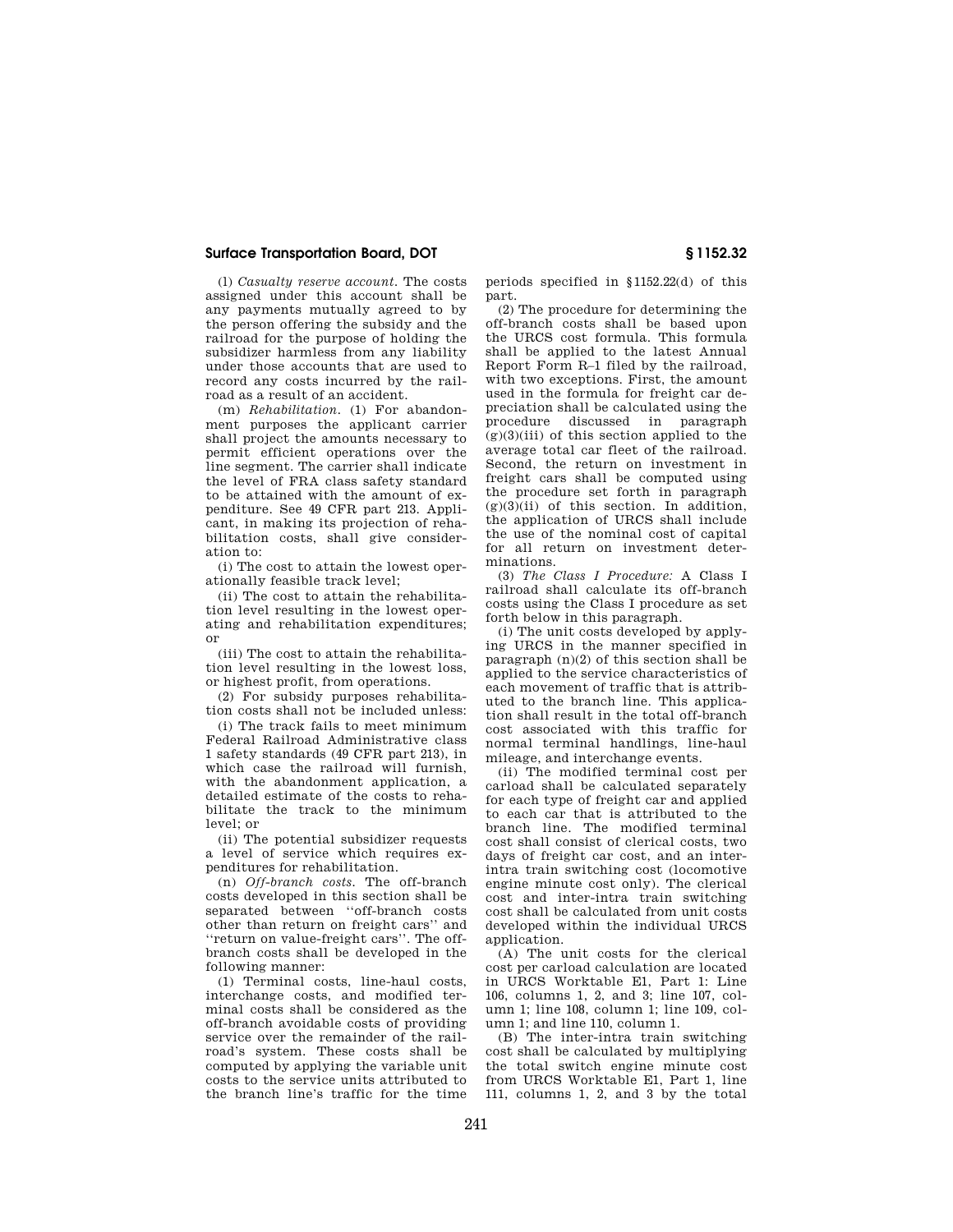(l) *Casualty reserve account.* The costs assigned under this account shall be any payments mutually agreed to by the person offering the subsidy and the railroad for the purpose of holding the subsidizer harmless from any liability under those accounts that are used to record any costs incurred by the railroad as a result of an accident.

(m) *Rehabilitation.* (1) For abandonment purposes the applicant carrier shall project the amounts necessary to permit efficient operations over the line segment. The carrier shall indicate the level of FRA class safety standard to be attained with the amount of expenditure. See 49 CFR part 213. Applicant, in making its projection of rehabilitation costs, shall give consideration to:

(i) The cost to attain the lowest operationally feasible track level;

(ii) The cost to attain the rehabilitation level resulting in the lowest operating and rehabilitation expenditures; or

(iii) The cost to attain the rehabilitation level resulting in the lowest loss, or highest profit, from operations.

(2) For subsidy purposes rehabilitation costs shall not be included unless:

(i) The track fails to meet minimum Federal Railroad Administrative class 1 safety standards (49 CFR part 213), in which case the railroad will furnish, with the abandonment application, a detailed estimate of the costs to rehabilitate the track to the minimum level; or

(ii) The potential subsidizer requests a level of service which requires expenditures for rehabilitation.

(n) *Off-branch costs.* The off-branch costs developed in this section shall be separated between ''off-branch costs other than return on freight cars'' and ''return on value-freight cars''. The off-branch costs shall be developed in the following manner:

(1) Terminal costs, line-haul costs, interchange costs, and modified terminal costs shall be considered as the off-branch avoidable costs of providing service over the remainder of the railroad's system. These costs shall be computed by applying the variable unit costs to the service units attributed to the branch line's traffic for the time periods specified in §1152.22(d) of this part.

(2) The procedure for determining the off-branch costs shall be based upon the URCS cost formula. This formula shall be applied to the latest Annual Report Form R–1 filed by the railroad, with two exceptions. First, the amount used in the formula for freight car depreciation shall be calculated using the procedure discussed in paragraph (g)(3)(iii) of this section applied to the average total car fleet of the railroad. Second, the return on investment in freight cars shall be computed using the procedure set forth in paragraph (g)(3)(ii) of this section. In addition, the application of URCS shall include the use of the nominal cost of capital for all return on investment determinations.

(3) *The Class I Procedure:* A Class I railroad shall calculate its off-branch costs using the Class I procedure as set forth below in this paragraph.

(i) The unit costs developed by applying URCS in the manner specified in paragraph (n)(2) of this section shall be applied to the service characteristics of each movement of traffic that is attributed to the branch line. This application shall result in the total off-branch cost associated with this traffic for normal terminal handlings, line-haul mileage, and interchange events.

(ii) The modified terminal cost per carload shall be calculated separately for each type of freight car and applied to each car that is attributed to the branch line. The modified terminal cost shall consist of clerical costs, two days of freight car cost, and an inter-intra train switching cost (locomotive engine minute cost only). The clerical cost and inter-intra train switching cost shall be calculated from unit costs developed within the individual URCS application.

(A) The unit costs for the clerical cost per carload calculation are located in URCS Worktable E1, Part 1: Line 106, columns 1, 2, and 3; line 107, column 1; line 108, column 1; line 109, column 1; and line 110, column 1.

(B) The inter-intra train switching cost shall be calculated by multiplying the total switch engine minute cost from URCS Worktable E1, Part 1, line 111, columns 1, 2, and 3 by the total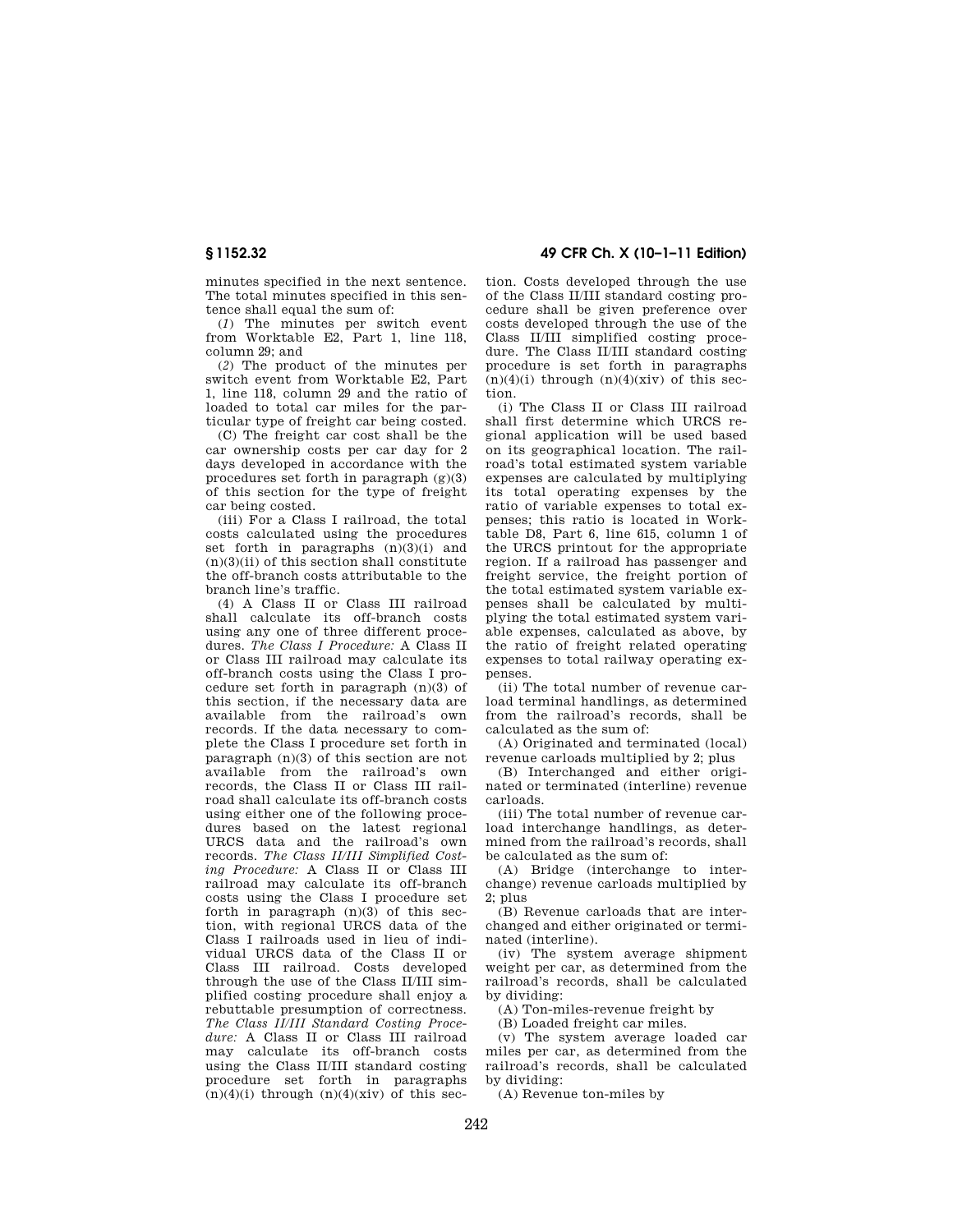minutes specified in the next sentence. The total minutes specified in this sentence shall equal the sum of:

(*1*) The minutes per switch event from Worktable E2, Part 1, line 118, column 29; and

(*2*) The product of the minutes per switch event from Worktable E2, Part 1, line 118, column 29 and the ratio of loaded to total car miles for the particular type of freight car being costed.

(C) The freight car cost shall be the car ownership costs per car day for 2 days developed in accordance with the procedures set forth in paragraph (g)(3) of this section for the type of freight car being costed.

(iii) For a Class I railroad, the total costs calculated using the procedures set forth in paragraphs (n)(3)(i) and (n)(3)(ii) of this section shall constitute the off-branch costs attributable to the branch line's traffic.

(4) A Class II or Class III railroad shall calculate its off-branch costs using any one of three different procedures. *The Class I Procedure:* A Class II or Class III railroad may calculate its off-branch costs using the Class I procedure set forth in paragraph (n)(3) of this section, if the necessary data are available from the railroad's own records. If the data necessary to complete the Class I procedure set forth in paragraph (n)(3) of this section are not available from the railroad's own records, the Class II or Class III railroad shall calculate its off-branch costs using either one of the following procedures based on the latest regional URCS data and the railroad's own records. *The Class II/III Simplified Costing Procedure:* A Class II or Class III railroad may calculate its off-branch costs using the Class I procedure set forth in paragraph (n)(3) of this section, with regional URCS data of the Class I railroads used in lieu of individual URCS data of the Class II or Class III railroad. Costs developed through the use of the Class II/III simplified costing procedure shall enjoy a rebuttable presumption of correctness. *The Class II/III Standard Costing Procedure:* A Class II or Class III railroad may calculate its off-branch costs using the Class II/III standard costing procedure set forth in paragraphs (n)(4)(i) through (n)(4)(xiv) of this section. Costs developed through the use of the Class II/III standard costing procedure shall be given preference over costs developed through the use of the Class II/III simplified costing procedure. The Class II/III standard costing procedure is set forth in paragraphs (n)(4)(i) through (n)(4)(xiv) of this section.

(i) The Class II or Class III railroad shall first determine which URCS regional application will be used based on its geographical location. The railroad's total estimated system variable expenses are calculated by multiplying its total operating expenses by the ratio of variable expenses to total expenses; this ratio is located in Worktable D8, Part 6, line 615, column 1 of the URCS printout for the appropriate region. If a railroad has passenger and freight service, the freight portion of the total estimated system variable expenses shall be calculated by multiplying the total estimated system variable expenses, calculated as above, by the ratio of freight related operating expenses to total railway operating expenses.

(ii) The total number of revenue carload terminal handlings, as determined from the railroad's records, shall be calculated as the sum of:

(A) Originated and terminated (local) revenue carloads multiplied by 2; plus

(B) Interchanged and either originated or terminated (interline) revenue carloads.

(iii) The total number of revenue carload interchange handlings, as determined from the railroad's records, shall be calculated as the sum of:

(A) Bridge (interchange to interchange) revenue carloads multiplied by 2; plus

(B) Revenue carloads that are interchanged and either originated or terminated (interline).

(iv) The system average shipment weight per car, as determined from the railroad's records, shall be calculated by dividing:

(A) Ton-miles-revenue freight by

(B) Loaded freight car miles.

(v) The system average loaded car miles per car, as determined from the railroad's records, shall be calculated by dividing:

(A) Revenue ton-miles by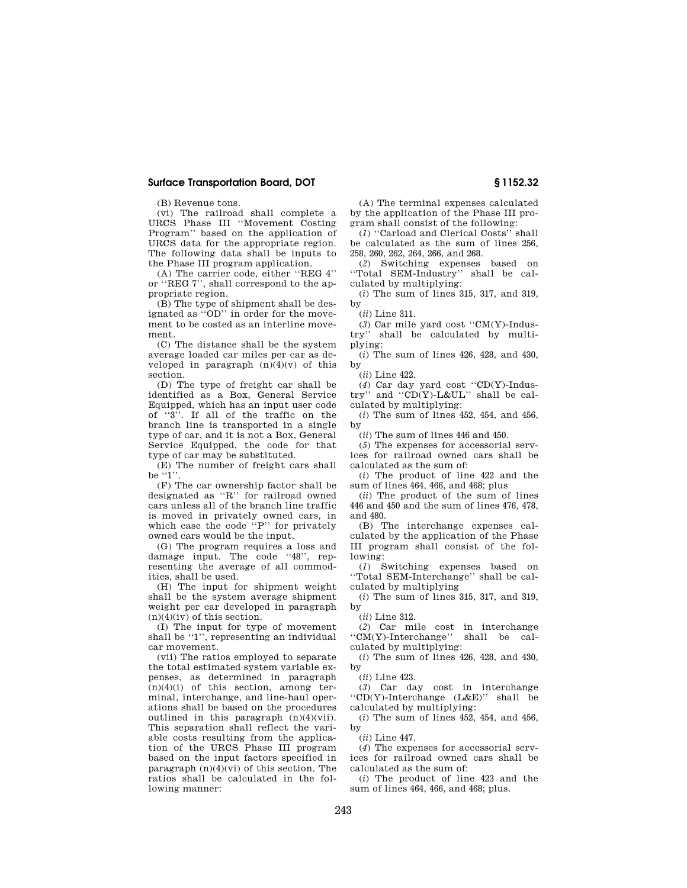(B) Revenue tons.

(vi) The railroad shall complete a URCS Phase III ''Movement Costing Program'' based on the application of URCS data for the appropriate region. The following data shall be inputs to the Phase III program application.

(A) The carrier code, either ''REG 4'' or ''REG 7'', shall correspond to the appropriate region.

(B) The type of shipment shall be designated as ''OD'' in order for the movement to be costed as an interline movement.

(C) The distance shall be the system average loaded car miles per car as developed in paragraph (n)(4)(v) of this section.

(D) The type of freight car shall be identified as a Box, General Service Equipped, which has an input user code of ''3''. If all of the traffic on the branch line is transported in a single type of car, and it is not a Box, General Service Equipped, the code for that type of car may be substituted.

(E) The number of freight cars shall be ''1''.

(F) The car ownership factor shall be designated as ''R'' for railroad owned cars unless all of the branch line traffic is moved in privately owned cars, in which case the code ''P'' for privately owned cars would be the input.

(G) The program requires a loss and damage input. The code ''48'', representing the average of all commodities, shall be used.

(H) The input for shipment weight shall be the system average shipment weight per car developed in paragraph (n)(4)(iv) of this section.

(I) The input for type of movement shall be ''1'', representing an individual car movement.

(vii) The ratios employed to separate the total estimated system variable expenses, as determined in paragraph (n)(4)(i) of this section, among terminal, interchange, and line-haul operations shall be based on the procedures outlined in this paragraph (n)(4)(vii). This separation shall reflect the variable costs resulting from the application of the URCS Phase III program based on the input factors specified in paragraph (n)(4)(vi) of this section. The ratios shall be calculated in the following manner:

(A) The terminal expenses calculated by the application of the Phase III program shall consist of the following:

(*1*) ''Carload and Clerical Costs'' shall be calculated as the sum of lines 256, 258, 260, 262, 264, 266, and 268.

(*2*) Switching expenses based on ''Total SEM-Industry'' shall be calculated by multiplying:

(*i*) The sum of lines 315, 317, and 319, by

(*ii*) Line 311.

(*3*) Car mile yard cost ''CM(Y)-Industry'' shall be calculated by multiplying:

(*i*) The sum of lines 426, 428, and 430, by

(*ii*) Line 422.

(*4*) Car day yard cost ''CD(Y)-Industry'' and ''CD(Y)-L&UL'' shall be calculated by multiplying:

(*i*) The sum of lines 452, 454, and 456, by

(*ii*) The sum of lines 446 and 450.

(*5*) The expenses for accessorial services for railroad owned cars shall be calculated as the sum of:

(*i*) The product of line 422 and the sum of lines 464, 466, and 468; plus

(*ii*) The product of the sum of lines 446 and 450 and the sum of lines 476, 478, and 480.

(B) The interchange expenses calculated by the application of the Phase III program shall consist of the following:

(*1*) Switching expenses based on ''Total SEM-Interchange'' shall be calculated by multiplying

(*i*) The sum of lines 315, 317, and 319, by

(*ii*) Line 312.

(*2*) Car mile cost in interchange ''CM(Y)-Interchange'' shall be calculated by multiplying:

(*i*) The sum of lines 426, 428, and 430, by

(*ii*) Line 423.

(*3*) Car day cost in interchange ''CD(Y)-Interchange (L&E)'' shall be calculated by multiplying:

(*i*) The sum of lines 452, 454, and 456, by

(*ii*) Line 447.

(*4*) The expenses for accessorial services for railroad owned cars shall be calculated as the sum of:

(*i*) The product of line 423 and the sum of lines 464, 466, and 468; plus.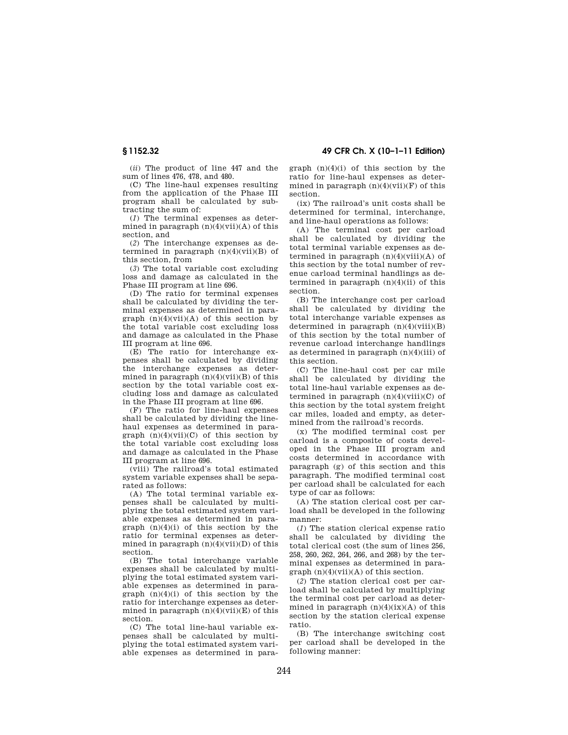(*ii*) The product of line 447 and the sum of lines 476, 478, and 480.

(C) The line-haul expenses resulting from the application of the Phase III program shall be calculated by subtracting the sum of:

(*1*) The terminal expenses as determined in paragraph (n)(4)(vii)(A) of this section, and

(*2*) The interchange expenses as determined in paragraph (n)(4)(vii)(B) of this section, from

(*3*) The total variable cost excluding loss and damage as calculated in the Phase III program at line 696.

(D) The ratio for terminal expenses shall be calculated by dividing the terminal expenses as determined in paragraph (n)(4)(vii)(A) of this section by the total variable cost excluding loss and damage as calculated in the Phase III program at line 696.

(E) The ratio for interchange expenses shall be calculated by dividing the interchange expenses as determined in paragraph (n)(4)(vii)(B) of this section by the total variable cost excluding loss and damage as calculated in the Phase III program at line 696.

(F) The ratio for line-haul expenses shall be calculated by dividing the line-haul expenses as determined in paragraph (n)(4)(vii)(C) of this section by the total variable cost excluding loss and damage as calculated in the Phase III program at line 696.

(viii) The railroad's total estimated system variable expenses shall be separated as follows:

(A) The total terminal variable expenses shall be calculated by multiplying the total estimated system variable expenses as determined in paragraph (n)(4)(i) of this section by the ratio for terminal expenses as determined in paragraph (n)(4)(vii)(D) of this section.

(B) The total interchange variable expenses shall be calculated by multiplying the total estimated system variable expenses as determined in paragraph (n)(4)(i) of this section by the ratio for interchange expenses as determined in paragraph (n)(4)(vii)(E) of this section.

(C) The total line-haul variable expenses shall be calculated by multiplying the total estimated system variable expenses as determined in paragraph (n)(4)(i) of this section by the ratio for line-haul expenses as determined in paragraph (n)(4)(vii)(F) of this section.

(ix) The railroad's unit costs shall be determined for terminal, interchange, and line-haul operations as follows:

(A) The terminal cost per carload shall be calculated by dividing the total terminal variable expenses as determined in paragraph (n)(4)(viii)(A) of this section by the total number of revenue carload terminal handlings as determined in paragraph (n)(4)(ii) of this section.

(B) The interchange cost per carload shall be calculated by dividing the total interchange variable expenses as determined in paragraph (n)(4)(viii)(B) of this section by the total number of revenue carload interchange handlings as determined in paragraph (n)(4)(iii) of this section.

(C) The line-haul cost per car mile shall be calculated by dividing the total line-haul variable expenses as determined in paragraph (n)(4)(viii)(C) of this section by the total system freight car miles, loaded and empty, as determined from the railroad's records.

(x) The modified terminal cost per carload is a composite of costs developed in the Phase III program and costs determined in accordance with paragraph (g) of this section and this paragraph. The modified terminal cost per carload shall be calculated for each type of car as follows:

(A) The station clerical cost per carload shall be developed in the following manner:

(*1*) The station clerical expense ratio shall be calculated by dividing the total clerical cost (the sum of lines 256, 258, 260, 262, 264, 266, and 268) by the terminal expenses as determined in paragraph (n)(4)(vii)(A) of this section.

(*2*) The station clerical cost per carload shall be calculated by multiplying the terminal cost per carload as determined in paragraph (n)(4)(ix)(A) of this section by the station clerical expense ratio.

(B) The interchange switching cost per carload shall be developed in the following manner: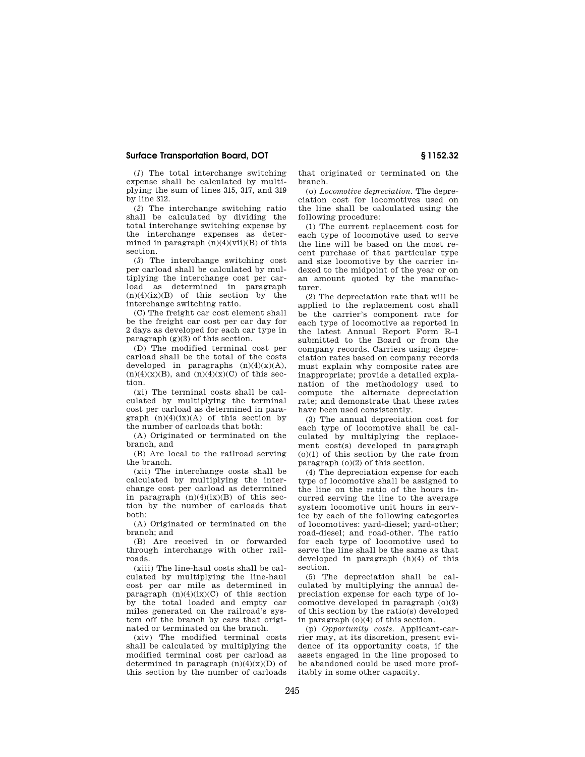(*1*) The total interchange switching expense shall be calculated by multiplying the sum of lines 315, 317, and 319 by line 312.

(*2*) The interchange switching ratio shall be calculated by dividing the total interchange switching expense by the interchange expenses as determined in paragraph (n)(4)(vii)(B) of this section.

(*3*) The interchange switching cost per carload shall be calculated by multiplying the interchange cost per carload as determined in paragraph (n)(4)(ix)(B) of this section by the interchange switching ratio.

(C) The freight car cost element shall be the freight car cost per car day for 2 days as developed for each car type in paragraph (g)(3) of this section.

(D) The modified terminal cost per carload shall be the total of the costs developed in paragraphs (n)(4)(x)(A), (n)(4)(x)(B), and (n)(4)(x)(C) of this section.

(xi) The terminal costs shall be calculated by multiplying the terminal cost per carload as determined in paragraph (n)(4)(ix)(A) of this section by the number of carloads that both:

(A) Originated or terminated on the branch, and

(B) Are local to the railroad serving the branch.

(xii) The interchange costs shall be calculated by multiplying the interchange cost per carload as determined in paragraph (n)(4)(ix)(B) of this section by the number of carloads that both:

(A) Originated or terminated on the branch; and

(B) Are received in or forwarded through interchange with other railroads.

(xiii) The line-haul costs shall be calculated by multiplying the line-haul cost per car mile as determined in paragraph (n)(4)(ix)(C) of this section by the total loaded and empty car miles generated on the railroad's system off the branch by cars that originated or terminated on the branch.

(xiv) The modified terminal costs shall be calculated by multiplying the modified terminal cost per carload as determined in paragraph (n)(4)(x)(D) of this section by the number of carloads that originated or terminated on the branch.

(o) *Locomotive depreciation.* The depreciation cost for locomotives used on the line shall be calculated using the following procedure:

(1) The current replacement cost for each type of locomotive used to serve the line will be based on the most recent purchase of that particular type and size locomotive by the carrier indexed to the midpoint of the year or on an amount quoted by the manufacturer.

(2) The depreciation rate that will be applied to the replacement cost shall be the carrier's component rate for each type of locomotive as reported in the latest Annual Report Form R–1 submitted to the Board or from the company records. Carriers using depreciation rates based on company records must explain why composite rates are inappropriate; provide a detailed explanation of the methodology used to compute the alternate depreciation rate; and demonstrate that these rates have been used consistently.

(3) The annual depreciation cost for each type of locomotive shall be calculated by multiplying the replacement cost(s) developed in paragraph (o)(1) of this section by the rate from paragraph (o)(2) of this section.

(4) The depreciation expense for each type of locomotive shall be assigned to the line on the ratio of the hours incurred serving the line to the average system locomotive unit hours in service by each of the following categories of locomotives: yard-diesel; yard-other; road-diesel; and road-other. The ratio for each type of locomotive used to serve the line shall be the same as that developed in paragraph (h)(4) of this section.

(5) The depreciation shall be calculated by multiplying the annual depreciation expense for each type of locomotive developed in paragraph (o)(3) of this section by the ratio(s) developed in paragraph (o)(4) of this section.

(p) *Opportunity costs.* Applicant-carrier may, at its discretion, present evidence of its opportunity costs, if the assets engaged in the line proposed to be abandoned could be used more profitably in some other capacity.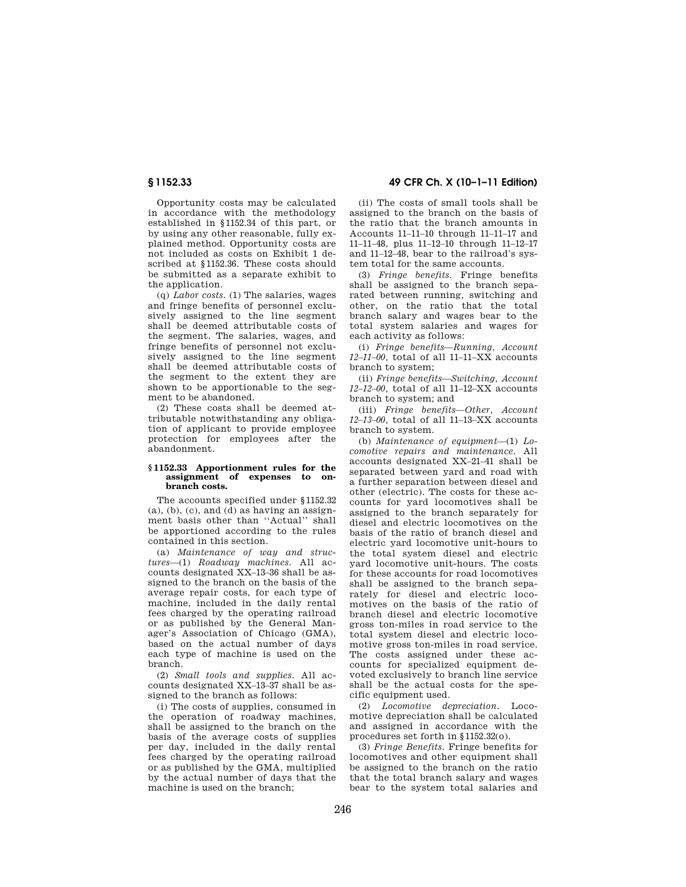Opportunity costs may be calculated in accordance with the methodology established in §1152.34 of this part, or by using any other reasonable, fully explained method. Opportunity costs are not included as costs on Exhibit 1 described at §1152.36. These costs should be submitted as a separate exhibit to the application.

(q) *Labor costs.* (1) The salaries, wages and fringe benefits of personnel exclusively assigned to the line segment shall be deemed attributable costs of the segment. The salaries, wages, and fringe benefits of personnel not exclusively assigned to the line segment shall be deemed attributable costs of the segment to the extent they are shown to be apportionable to the segment to be abandoned.

(2) These costs shall be deemed attributable notwithstanding any obligation of applicant to provide employee protection for employees after the abandonment.

### §1152.33 Apportionment rules for the assignment of expenses to on-branch costs.

The accounts specified under §1152.32 (a), (b), (c), and (d) as having an assignment basis other than ''Actual'' shall be apportioned according to the rules contained in this section.

(a) *Maintenance of way and structures*—(1) *Roadway machines.* All accounts designated XX–13–36 shall be assigned to the branch on the basis of the average repair costs, for each type of machine, included in the daily rental fees charged by the operating railroad or as published by the General Manager's Association of Chicago (GMA), based on the actual number of days each type of machine is used on the branch.

(2) *Small tools and supplies.* All accounts designated XX–13–37 shall be assigned to the branch as follows:

(i) The costs of supplies, consumed in the operation of roadway machines, shall be assigned to the branch on the basis of the average costs of supplies per day, included in the daily rental fees charged by the operating railroad or as published by the GMA, multiplied by the actual number of days that the machine is used on the branch;

(ii) The costs of small tools shall be assigned to the branch on the basis of the ratio that the branch amounts in Accounts 11–11–10 through 11–11–17 and 11–11–48, plus 11–12–10 through 11–12–17 and 11–12–48, bear to the railroad's system total for the same accounts.

(3) *Fringe benefits.* Fringe benefits shall be assigned to the branch separated between running, switching and other, on the ratio that the total branch salary and wages bear to the total system salaries and wages for each activity as follows:

(i) *Fringe benefits—Running, Account 12–11–00*, total of all 11–11–XX accounts branch to system;

(ii) *Fringe benefits—Switching, Account 12–12–00*, total of all 11–12–XX accounts branch to system; and

(iii) *Fringe benefits—Other, Account 12–13–00*, total of all 11–13–XX accounts branch to system.

(b) *Maintenance of equipment*—(1) *Locomotive repairs and maintenance.* All accounts designated XX–21–41 shall be separated between yard and road with a further separation between diesel and other (electric). The costs for these accounts for yard locomotives shall be assigned to the branch separately for diesel and electric locomotives on the basis of the ratio of branch diesel and electric yard locomotive unit-hours to the total system diesel and electric yard locomotive unit-hours. The costs for these accounts for road locomotives shall be assigned to the branch separately for diesel and electric locomotives on the basis of the ratio of branch diesel and electric locomotive gross ton-miles in road service to the total system diesel and electric locomotive gross ton-miles in road service. The costs assigned under these accounts for specialized equipment devoted exclusively to branch line service shall be the actual costs for the specific equipment used.

(2) *Locomotive depreciation.* Locomotive depreciation shall be calculated and assigned in accordance with the procedures set forth in §1152.32(o).

(3) *Fringe Benefits.* Fringe benefits for locomotives and other equipment shall be assigned to the branch on the ratio that the total branch salary and wages bear to the system total salaries and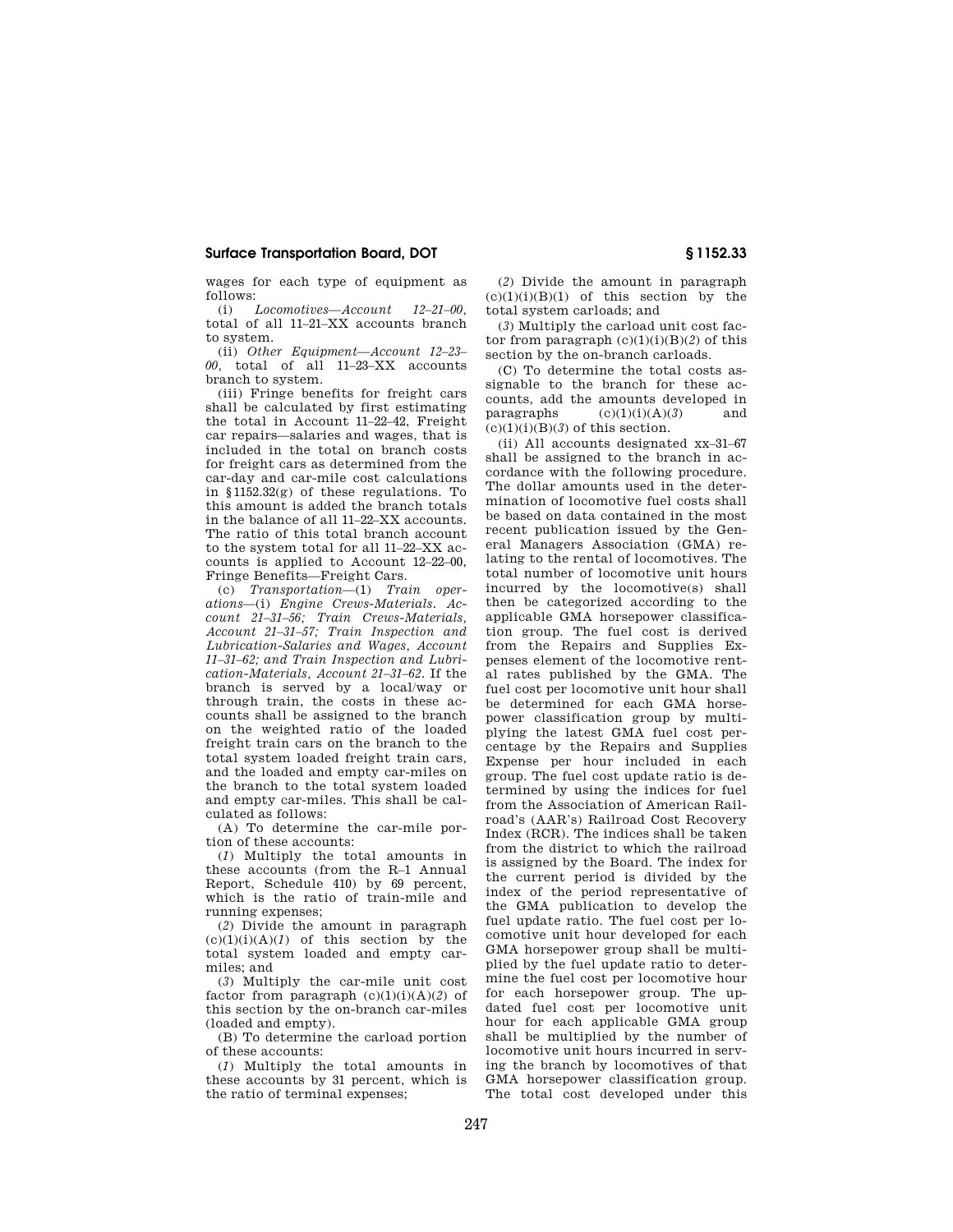wages for each type of equipment as follows:

(i) *Locomotives—Account 12–21–00*, total of all 11–21–XX accounts branch to system.

(ii) *Other Equipment—Account 12–23–00*, total of all 11–23–XX accounts branch to system.

(iii) Fringe benefits for freight cars shall be calculated by first estimating the total in Account 11–22–42, Freight car repairs—salaries and wages, that is included in the total on branch costs for freight cars as determined from the car-day and car-mile cost calculations in §1152.32(g) of these regulations. To this amount is added the branch totals in the balance of all 11–22–XX accounts. The ratio of this total branch account to the system total for all 11–22–XX accounts is applied to Account 12–22–00, Fringe Benefits—Freight Cars.

(c) *Transportation*—(1) *Train operations*—(i) *Engine Crews-Materials. Account 21–31–56; Train Crews-Materials, Account 21–31–57; Train Inspection and Lubrication-Salaries and Wages, Account 11–31–62; and Train Inspection and Lubrication-Materials, Account 21–31–62.* If the branch is served by a local/way or through train, the costs in these accounts shall be assigned to the branch on the weighted ratio of the loaded freight train cars on the branch to the total system loaded freight train cars, and the loaded and empty car-miles on the branch to the total system loaded and empty car-miles. This shall be calculated as follows:

(A) To determine the car-mile portion of these accounts:

(*1*) Multiply the total amounts in these accounts (from the R–1 Annual Report, Schedule 410) by 69 percent, which is the ratio of train-mile and running expenses;

(*2*) Divide the amount in paragraph (c)(1)(i)(A)(*1*) of this section by the total system loaded and empty car-miles; and

(*3*) Multiply the car-mile unit cost factor from paragraph (c)(1)(i)(A)(*2*) of this section by the on-branch car-miles (loaded and empty).

(B) To determine the carload portion of these accounts:

(*1*) Multiply the total amounts in these accounts by 31 percent, which is the ratio of terminal expenses;

(*2*) Divide the amount in paragraph (c)(1)(i)(B)(*1*) of this section by the total system carloads; and

(*3*) Multiply the carload unit cost factor from paragraph (c)(1)(i)(B)(*2*) of this section by the on-branch carloads.

(C) To determine the total costs assignable to the branch for these accounts, add the amounts developed in paragraphs (c)(1)(i)(A)(*3*) and (c)(1)(i)(B)(*3*) of this section.

(ii) All accounts designated xx–31–67 shall be assigned to the branch in accordance with the following procedure. The dollar amounts used in the determination of locomotive fuel costs shall be based on data contained in the most recent publication issued by the General Managers Association (GMA) relating to the rental of locomotives. The total number of locomotive unit hours incurred by the locomotive(s) shall then be categorized according to the applicable GMA horsepower classification group. The fuel cost is derived from the Repairs and Supplies Expenses element of the locomotive rental rates published by the GMA. The fuel cost per locomotive unit hour shall be determined for each GMA horsepower classification group by multiplying the latest GMA fuel cost percentage by the Repairs and Supplies Expense per hour included in each group. The fuel cost update ratio is determined by using the indices for fuel from the Association of American Railroad's (AAR's) Railroad Cost Recovery Index (RCR). The indices shall be taken from the district to which the railroad is assigned by the Board. The index for the current period is divided by the index of the period representative of the GMA publication to develop the fuel update ratio. The fuel cost per locomotive unit hour developed for each GMA horsepower group shall be multiplied by the fuel update ratio to determine the fuel cost per locomotive hour for each horsepower group. The updated fuel cost per locomotive unit hour for each applicable GMA group shall be multiplied by the number of locomotive unit hours incurred in serving the branch by locomotives of that GMA horsepower classification group. The total cost developed under this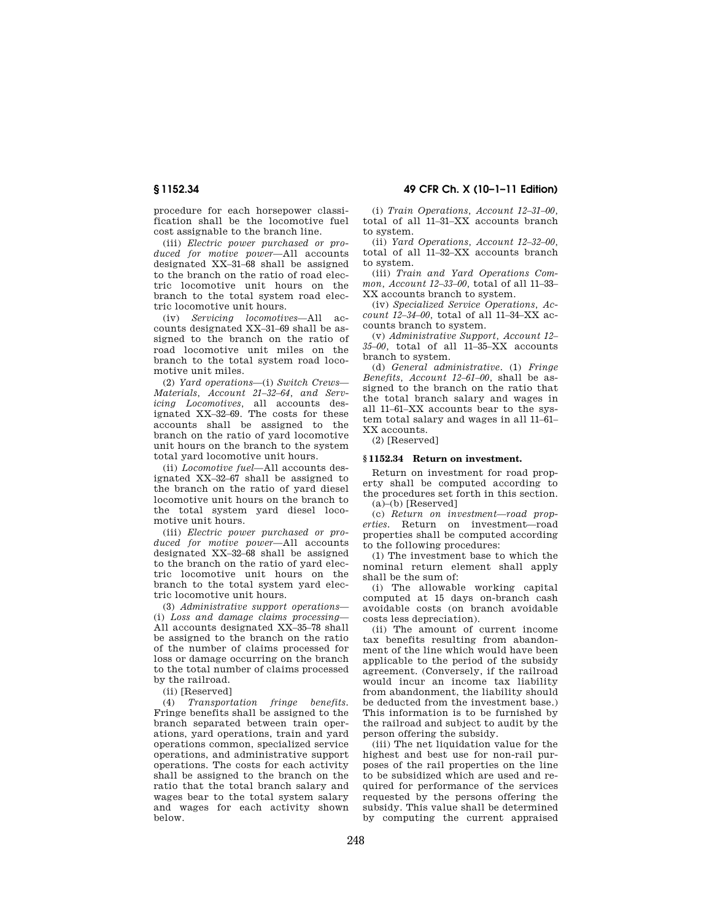procedure for each horsepower classification shall be the locomotive fuel cost assignable to the branch line.

(iii) *Electric power purchased or produced for motive power*—All accounts designated XX–31–68 shall be assigned to the branch on the ratio of road electric locomotive unit hours on the branch to the total system road electric locomotive unit hours.

(iv) *Servicing locomotives*—All accounts designated XX–31–69 shall be assigned to the branch on the ratio of road locomotive unit miles on the branch to the total system road locomotive unit miles.

(2) *Yard operations*—(i) *Switch Crews—Materials, Account 21–32–64, and Servicing Locomotives,* all accounts designated XX–32–69. The costs for these accounts shall be assigned to the branch on the ratio of yard locomotive unit hours on the branch to the system total yard locomotive unit hours.

(ii) *Locomotive fuel*—All accounts designated XX–32–67 shall be assigned to the branch on the ratio of yard diesel locomotive unit hours on the branch to the total system yard diesel locomotive unit hours.

(iii) *Electric power purchased or produced for motive power*—All accounts designated XX–32–68 shall be assigned to the branch on the ratio of yard electric locomotive unit hours on the branch to the total system yard electric locomotive unit hours.

(3) *Administrative support operations*—(i) *Loss and damage claims processing*—All accounts designated XX–35–78 shall be assigned to the branch on the ratio of the number of claims processed for loss or damage occurring on the branch to the total number of claims processed by the railroad.

(ii) [Reserved]

(4) *Transportation fringe benefits.* Fringe benefits shall be assigned to the branch separated between train operations, yard operations, train and yard operations common, specialized service operations, and administrative support operations. The costs for each activity shall be assigned to the branch on the ratio that the total branch salary and wages bear to the total system salary and wages for each activity shown below.

(i) *Train Operations, Account 12–31–00,* total of all 11–31–XX accounts branch to system.

(ii) *Yard Operations, Account 12–32–00,* total of all 11–32–XX accounts branch to system.

(iii) *Train and Yard Operations Common, Account 12–33–00,* total of all 11–33–XX accounts branch to system.

(iv) *Specialized Service Operations, Account 12–34–00,* total of all 11–34–XX accounts branch to system.

(v) *Administrative Support, Account 12–35–00,* total of all 11–35–XX accounts branch to system.

(d) *General administrative.* (1) *Fringe Benefits, Account 12–61–00,* shall be assigned to the branch on the ratio that the total branch salary and wages in all 11–61–XX accounts bear to the system total salary and wages in all 11–61–XX accounts.

(2) [Reserved]

## § 1152.34 Return on investment.

Return on investment for road property shall be computed according to the procedures set forth in this section.

(a)–(b) [Reserved]

(c) *Return on investment—road properties.* Return on investment—road properties shall be computed according to the following procedures:

(1) The investment base to which the nominal return element shall apply shall be the sum of:

(i) The allowable working capital computed at 15 days on-branch cash avoidable costs (on branch avoidable costs less depreciation).

(ii) The amount of current income tax benefits resulting from abandonment of the line which would have been applicable to the period of the subsidy agreement. (Conversely, if the railroad would incur an income tax liability from abandonment, the liability should be deducted from the investment base.) This information is to be furnished by the railroad and subject to audit by the person offering the subsidy.

(iii) The net liquidation value for the highest and best use for non-rail purposes of the rail properties on the line to be subsidized which are used and required for performance of the services requested by the persons offering the subsidy. This value shall be determined by computing the current appraised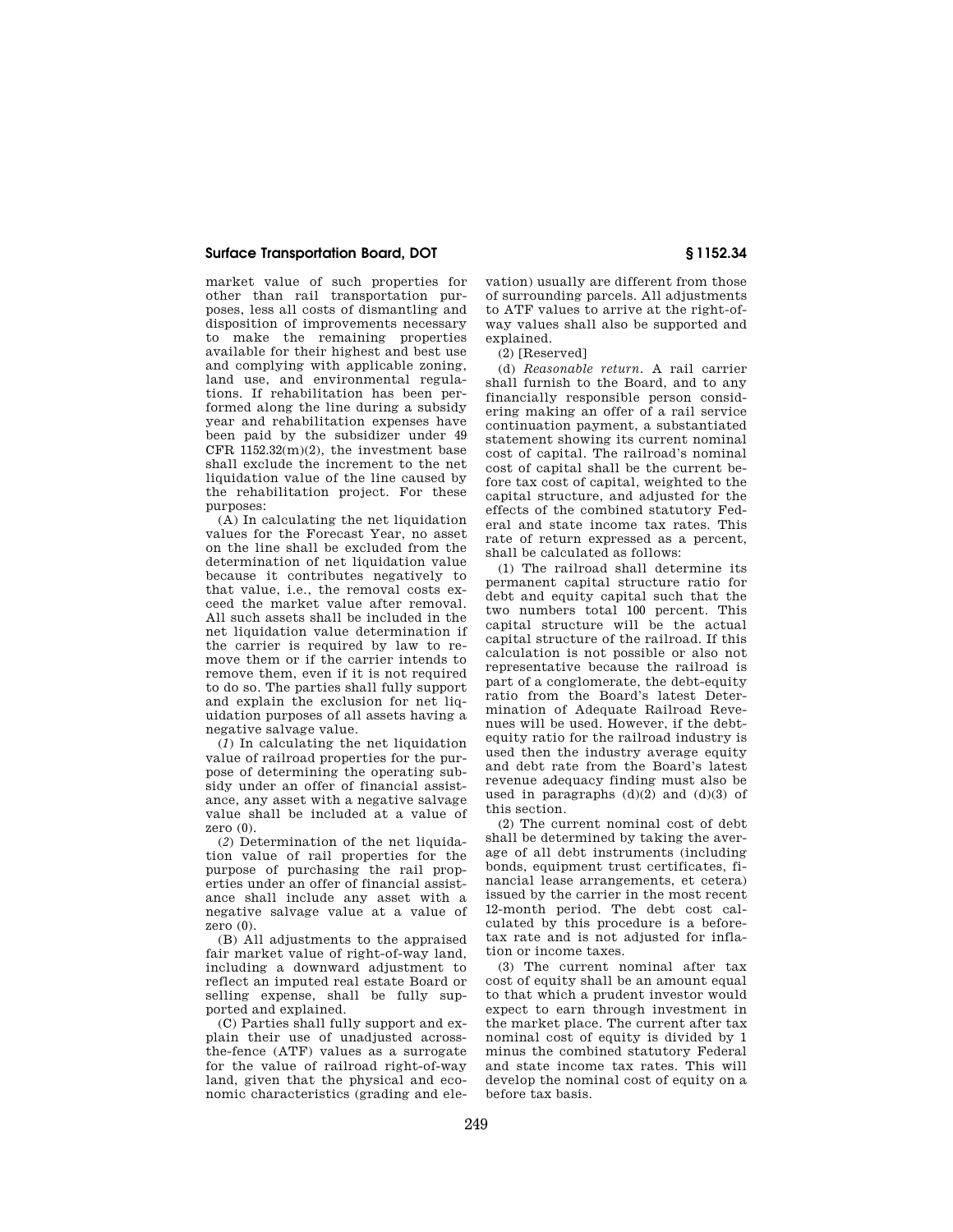market value of such properties for other than rail transportation purposes, less all costs of dismantling and disposition of improvements necessary to make the remaining properties available for their highest and best use and complying with applicable zoning, land use, and environmental regulations. If rehabilitation has been performed along the line during a subsidy year and rehabilitation expenses have been paid by the subsidizer under 49 CFR 1152.32(m)(2), the investment base shall exclude the increment to the net liquidation value of the line caused by the rehabilitation project. For these purposes:

(A) In calculating the net liquidation values for the Forecast Year, no asset on the line shall be excluded from the determination of net liquidation value because it contributes negatively to that value, i.e., the removal costs exceed the market value after removal. All such assets shall be included in the net liquidation value determination if the carrier is required by law to remove them or if the carrier intends to remove them, even if it is not required to do so. The parties shall fully support and explain the exclusion for net liquidation purposes of all assets having a negative salvage value.

(*1*) In calculating the net liquidation value of railroad properties for the purpose of determining the operating subsidy under an offer of financial assistance, any asset with a negative salvage value shall be included at a value of zero (0).

(*2*) Determination of the net liquidation value of rail properties for the purpose of purchasing the rail properties under an offer of financial assistance shall include any asset with a negative salvage value at a value of zero (0).

(B) All adjustments to the appraised fair market value of right-of-way land, including a downward adjustment to reflect an imputed real estate Board or selling expense, shall be fully supported and explained.

(C) Parties shall fully support and explain their use of unadjusted across-the-fence (ATF) values as a surrogate for the value of railroad right-of-way land, given that the physical and economic characteristics (grading and elevation) usually are different from those of surrounding parcels. All adjustments to ATF values to arrive at the right-of-way values shall also be supported and explained.

(2) [Reserved]

(d) *Reasonable return.* A rail carrier shall furnish to the Board, and to any financially responsible person considering making an offer of a rail service continuation payment, a substantiated statement showing its current nominal cost of capital. The railroad's nominal cost of capital shall be the current before tax cost of capital, weighted to the capital structure, and adjusted for the effects of the combined statutory Federal and state income tax rates. This rate of return expressed as a percent, shall be calculated as follows:

(1) The railroad shall determine its permanent capital structure ratio for debt and equity capital such that the two numbers total 100 percent. This capital structure will be the actual capital structure of the railroad. If this calculation is not possible or also not representative because the railroad is part of a conglomerate, the debt-equity ratio from the Board's latest Determination of Adequate Railroad Revenues will be used. However, if the debt-equity ratio for the railroad industry is used then the industry average equity and debt rate from the Board's latest revenue adequacy finding must also be used in paragraphs (d)(2) and (d)(3) of this section.

(2) The current nominal cost of debt shall be determined by taking the average of all debt instruments (including bonds, equipment trust certificates, financial lease arrangements, et cetera) issued by the carrier in the most recent 12-month period. The debt cost calculated by this procedure is a before-tax rate and is not adjusted for inflation or income taxes.

(3) The current nominal after tax cost of equity shall be an amount equal to that which a prudent investor would expect to earn through investment in the market place. The current after tax nominal cost of equity is divided by 1 minus the combined statutory Federal and state income tax rates. This will develop the nominal cost of equity on a before tax basis.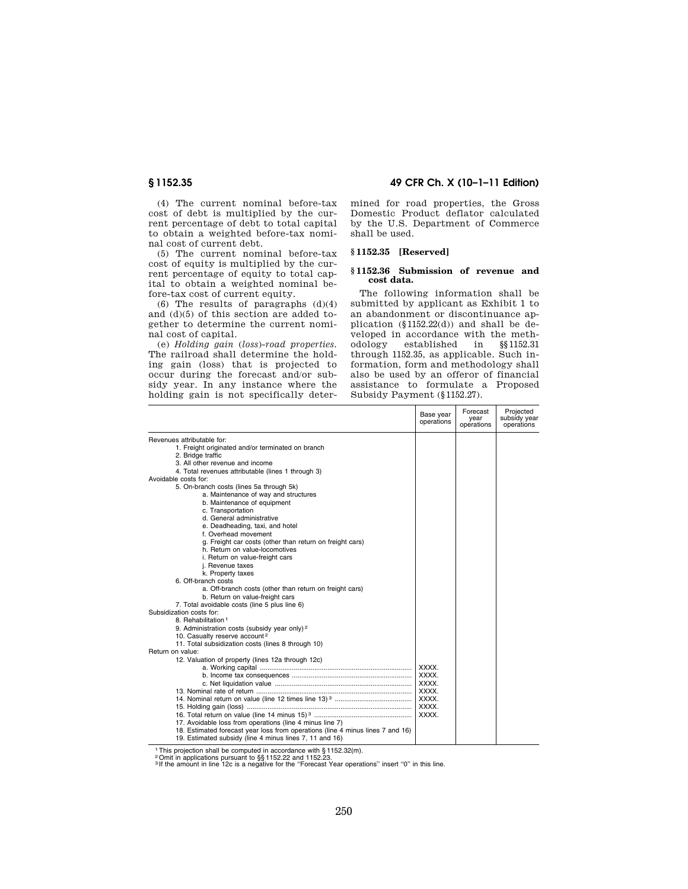(4) The current nominal before-tax cost of debt is multiplied by the current percentage of debt to total capital to obtain a weighted before-tax nominal cost of current debt.

(5) The current nominal before-tax cost of equity is multiplied by the current percentage of equity to total capital to obtain a weighted nominal before-tax cost of current equity.

(6) The results of paragraphs (d)(4) and (d)(5) of this section are added together to determine the current nominal cost of capital.

(e) *Holding gain (loss)-road properties.* The railroad shall determine the holding gain (loss) that is projected to occur during the forecast and/or subsidy year. In any instance where the holding gain is not specifically determined for road properties, the Gross Domestic Product deflator calculated by the U.S. Department of Commerce shall be used.

## § 1152.35 [Reserved]

## § 1152.36 Submission of revenue and cost data.

The following information shall be submitted by applicant as Exhibit 1 to an abandonment or discontinuance application (§ 1152.22(d)) and shall be developed in accordance with the methodology established in §§ 1152.31 through 1152.35, as applicable. Such information, form and methodology shall also be used by an offeror of financial assistance to formulate a Proposed Subsidy Payment (§ 1152.27).

| | Base year operations | Forecast year operations | Projected subsidy year operations |
|---|---|---|---|
| Revenues attributable for: | | | |
| 1. Freight originated and/or terminated on branch | | | |
| 2. Bridge traffic | | | |
| 3. All other revenue and income | | | |
| 4. Total revenues attributable (lines 1 through 3) | | | |
| Avoidable costs for: | | | |
| 5. On-branch costs (lines 5a through 5k) | | | |
| a. Maintenance of way and structures | | | |
| b. Maintenance of equipment | | | |
| c. Transportation | | | |
| d. General administrative | | | |
| e. Deadheading, taxi, and hotel | | | |
| f. Overhead movement | | | |
| g. Freight car costs (other than return on freight cars) | | | |
| h. Return on value-locomotives | | | |
| i. Return on value-freight cars | | | |
| j. Revenue taxes | | | |
| k. Property taxes | | | |
| 6. Off-branch costs | | | |
| a. Off-branch costs (other than return on freight cars) | | | |
| b. Return on value-freight cars | | | |
| 7. Total avoidable costs (line 5 plus line 6) | | | |
| Subsidization costs for: | | | |
| 8. Rehabilitation [1] | | | |
| 9. Administration costs (subsidy year only) [2] | | | |
| 10. Casualty reserve account [2] | | | |
| 11. Total subsidization costs (lines 8 through 10) | | | |
| Return on value: | | | |
| 12. Valuation of property (lines 12a through 12c) | | | |
| a. Working capital | XXXX. | | |
| b. Income tax consequences | XXXX. | | |
| c. Net liquidation value | XXXX. | | |
| 13. Nominal rate of return | XXXX. | | |
| 14. Nominal return on value (line 12 times line 13) [3] | XXXX. | | |
| 15. Holding gain (loss) | XXXX. | | |
| 16. Total return on value (line 14 minus 15) [3] | XXXX. | | |
| 17. Avoidable loss from operations (line 4 minus line 7) | | | |
| 18. Estimated forecast year loss from operations (line 4 minus lines 7 and 16) | | | |
| 19. Estimated subsidy (line 4 minus lines 7, 11 and 16) | | | |

[1] This projection shall be computed in accordance with § 1152.32(m).
[2] Omit in applications pursuant to §§ 1152.22 and 1152.23.
[3] If the amount in line 12c is a negative for the "Forecast Year operations" insert "0" in this line.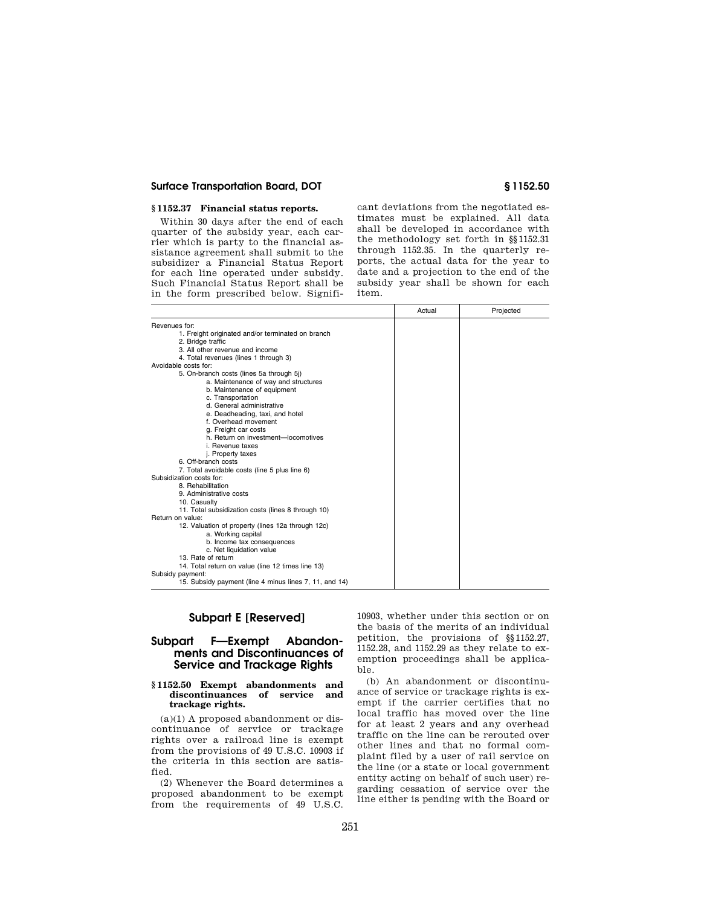### § 1152.37 Financial status reports.

Within 30 days after the end of each quarter of the subsidy year, each carrier which is party to the financial assistance agreement shall submit to the subsidizer a Financial Status Report for each line operated under subsidy. Such Financial Status Report shall be in the form prescribed below. Significant deviations from the negotiated estimates must be explained. All data shall be developed in accordance with the methodology set forth in §§ 1152.31 through 1152.35. In the quarterly reports, the actual data for the year to date and a projection to the end of the subsidy year shall be shown for each item.

| | Actual | Projected |
|---|---|---|
| Revenues for: | | |
| 1. Freight originated and/or terminated on branch | | |
| 2. Bridge traffic | | |
| 3. All other revenue and income | | |
| 4. Total revenues (lines 1 through 3) | | |
| Avoidable costs for: | | |
| 5. On-branch costs (lines 5a through 5j) | | |
| a. Maintenance of way and structures | | |
| b. Maintenance of equipment | | |
| c. Transportation | | |
| d. General administrative | | |
| e. Deadheading, taxi, and hotel | | |
| f. Overhead movement | | |
| g. Freight car costs | | |
| h. Return on investment—locomotives | | |
| i. Revenue taxes | | |
| j. Property taxes | | |
| 6. Off-branch costs | | |
| 7. Total avoidable costs (line 5 plus line 6) | | |
| Subsidization costs for: | | |
| 8. Rehabilitation | | |
| 9. Administrative costs | | |
| 10. Casualty | | |
| 11. Total subsidization costs (lines 8 through 10) | | |
| Return on value: | | |
| 12. Valuation of property (lines 12a through 12c) | | |
| a. Working capital | | |
| b. Income tax consequences | | |
| c. Net liquidation value | | |
| 13. Rate of return | | |
| 14. Total return on value (line 12 times line 13) | | |
| Subsidy payment: | | |
| 15. Subsidy payment (line 4 minus lines 7, 11, and 14) | | |

## Subpart E [Reserved]

## Subpart F—Exempt Abandonments and Discontinuances of Service and Trackage Rights

### § 1152.50 Exempt abandonments and discontinuances of service and trackage rights.

(a)(1) A proposed abandonment or discontinuance of service or trackage rights over a railroad line is exempt from the provisions of 49 U.S.C. 10903 if the criteria in this section are satisfied.

(2) Whenever the Board determines a proposed abandonment to be exempt from the requirements of 49 U.S.C. 10903, whether under this section or on the basis of the merits of an individual petition, the provisions of §§ 1152.27, 1152.28, and 1152.29 as they relate to exemption proceedings shall be applicable.

(b) An abandonment or discontinuance of service or trackage rights is exempt if the carrier certifies that no local traffic has moved over the line for at least 2 years and any overhead traffic on the line can be rerouted over other lines and that no formal complaint filed by a user of rail service on the line (or a state or local government entity acting on behalf of such user) regarding cessation of service over the line either is pending with the Board or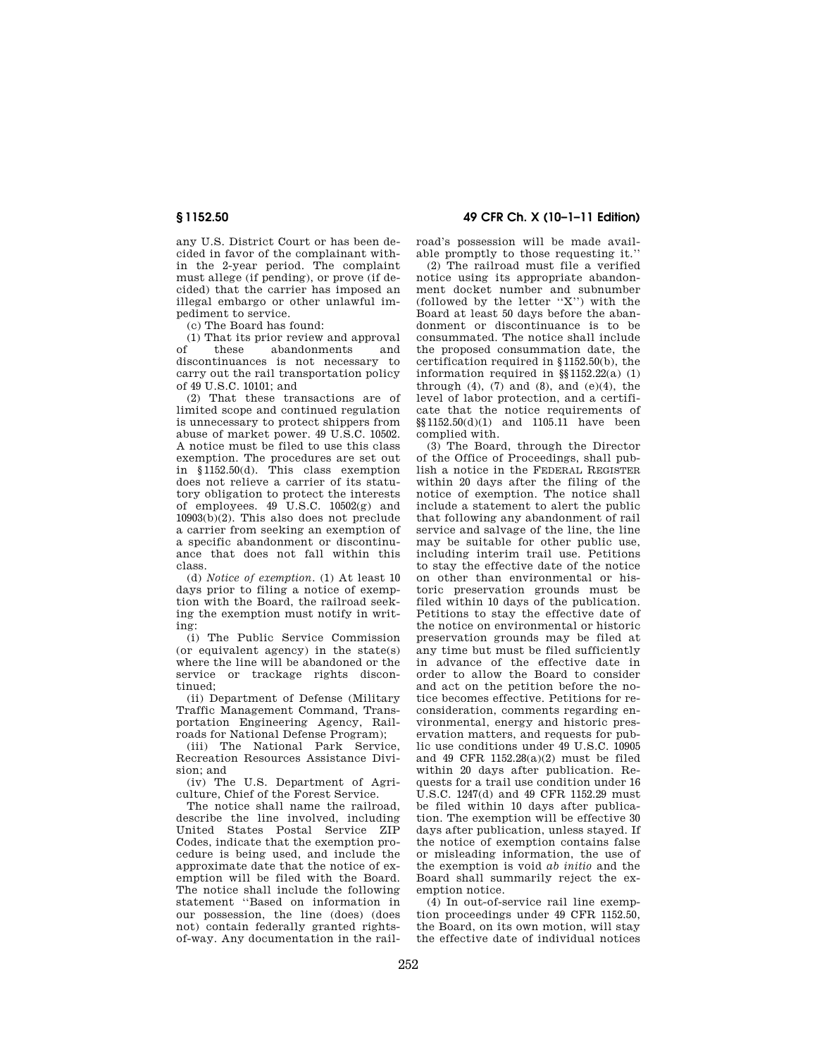any U.S. District Court or has been decided in favor of the complainant within the 2-year period. The complaint must allege (if pending), or prove (if decided) that the carrier has imposed an illegal embargo or other unlawful impediment to service.

(c) The Board has found:

(1) That its prior review and approval of these abandonments and discontinuances is not necessary to carry out the rail transportation policy of 49 U.S.C. 10101; and

(2) That these transactions are of limited scope and continued regulation is unnecessary to protect shippers from abuse of market power. 49 U.S.C. 10502. A notice must be filed to use this class exemption. The procedures are set out in §1152.50(d). This class exemption does not relieve a carrier of its statutory obligation to protect the interests of employees. 49 U.S.C. 10502(g) and 10903(b)(2). This also does not preclude a carrier from seeking an exemption of a specific abandonment or discontinuance that does not fall within this class.

(d) *Notice of exemption.* (1) At least 10 days prior to filing a notice of exemption with the Board, the railroad seeking the exemption must notify in writing:

(i) The Public Service Commission (or equivalent agency) in the state(s) where the line will be abandoned or the service or trackage rights discontinued;

(ii) Department of Defense (Military Traffic Management Command, Transportation Engineering Agency, Railroads for National Defense Program);

(iii) The National Park Service, Recreation Resources Assistance Division; and

(iv) The U.S. Department of Agriculture, Chief of the Forest Service.

The notice shall name the railroad, describe the line involved, including United States Postal Service ZIP Codes, indicate that the exemption procedure is being used, and include the approximate date that the notice of exemption will be filed with the Board. The notice shall include the following statement ''Based on information in our possession, the line (does) (does not) contain federally granted rights-of-way. Any documentation in the railroad's possession will be made available promptly to those requesting it.''

(2) The railroad must file a verified notice using its appropriate abandonment docket number and subnumber (followed by the letter ''X'') with the Board at least 50 days before the abandonment or discontinuance is to be consummated. The notice shall include the proposed consummation date, the certification required in §1152.50(b), the information required in §§1152.22(a) (1) through (4), (7) and (8), and (e)(4), the level of labor protection, and a certificate that the notice requirements of §§1152.50(d)(1) and 1105.11 have been complied with.

(3) The Board, through the Director of the Office of Proceedings, shall publish a notice in the FEDERAL REGISTER within 20 days after the filing of the notice of exemption. The notice shall include a statement to alert the public that following any abandonment of rail service and salvage of the line, the line may be suitable for other public use, including interim trail use. Petitions to stay the effective date of the notice on other than environmental or historic preservation grounds must be filed within 10 days of the publication. Petitions to stay the effective date of the notice on environmental or historic preservation grounds may be filed at any time but must be filed sufficiently in advance of the effective date in order to allow the Board to consider and act on the petition before the notice becomes effective. Petitions for reconsideration, comments regarding environmental, energy and historic preservation matters, and requests for public use conditions under 49 U.S.C. 10905 and 49 CFR 1152.28(a)(2) must be filed within 20 days after publication. Requests for a trail use condition under 16 U.S.C. 1247(d) and 49 CFR 1152.29 must be filed within 10 days after publication. The exemption will be effective 30 days after publication, unless stayed. If the notice of exemption contains false or misleading information, the use of the exemption is void *ab initio* and the Board shall summarily reject the exemption notice.

(4) In out-of-service rail line exemption proceedings under 49 CFR 1152.50, the Board, on its own motion, will stay the effective date of individual notices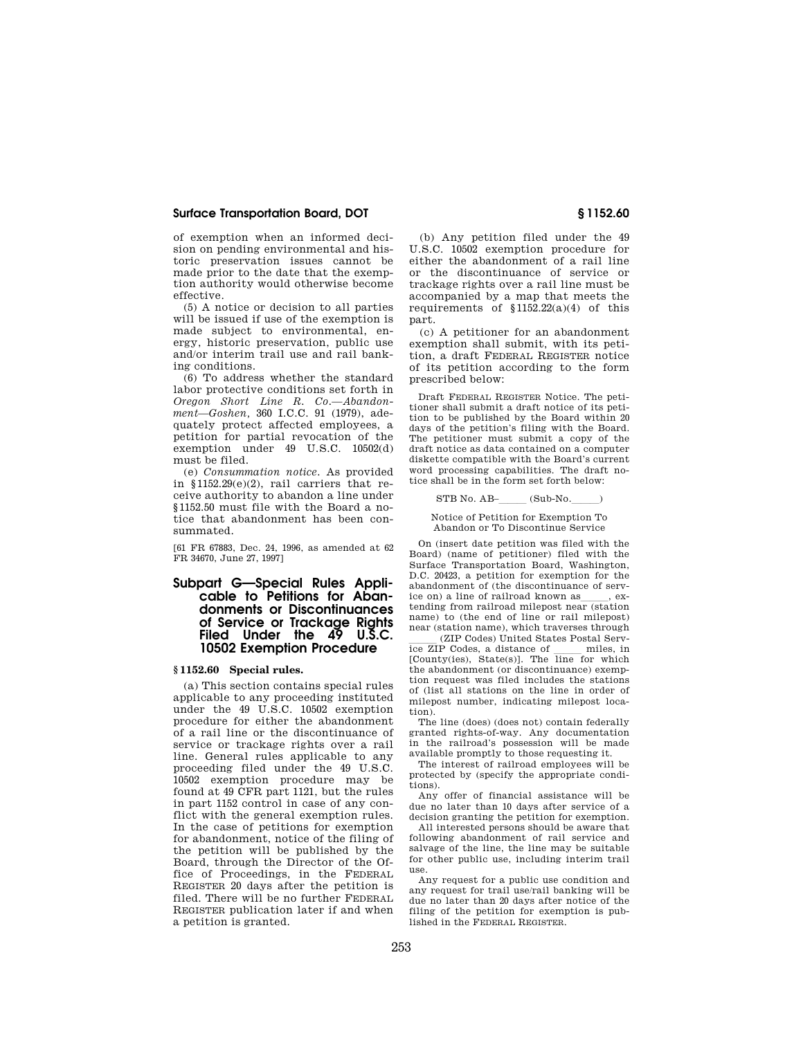of exemption when an informed decision on pending environmental and historic preservation issues cannot be made prior to the date that the exemption authority would otherwise become effective.

(5) A notice or decision to all parties will be issued if use of the exemption is made subject to environmental, energy, historic preservation, public use and/or interim trail use and rail banking conditions.

(6) To address whether the standard labor protective conditions set forth in *Oregon Short Line R. Co.—Abandonment—Goshen*, 360 I.C.C. 91 (1979), adequately protect affected employees, a petition for partial revocation of the exemption under 49 U.S.C. 10502(d) must be filed.

(e) *Consummation notice*. As provided in §1152.29(e)(2), rail carriers that receive authority to abandon a line under §1152.50 must file with the Board a notice that abandonment has been consummated.

[61 FR 67883, Dec. 24, 1996, as amended at 62 FR 34670, June 27, 1997]

## Subpart G—Special Rules Applicable to Petitions for Abandonments or Discontinuances of Service or Trackage Rights Filed Under the 49 U.S.C. 10502 Exemption Procedure

### § 1152.60 Special rules.

(a) This section contains special rules applicable to any proceeding instituted under the 49 U.S.C. 10502 exemption procedure for either the abandonment of a rail line or the discontinuance of service or trackage rights over a rail line. General rules applicable to any proceeding filed under the 49 U.S.C. 10502 exemption procedure may be found at 49 CFR part 1121, but the rules in part 1152 control in case of any conflict with the general exemption rules. In the case of petitions for exemption for abandonment, notice of the filing of the petition will be published by the Board, through the Director of the Office of Proceedings, in the FEDERAL REGISTER 20 days after the petition is filed. There will be no further FEDERAL REGISTER publication later if and when a petition is granted.

(b) Any petition filed under the 49 U.S.C. 10502 exemption procedure for either the abandonment of a rail line or the discontinuance of service or trackage rights over a rail line must be accompanied by a map that meets the requirements of §1152.22(a)(4) of this part.

(c) A petitioner for an abandonment exemption shall submit, with its petition, a draft FEDERAL REGISTER notice of its petition according to the form prescribed below:

Draft FEDERAL REGISTER Notice. The petitioner shall submit a draft notice of its petition to be published by the Board within 20 days of the petition's filing with the Board. The petitioner must submit a copy of the draft notice as data contained on a computer diskette compatible with the Board's current word processing capabilities. The draft notice shall be in the form set forth below:

STB No. AB–\_\_\_\_\_ (Sub-No.\_\_\_\_\_)

Notice of Petition for Exemption To Abandon or To Discontinue Service

On (insert date petition was filed with the Board) (name of petitioner) filed with the Surface Transportation Board, Washington, D.C. 20423, a petition for exemption for the abandonment of (the discontinuance of service on) a line of railroad known as\_\_\_\_\_, extending from railroad milepost near (station name) to (the end of line or rail milepost) near (station name), which traverses through \_\_\_\_\_ (ZIP Codes) United States Postal Service ZIP Codes, a distance of \_\_\_\_\_ miles, in [County(ies), State(s)]. The line for which the abandonment (or discontinuance) exemption request was filed includes the stations of (list all stations on the line in order of milepost number, indicating milepost location).

The line (does) (does not) contain federally granted rights-of-way. Any documentation in the railroad's possession will be made available promptly to those requesting it.

The interest of railroad employees will be protected by (specify the appropriate conditions).

Any offer of financial assistance will be due no later than 10 days after service of a decision granting the petition for exemption.

All interested persons should be aware that following abandonment of rail service and salvage of the line, the line may be suitable for other public use, including interim trail use.

Any request for a public use condition and any request for trail use/rail banking will be due no later than 20 days after notice of the filing of the petition for exemption is published in the FEDERAL REGISTER.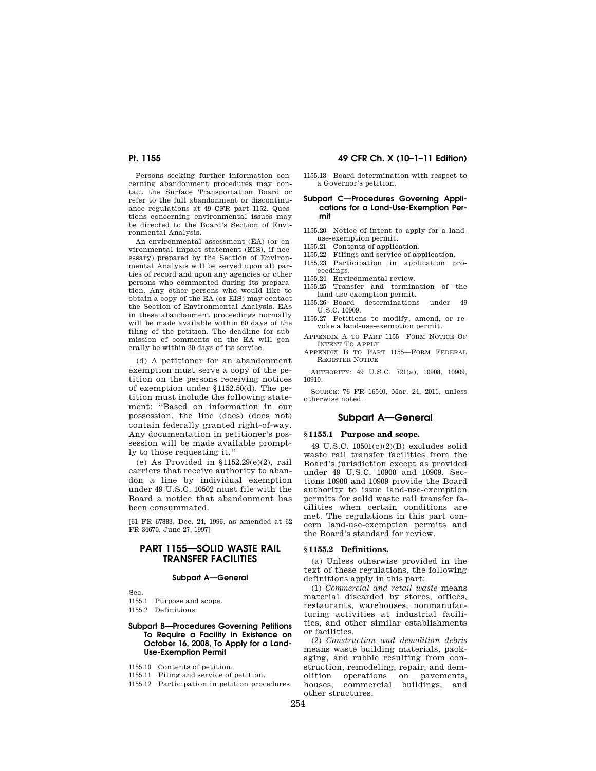Persons seeking further information concerning abandonment procedures may contact the Surface Transportation Board or refer to the full abandonment or discontinuance regulations at 49 CFR part 1152. Questions concerning environmental issues may be directed to the Board's Section of Environmental Analysis.

An environmental assessment (EA) (or environmental impact statement (EIS), if necessary) prepared by the Section of Environmental Analysis will be served upon all parties of record and upon any agencies or other persons who commented during its preparation. Any other persons who would like to obtain a copy of the EA (or EIS) may contact the Section of Environmental Analysis. EAs in these abandonment proceedings normally will be made available within 60 days of the filing of the petition. The deadline for submission of comments on the EA will generally be within 30 days of its service.

(d) A petitioner for an abandonment exemption must serve a copy of the petition on the persons receiving notices of exemption under §1152.50(d). The petition must include the following statement: ''Based on information in our possession, the line (does) (does not) contain federally granted right-of-way. Any documentation in petitioner's possession will be made available promptly to those requesting it.''

(e) As Provided in §1152.29(e)(2), rail carriers that receive authority to abandon a line by individual exemption under 49 U.S.C. 10502 must file with the Board a notice that abandonment has been consummated.

[61 FR 67883, Dec. 24, 1996, as amended at 62 FR 34670, June 27, 1997]

# PART 1155—SOLID WASTE RAIL TRANSFER FACILITIES

### Subpart A—General

Sec.
1155.1 Purpose and scope.
1155.2 Definitions.

### Subpart B—Procedures Governing Petitions To Require a Facility in Existence on October 16, 2008, To Apply for a Land-Use-Exemption Permit

1155.10 Contents of petition.
1155.11 Filing and service of petition.
1155.12 Participation in petition procedures.
1155.13 Board determination with respect to a Governor's petition.

### Subpart C—Procedures Governing Applications for a Land-Use-Exemption Permit

1155.20 Notice of intent to apply for a land-use-exemption permit.
1155.21 Contents of application.
1155.22 Filings and service of application.
1155.23 Participation in application proceedings.
1155.24 Environmental review.
1155.25 Transfer and termination of the land-use-exemption permit.
1155.26 Board determinations under 49 U.S.C. 10909.
1155.27 Petitions to modify, amend, or revoke a land-use-exemption permit.

APPENDIX A TO PART 1155—FORM NOTICE OF INTENT TO APPLY
APPENDIX B TO PART 1155—FORM FEDERAL REGISTER NOTICE

AUTHORITY: 49 U.S.C. 721(a), 10908, 10909, 10910.

SOURCE: 76 FR 16540, Mar. 24, 2011, unless otherwise noted.

## Subpart A—General

### § 1155.1 Purpose and scope.

49 U.S.C. 10501(c)(2)(B) excludes solid waste rail transfer facilities from the Board's jurisdiction except as provided under 49 U.S.C. 10908 and 10909. Sections 10908 and 10909 provide the Board authority to issue land-use-exemption permits for solid waste rail transfer facilities when certain conditions are met. The regulations in this part concern land-use-exemption permits and the Board's standard for review.

### § 1155.2 Definitions.

(a) Unless otherwise provided in the text of these regulations, the following definitions apply in this part:

(1) *Commercial and retail waste* means material discarded by stores, offices, restaurants, warehouses, nonmanufacturing activities at industrial facilities, and other similar establishments or facilities.

(2) *Construction and demolition debris* means waste building materials, packaging, and rubble resulting from construction, remodeling, repair, and demolition operations on pavements, houses, commercial buildings, and other structures.